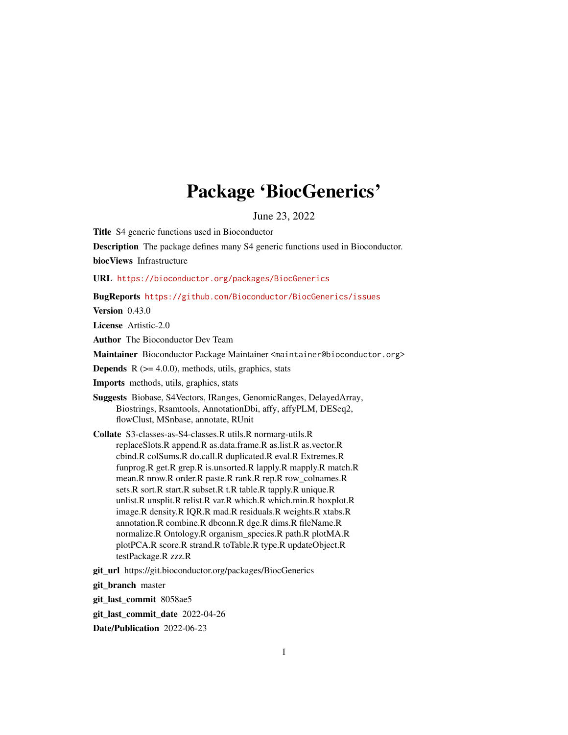# Package 'BiocGenerics'

June 23, 2022

**Title** S4 generic functions used in Bioconductor

**Description** The package defines many S4 generic functions used in Bioconductor.

**biocViews** Infrastructure

**URL** https://bioconductor.org/packages/BiocGenerics

**BugReports** https://github.com/Bioconductor/BiocGenerics/issues

**Version** 0.43.0

**License** Artistic-2.0

**Author** The Bioconductor Dev Team

**Maintainer** Bioconductor Package Maintainer <maintainer@bioconductor.org>

**Depends** R (>= 4.0.0), methods, utils, graphics, stats

**Imports** methods, utils, graphics, stats

**Suggests** Biobase, S4Vectors, IRanges, GenomicRanges, DelayedArray, Biostrings, Rsamtools, AnnotationDbi, affy, affyPLM, DESeq2, flowClust, MSnbase, annotate, RUnit

**Collate** S3-classes-as-S4-classes.R utils.R normarg-utils.R replaceSlots.R append.R as.data.frame.R as.list.R as.vector.R cbind.R colSums.R do.call.R duplicated.R eval.R Extremes.R funprog.R get.R grep.R is.unsorted.R lapply.R mapply.R match.R mean.R nrow.R order.R paste.R rank.R rep.R row_colnames.R sets.R sort.R start.R subset.R t.R table.R tapply.R unique.R unlist.R unsplit.R relist.R var.R which.R which.min.R boxplot.R image.R density.R IQR.R mad.R residuals.R weights.R xtabs.R annotation.R combine.R dbconn.R dge.R dims.R fileName.R normalize.R Ontology.R organism_species.R path.R plotMA.R plotPCA.R score.R strand.R toTable.R type.R updateObject.R testPackage.R zzz.R

**git_url** https://git.bioconductor.org/packages/BiocGenerics

**git_branch** master

**git_last_commit** 8058ae5

**git_last_commit_date** 2022-04-26

**Date/Publication** 2022-06-23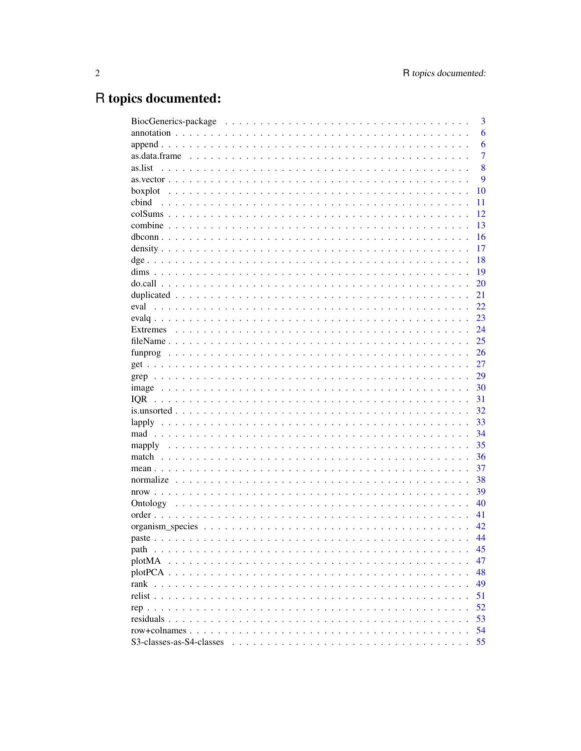# R topics documented:

| | |
|---|---|
| BiocGenerics-package | 3 |
| annotation | 6 |
| append | 6 |
| as.data.frame | 7 |
| as.list | 8 |
| as.vector | 9 |
| boxplot | 10 |
| cbind | 11 |
| colSums | 12 |
| combine | 13 |
| dbconn | 16 |
| density | 17 |
| dge | 18 |
| dims | 19 |
| do.call | 20 |
| duplicated | 21 |
| eval | 22 |
| evalq | 23 |
| Extremes | 24 |
| fileName | 25 |
| funprog | 26 |
| get | 27 |
| grep | 29 |
| image | 30 |
| IQR | 31 |
| is.unsorted | 32 |
| lapply | 33 |
| mad | 34 |
| mapply | 35 |
| match | 36 |
| mean | 37 |
| normalize | 38 |
| nrow | 39 |
| Ontology | 40 |
| order | 41 |
| organism_species | 42 |
| paste | 44 |
| path | 45 |
| plotMA | 47 |
| plotPCA | 48 |
| rank | 49 |
| relist | 51 |
| rep | 52 |
| residuals | 53 |
| row+colnames | 54 |
| S3-classes-as-S4-classes | 55 |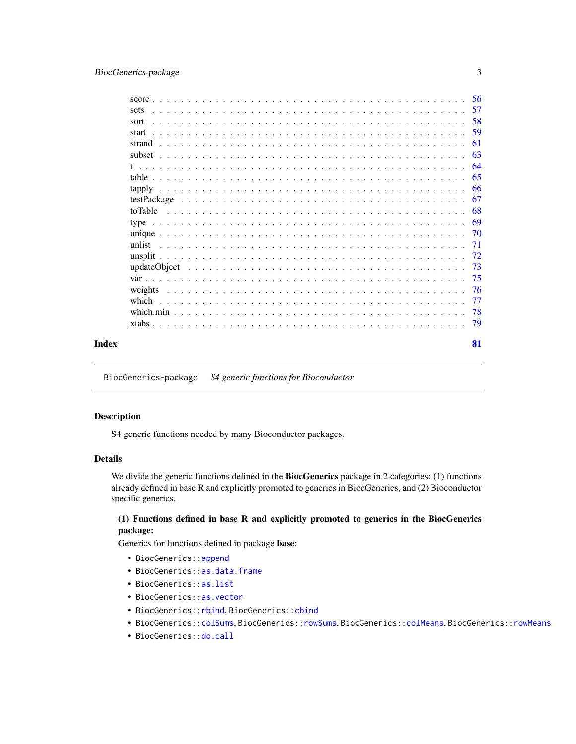score . . . . . . . . . . . . . . . . . . . . . . . . . . . . . . . . . . . . . . . . . . . 56
sets . . . . . . . . . . . . . . . . . . . . . . . . . . . . . . . . . . . . . . . . . . . . 57
sort . . . . . . . . . . . . . . . . . . . . . . . . . . . . . . . . . . . . . . . . . . . . 58
start . . . . . . . . . . . . . . . . . . . . . . . . . . . . . . . . . . . . . . . . . . . . 59
strand . . . . . . . . . . . . . . . . . . . . . . . . . . . . . . . . . . . . . . . . . . . 61
subset . . . . . . . . . . . . . . . . . . . . . . . . . . . . . . . . . . . . . . . . . . . 63
t . . . . . . . . . . . . . . . . . . . . . . . . . . . . . . . . . . . . . . . . . . . . . . 64
table . . . . . . . . . . . . . . . . . . . . . . . . . . . . . . . . . . . . . . . . . . . 65
tapply . . . . . . . . . . . . . . . . . . . . . . . . . . . . . . . . . . . . . . . . . . . 66
testPackage . . . . . . . . . . . . . . . . . . . . . . . . . . . . . . . . . . . . . . . . 67
toTable . . . . . . . . . . . . . . . . . . . . . . . . . . . . . . . . . . . . . . . . . . 68
type . . . . . . . . . . . . . . . . . . . . . . . . . . . . . . . . . . . . . . . . . . . . 69
unique . . . . . . . . . . . . . . . . . . . . . . . . . . . . . . . . . . . . . . . . . . . 70
unlist . . . . . . . . . . . . . . . . . . . . . . . . . . . . . . . . . . . . . . . . . . . 71
unsplit . . . . . . . . . . . . . . . . . . . . . . . . . . . . . . . . . . . . . . . . . . 72
updateObject . . . . . . . . . . . . . . . . . . . . . . . . . . . . . . . . . . . . . . . 73
var . . . . . . . . . . . . . . . . . . . . . . . . . . . . . . . . . . . . . . . . . . . . . 75
weights . . . . . . . . . . . . . . . . . . . . . . . . . . . . . . . . . . . . . . . . . . 76
which . . . . . . . . . . . . . . . . . . . . . . . . . . . . . . . . . . . . . . . . . . . . 77
which.min . . . . . . . . . . . . . . . . . . . . . . . . . . . . . . . . . . . . . . . . . 78
xtabs . . . . . . . . . . . . . . . . . . . . . . . . . . . . . . . . . . . . . . . . . . . . 79

**Index** **81**

---

BiocGenerics-package *S4 generic functions for Bioconductor*

---

## Description

S4 generic functions needed by many Bioconductor packages.

## Details

We divide the generic functions defined in the **BiocGenerics** package in 2 categories: (1) functions already defined in base R and explicitly promoted to generics in BiocGenerics, and (2) Bioconductor specific generics.

### (1) Functions defined in base R and explicitly promoted to generics in the BiocGenerics package:

Generics for functions defined in package **base**:

- `BiocGenerics::append`
- `BiocGenerics::as.data.frame`
- `BiocGenerics::as.list`
- `BiocGenerics::as.vector`
- `BiocGenerics::rbind`, `BiocGenerics::cbind`
- `BiocGenerics::colSums`, `BiocGenerics::rowSums`, `BiocGenerics::colMeans`, `BiocGenerics::rowMeans`
- `BiocGenerics::do.call`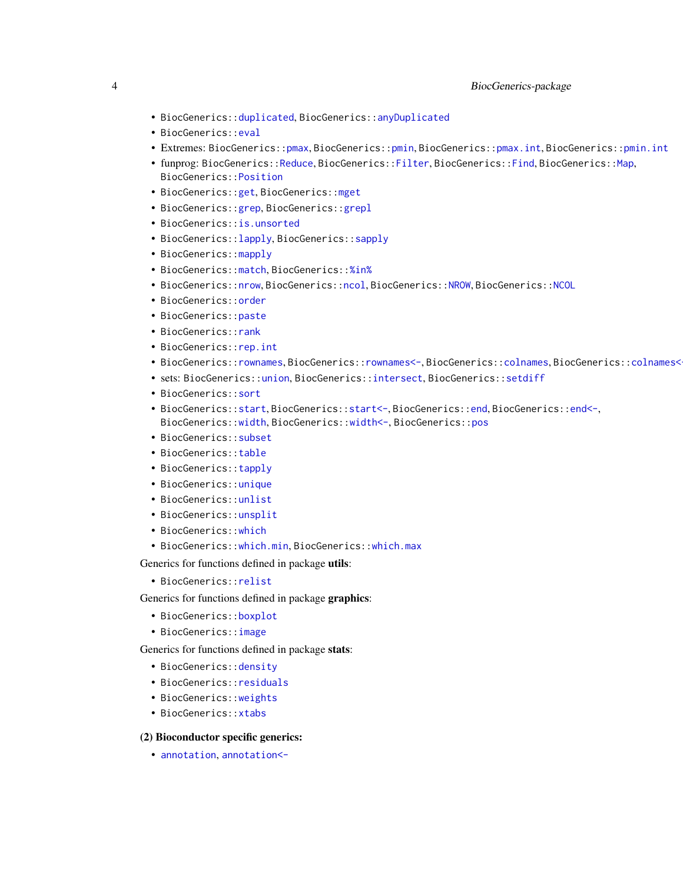- BiocGenerics::duplicated, BiocGenerics::anyDuplicated
- BiocGenerics::eval
- Extremes: BiocGenerics::pmax, BiocGenerics::pmin, BiocGenerics::pmax.int, BiocGenerics::pmin.int
- funprog: BiocGenerics::Reduce, BiocGenerics::Filter, BiocGenerics::Find, BiocGenerics::Map, BiocGenerics::Position
- BiocGenerics::get, BiocGenerics::mget
- BiocGenerics::grep, BiocGenerics::grepl
- BiocGenerics::is.unsorted
- BiocGenerics::lapply, BiocGenerics::sapply
- BiocGenerics::mapply
- BiocGenerics::match, BiocGenerics::%in%
- BiocGenerics::nrow, BiocGenerics::ncol, BiocGenerics::NROW, BiocGenerics::NCOL
- BiocGenerics::order
- BiocGenerics::paste
- BiocGenerics::rank
- BiocGenerics::rep.int
- BiocGenerics::rownames, BiocGenerics::rownames<-, BiocGenerics::colnames, BiocGenerics::colnames<-
- sets: BiocGenerics::union, BiocGenerics::intersect, BiocGenerics::setdiff
- BiocGenerics::sort
- BiocGenerics::start, BiocGenerics::start<-, BiocGenerics::end, BiocGenerics::end<-, BiocGenerics::width, BiocGenerics::width<-, BiocGenerics::pos
- BiocGenerics::subset
- BiocGenerics::table
- BiocGenerics::tapply
- BiocGenerics::unique
- BiocGenerics::unlist
- BiocGenerics::unsplit
- BiocGenerics::which
- BiocGenerics::which.min, BiocGenerics::which.max

Generics for functions defined in package **utils**:

- BiocGenerics::relist

Generics for functions defined in package **graphics**:

- BiocGenerics::boxplot
- BiocGenerics::image

Generics for functions defined in package **stats**:

- BiocGenerics::density
- BiocGenerics::residuals
- BiocGenerics::weights
- BiocGenerics::xtabs

**(2) Bioconductor specific generics:**

- annotation, annotation<-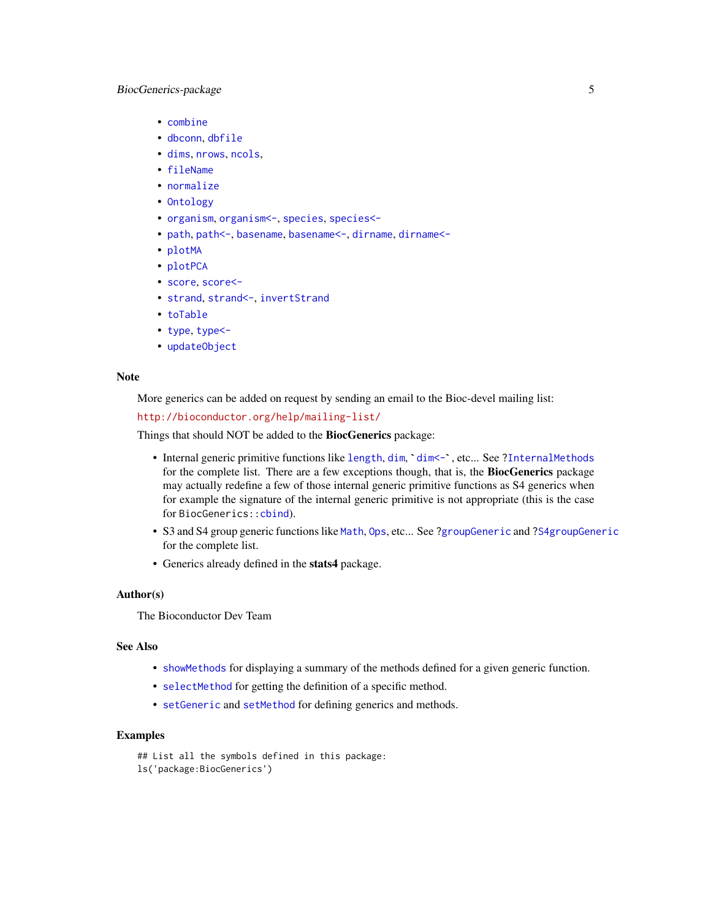- combine
- dbconn, dbfile
- dims, nrows, ncols,
- fileName
- normalize
- Ontology
- organism, organism<-, species, species<-
- path, path<-, basename, basename<-, dirname, dirname<-
- plotMA
- plotPCA
- score, score<-
- strand, strand<-, invertStrand
- toTable
- type, type<-
- updateObject

## Note

More generics can be added on request by sending an email to the Bioc-devel mailing list:

http://bioconductor.org/help/mailing-list/

Things that should NOT be added to the **BiocGenerics** package:

- Internal generic primitive functions like length, dim, `dim<-`, etc... See ?InternalMethods for the complete list. There are a few exceptions though, that is, the **BiocGenerics** package may actually redefine a few of those internal generic primitive functions as S4 generics when for example the signature of the internal generic primitive is not appropriate (this is the case for BiocGenerics::cbind).
- S3 and S4 group generic functions like Math, Ops, etc... See ?groupGeneric and ?S4groupGeneric for the complete list.
- Generics already defined in the **stats4** package.

## Author(s)

The Bioconductor Dev Team

## See Also

- showMethods for displaying a summary of the methods defined for a given generic function.
- selectMethod for getting the definition of a specific method.
- setGeneric and setMethod for defining generics and methods.

## Examples

```
## List all the symbols defined in this package:
ls('package:BiocGenerics')
```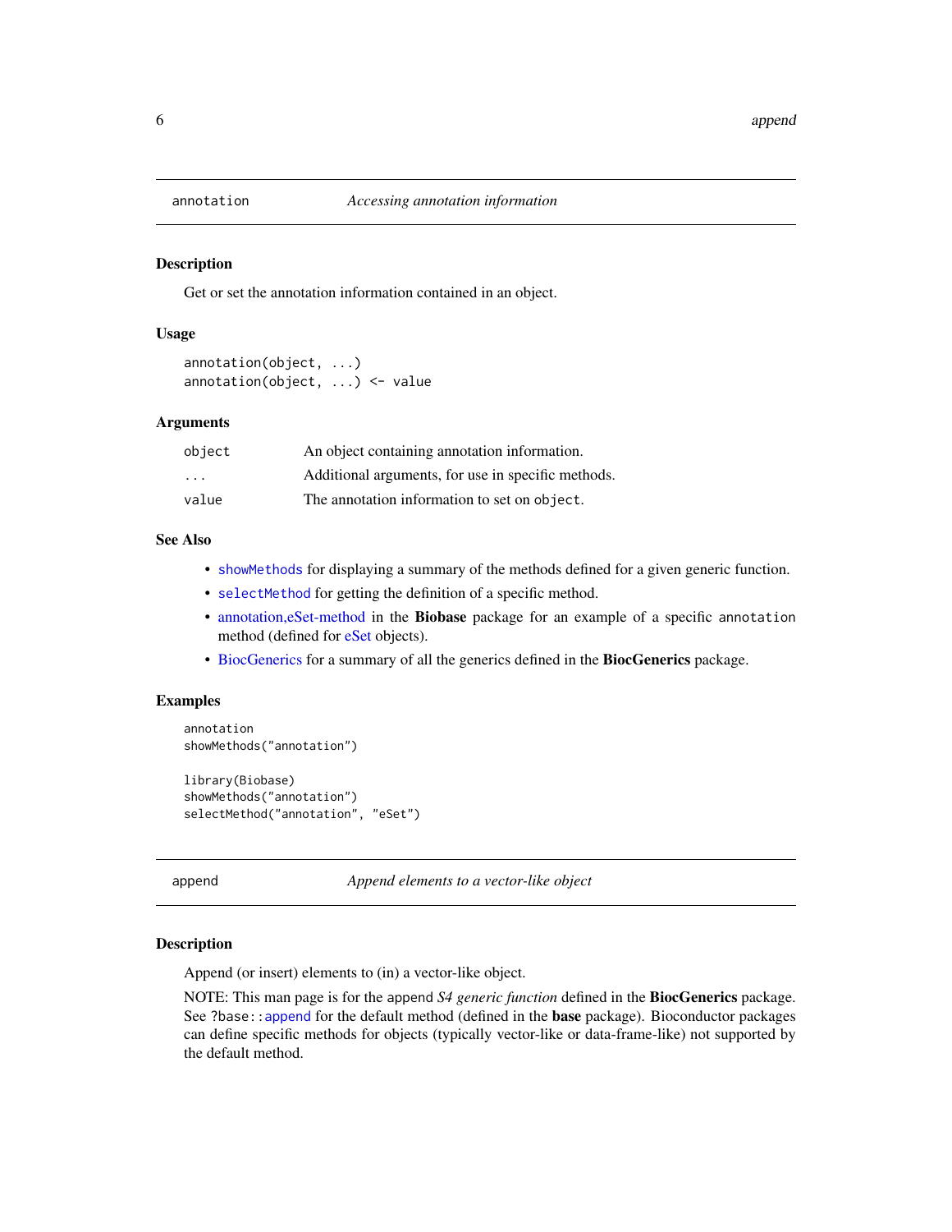## annotation — *Accessing annotation information*

### Description

Get or set the annotation information contained in an object.

### Usage

```
annotation(object, ...)
annotation(object, ...) <- value
```

### Arguments

| | |
|---|---|
| `object` | An object containing annotation information. |
| `...` | Additional arguments, for use in specific methods. |
| `value` | The annotation information to set on `object`. |

### See Also

- `showMethods` for displaying a summary of the methods defined for a given generic function.
- `selectMethod` for getting the definition of a specific method.
- annotation,eSet-method in the **Biobase** package for an example of a specific `annotation` method (defined for eSet objects).
- BiocGenerics for a summary of all the generics defined in the **BiocGenerics** package.

### Examples

```
annotation
showMethods("annotation")

library(Biobase)
showMethods("annotation")
selectMethod("annotation", "eSet")
```

## append — *Append elements to a vector-like object*

### Description

Append (or insert) elements to (in) a vector-like object.

NOTE: This man page is for the append *S4 generic function* defined in the **BiocGenerics** package. See `?base::append` for the default method (defined in the **base** package). Bioconductor packages can define specific methods for objects (typically vector-like or data-frame-like) not supported by the default method.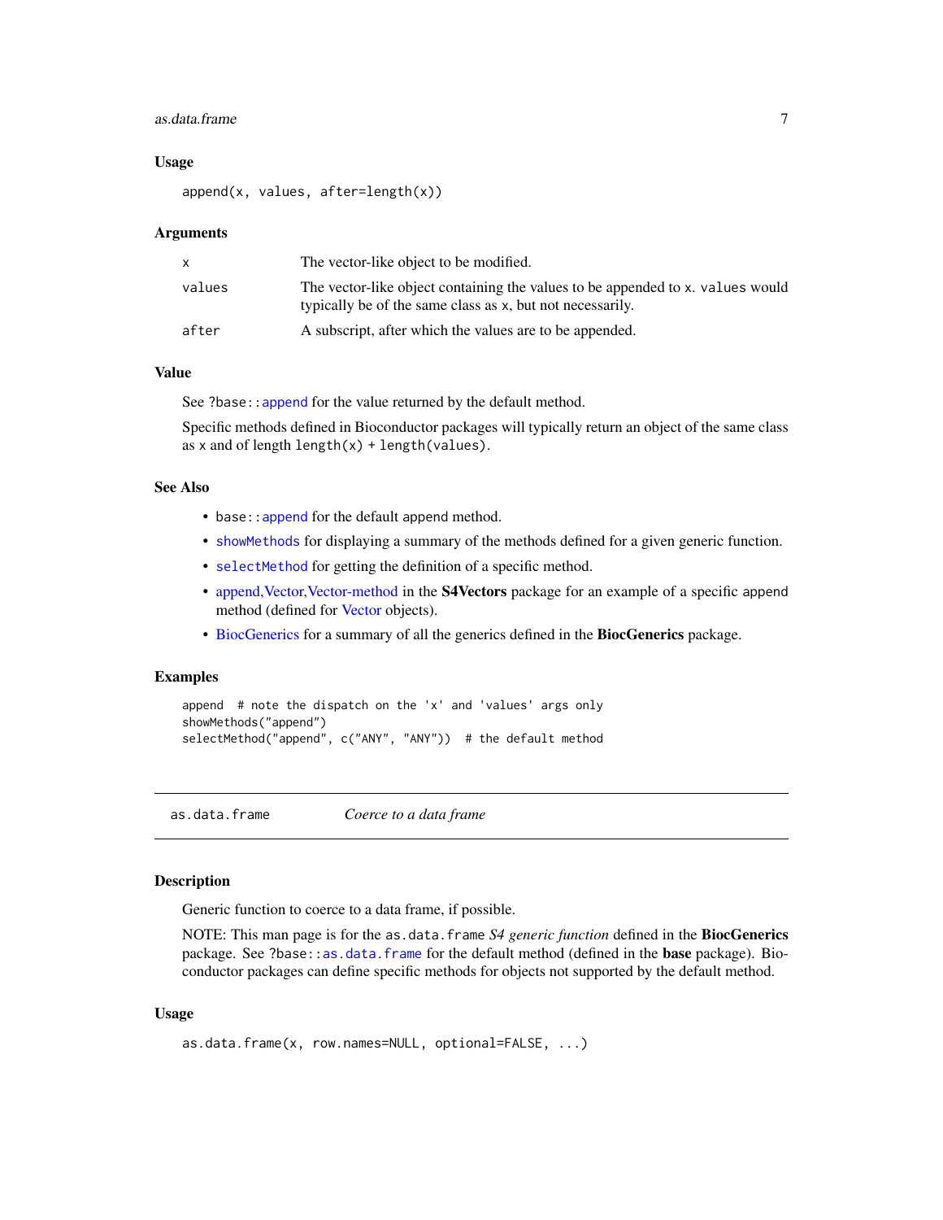### Usage

```
append(x, values, after=length(x))
```

### Arguments

| | |
|---|---|
| x | The vector-like object to be modified. |
| values | The vector-like object containing the values to be appended to x. values would typically be of the same class as x, but not necessarily. |
| after | A subscript, after which the values are to be appended. |

### Value

See ?base::append for the value returned by the default method.

Specific methods defined in Bioconductor packages will typically return an object of the same class as x and of length length(x) + length(values).

### See Also

- base::append for the default append method.
- showMethods for displaying a summary of the methods defined for a given generic function.
- selectMethod for getting the definition of a specific method.
- append,Vector,Vector-method in the **S4Vectors** package for an example of a specific append method (defined for Vector objects).
- BiocGenerics for a summary of all the generics defined in the **BiocGenerics** package.

### Examples

```
append  # note the dispatch on the 'x' and 'values' args only
showMethods("append")
selectMethod("append", c("ANY", "ANY"))  # the default method
```

---

## as.data.frame — *Coerce to a data frame*

### Description

Generic function to coerce to a data frame, if possible.

NOTE: This man page is for the as.data.frame *S4 generic function* defined in the **BiocGenerics** package. See ?base::as.data.frame for the default method (defined in the **base** package). Bioconductor packages can define specific methods for objects not supported by the default method.

### Usage

```
as.data.frame(x, row.names=NULL, optional=FALSE, ...)
```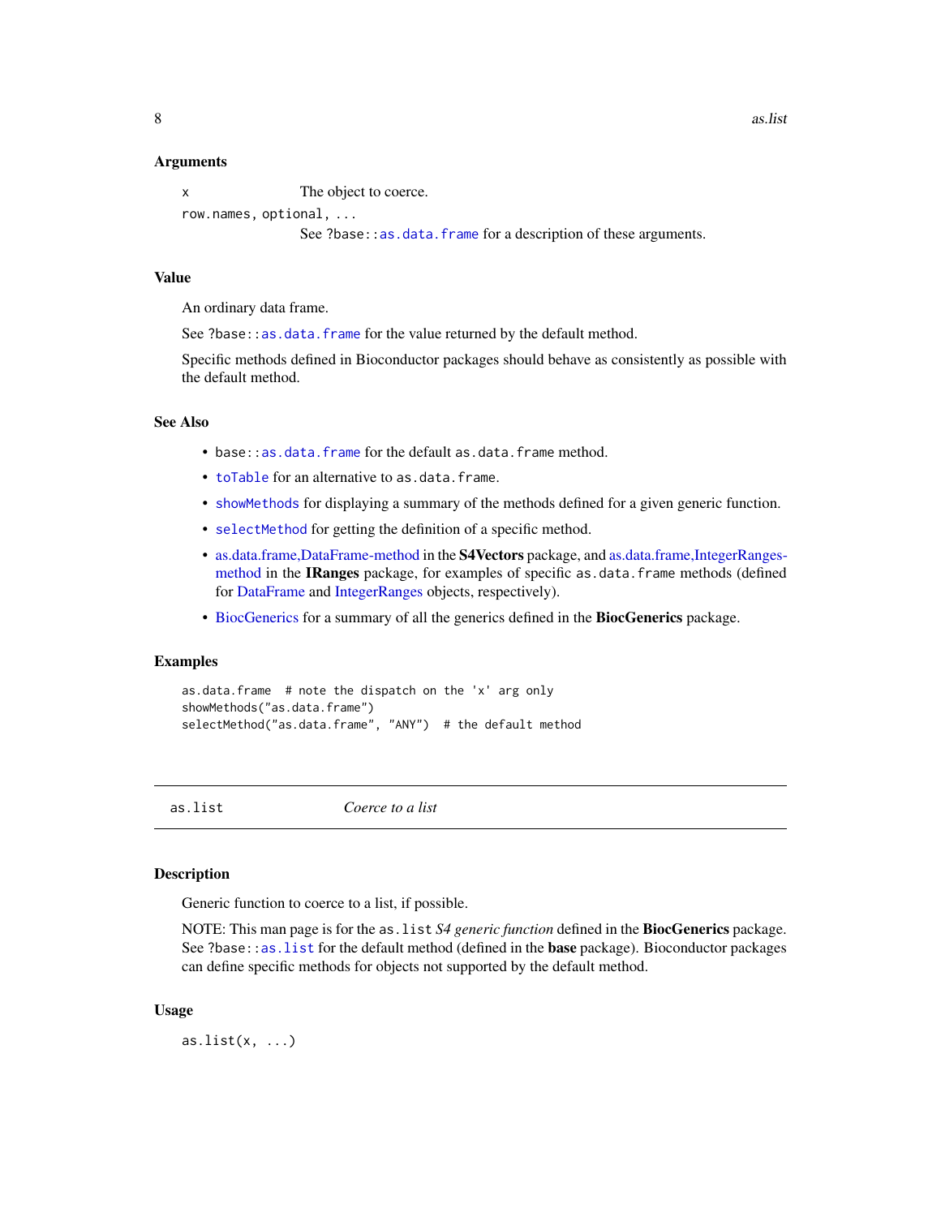### Arguments

| | |
|---|---|
| `x` | The object to coerce. |
| `row.names, optional, ...` | See `?base::as.data.frame` for a description of these arguments. |

### Value

An ordinary data frame.

See `?base::as.data.frame` for the value returned by the default method.

Specific methods defined in Bioconductor packages should behave as consistently as possible with the default method.

### See Also

- `base::as.data.frame` for the default `as.data.frame` method.
- `toTable` for an alternative to `as.data.frame`.
- `showMethods` for displaying a summary of the methods defined for a given generic function.
- `selectMethod` for getting the definition of a specific method.
- as.data.frame,DataFrame-method in the **S4Vectors** package, and as.data.frame,IntegerRanges-method in the **IRanges** package, for examples of specific `as.data.frame` methods (defined for DataFrame and IntegerRanges objects, respectively).
- BiocGenerics for a summary of all the generics defined in the **BiocGenerics** package.

### Examples

```
as.data.frame  # note the dispatch on the 'x' arg only
showMethods("as.data.frame")
selectMethod("as.data.frame", "ANY")  # the default method
```

---

## as.list — *Coerce to a list*

### Description

Generic function to coerce to a list, if possible.

NOTE: This man page is for the `as.list` *S4 generic function* defined in the **BiocGenerics** package. See `?base::as.list` for the default method (defined in the **base** package). Bioconductor packages can define specific methods for objects not supported by the default method.

### Usage

```
as.list(x, ...)
```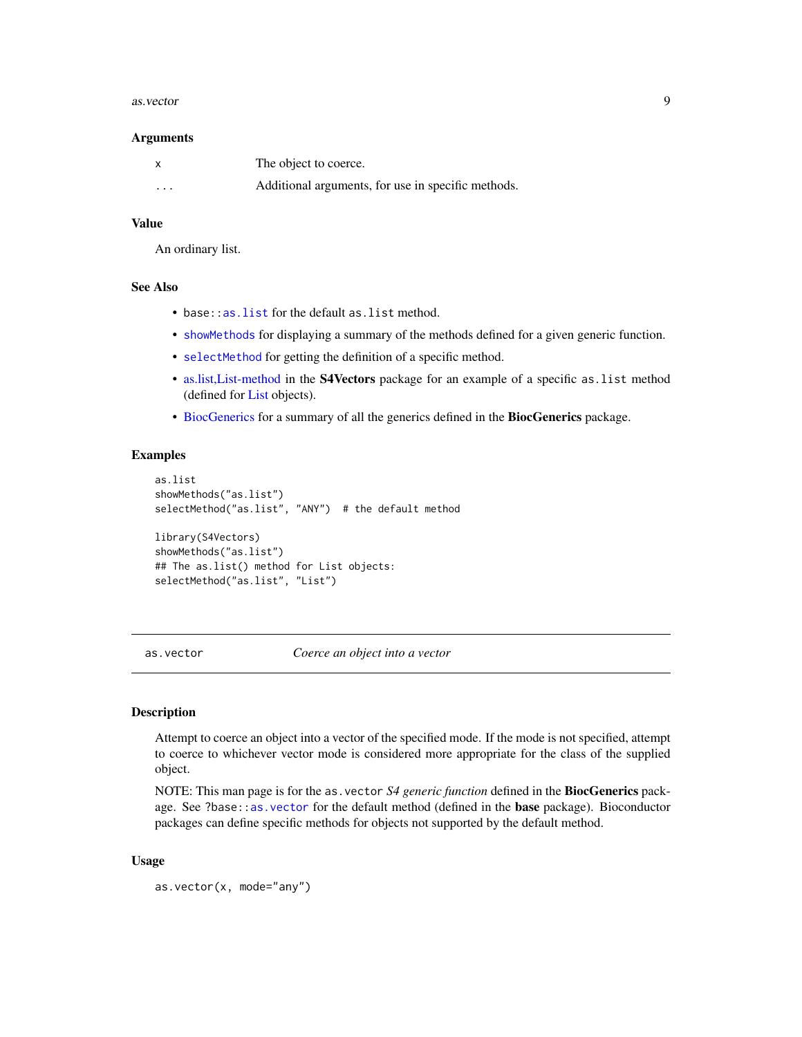### Arguments

| | |
|---|---|
| `x` | The object to coerce. |
| `...` | Additional arguments, for use in specific methods. |

### Value

An ordinary list.

### See Also

- `base::as.list` for the default `as.list` method.
- `showMethods` for displaying a summary of the methods defined for a given generic function.
- `selectMethod` for getting the definition of a specific method.
- as.list,List-method in the **S4Vectors** package for an example of a specific `as.list` method (defined for List objects).
- BiocGenerics for a summary of all the generics defined in the **BiocGenerics** package.

### Examples

```
as.list
showMethods("as.list")
selectMethod("as.list", "ANY")  # the default method

library(S4Vectors)
showMethods("as.list")
## The as.list() method for List objects:
selectMethod("as.list", "List")
```

---

## `as.vector` — *Coerce an object into a vector*

---

### Description

Attempt to coerce an object into a vector of the specified mode. If the mode is not specified, attempt to coerce to whichever vector mode is considered more appropriate for the class of the supplied object.

NOTE: This man page is for the `as.vector` *S4 generic function* defined in the **BiocGenerics** package. See `?base::as.vector` for the default method (defined in the **base** package). Bioconductor packages can define specific methods for objects not supported by the default method.

### Usage

```
as.vector(x, mode="any")
```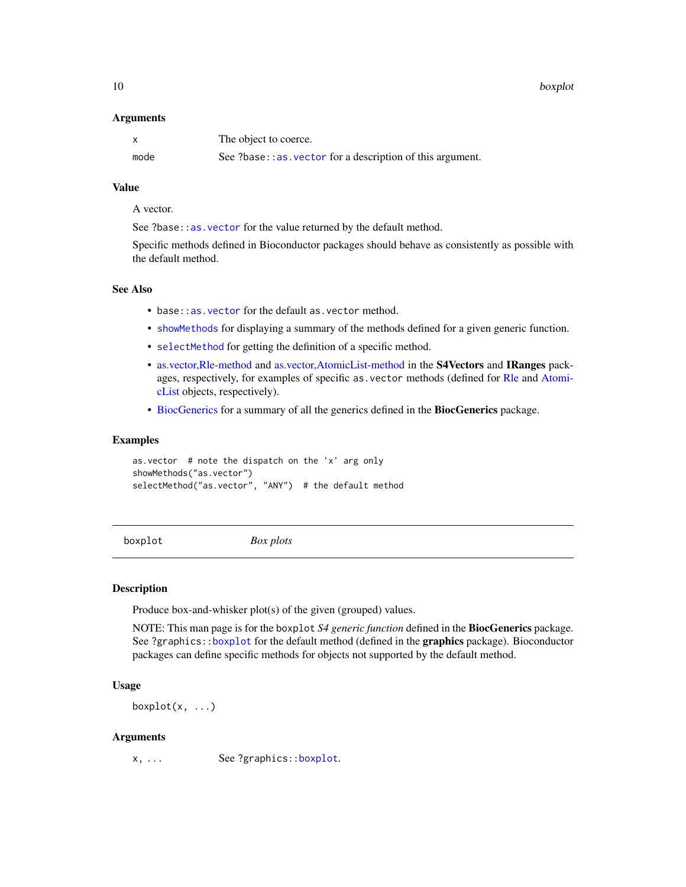### Arguments

| | |
|---|---|
| `x` | The object to coerce. |
| `mode` | See `?base::as.vector` for a description of this argument. |

### Value

A vector.

See `?base::as.vector` for the value returned by the default method.

Specific methods defined in Bioconductor packages should behave as consistently as possible with the default method.

### See Also

- `base::as.vector` for the default `as.vector` method.
- `showMethods` for displaying a summary of the methods defined for a given generic function.
- `selectMethod` for getting the definition of a specific method.
- as.vector,Rle-method and as.vector,AtomicList-method in the **S4Vectors** and **IRanges** packages, respectively, for examples of specific `as.vector` methods (defined for Rle and AtomicList objects, respectively).
- BiocGenerics for a summary of all the generics defined in the **BiocGenerics** package.

### Examples

```
as.vector  # note the dispatch on the 'x' arg only
showMethods("as.vector")
selectMethod("as.vector", "ANY")  # the default method
```

---

## boxplot — *Box plots*

---

### Description

Produce box-and-whisker plot(s) of the given (grouped) values.

NOTE: This man page is for the `boxplot` *S4 generic function* defined in the **BiocGenerics** package. See `?graphics::boxplot` for the default method (defined in the **graphics** package). Bioconductor packages can define specific methods for objects not supported by the default method.

### Usage

```
boxplot(x, ...)
```

### Arguments

| | |
|---|---|
| `x, ...` | See `?graphics::boxplot`. |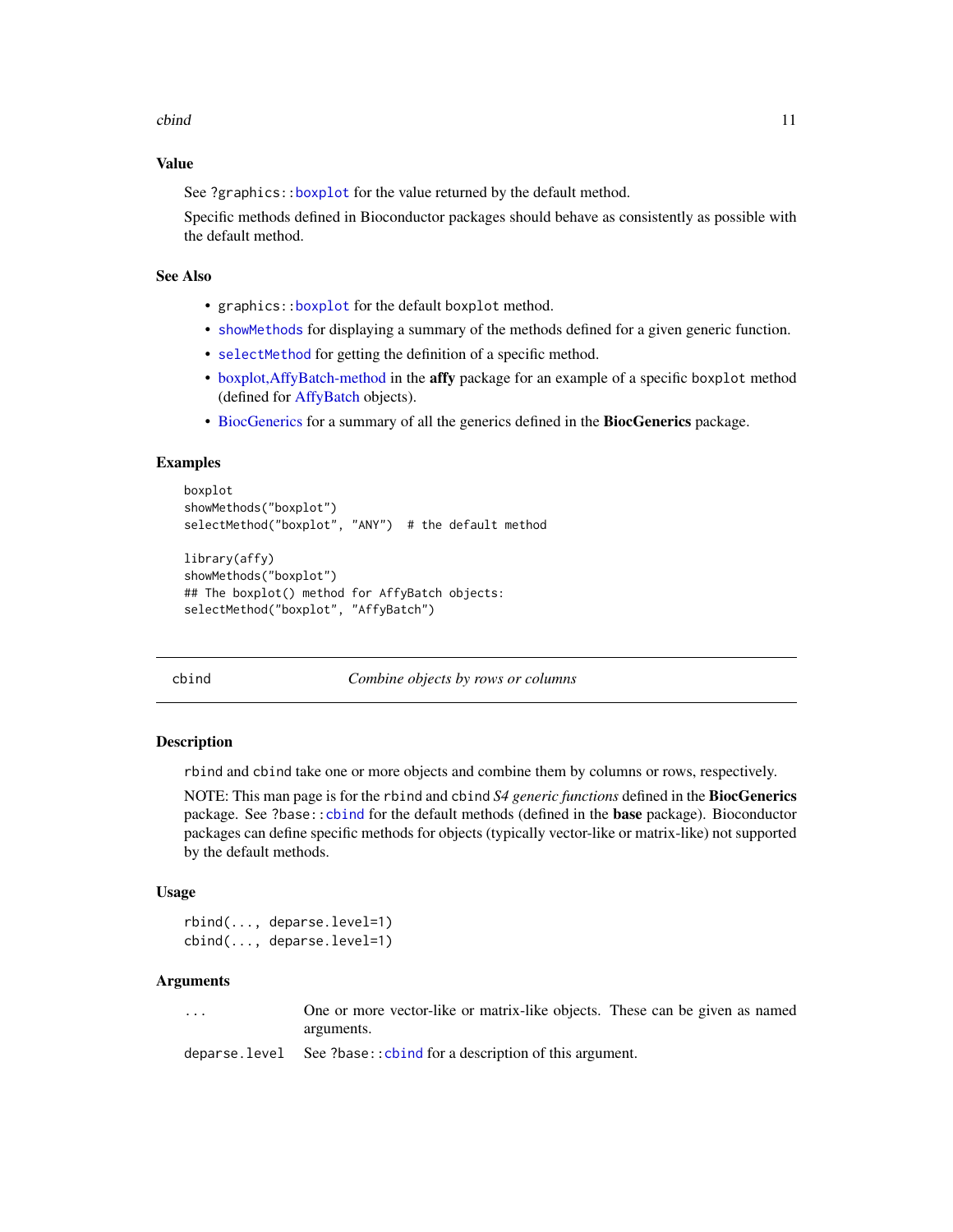### Value

See ?graphics::boxplot for the value returned by the default method.

Specific methods defined in Bioconductor packages should behave as consistently as possible with the default method.

### See Also

- graphics::boxplot for the default boxplot method.
- showMethods for displaying a summary of the methods defined for a given generic function.
- selectMethod for getting the definition of a specific method.
- boxplot,AffyBatch-method in the **affy** package for an example of a specific boxplot method (defined for AffyBatch objects).
- BiocGenerics for a summary of all the generics defined in the **BiocGenerics** package.

### Examples

```
boxplot
showMethods("boxplot")
selectMethod("boxplot", "ANY")  # the default method

library(affy)
showMethods("boxplot")
## The boxplot() method for AffyBatch objects:
selectMethod("boxplot", "AffyBatch")
```

---

## cbind — *Combine objects by rows or columns*

---

### Description

rbind and cbind take one or more objects and combine them by columns or rows, respectively.

NOTE: This man page is for the rbind and cbind *S4 generic functions* defined in the **BiocGenerics** package. See ?base::cbind for the default methods (defined in the **base** package). Bioconductor packages can define specific methods for objects (typically vector-like or matrix-like) not supported by the default methods.

### Usage

```
rbind(..., deparse.level=1)
cbind(..., deparse.level=1)
```

### Arguments

| | |
|---|---|
| ... | One or more vector-like or matrix-like objects. These can be given as named arguments. |
| deparse.level | See ?base::cbind for a description of this argument. |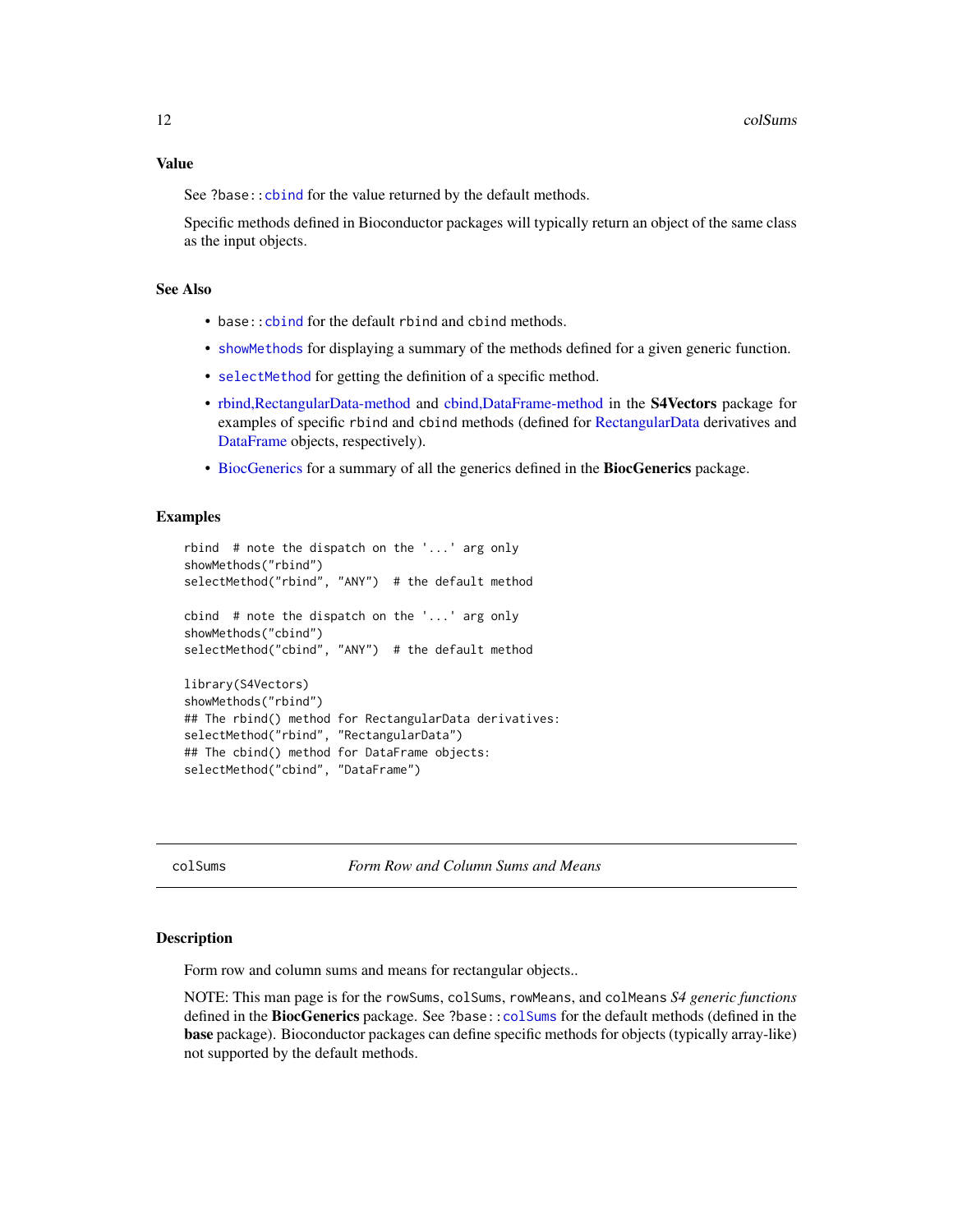### Value

See ?base::cbind for the value returned by the default methods.

Specific methods defined in Bioconductor packages will typically return an object of the same class as the input objects.

### See Also

- base::cbind for the default rbind and cbind methods.
- showMethods for displaying a summary of the methods defined for a given generic function.
- selectMethod for getting the definition of a specific method.
- rbind,RectangularData-method and cbind,DataFrame-method in the **S4Vectors** package for examples of specific rbind and cbind methods (defined for RectangularData derivatives and DataFrame objects, respectively).
- BiocGenerics for a summary of all the generics defined in the **BiocGenerics** package.

### Examples

```
rbind  # note the dispatch on the '...' arg only
showMethods("rbind")
selectMethod("rbind", "ANY")  # the default method

cbind  # note the dispatch on the '...' arg only
showMethods("cbind")
selectMethod("cbind", "ANY")  # the default method

library(S4Vectors)
showMethods("rbind")
## The rbind() method for RectangularData derivatives:
selectMethod("rbind", "RectangularData")
## The cbind() method for DataFrame objects:
selectMethod("cbind", "DataFrame")
```

---

## colSums *Form Row and Column Sums and Means*

### Description

Form row and column sums and means for rectangular objects..

NOTE: This man page is for the rowSums, colSums, rowMeans, and colMeans *S4 generic functions* defined in the **BiocGenerics** package. See ?base::colSums for the default methods (defined in the **base** package). Bioconductor packages can define specific methods for objects (typically array-like) not supported by the default methods.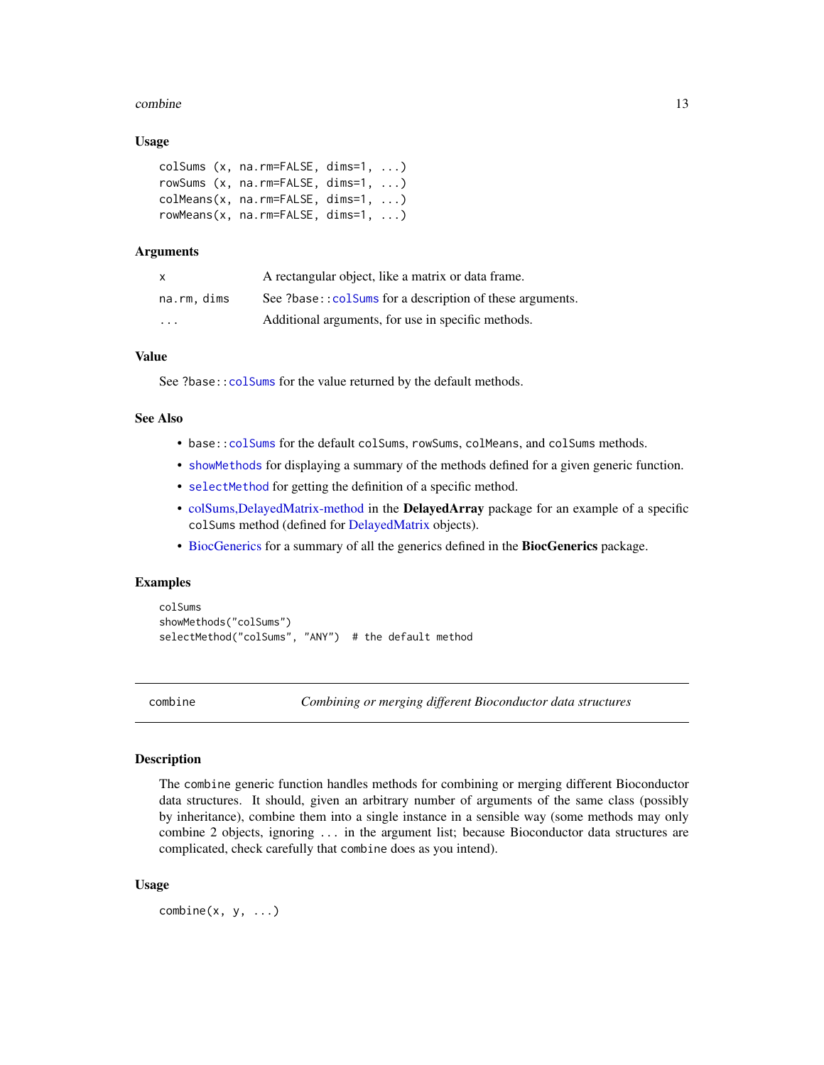### Usage

```
colSums (x, na.rm=FALSE, dims=1, ...)
rowSums (x, na.rm=FALSE, dims=1, ...)
colMeans(x, na.rm=FALSE, dims=1, ...)
rowMeans(x, na.rm=FALSE, dims=1, ...)
```

### Arguments

| | |
|---|---|
| `x` | A rectangular object, like a matrix or data frame. |
| `na.rm, dims` | See `?base::colSums` for a description of these arguments. |
| `...` | Additional arguments, for use in specific methods. |

### Value

See `?base::colSums` for the value returned by the default methods.

### See Also

- `base::colSums` for the default `colSums`, `rowSums`, `colMeans`, and `colSums` methods.
- `showMethods` for displaying a summary of the methods defined for a given generic function.
- `selectMethod` for getting the definition of a specific method.
- colSums,DelayedMatrix-method in the **DelayedArray** package for an example of a specific `colSums` method (defined for DelayedMatrix objects).
- BiocGenerics for a summary of all the generics defined in the **BiocGenerics** package.

### Examples

```
colSums
showMethods("colSums")
selectMethod("colSums", "ANY")  # the default method
```

---

## combine — *Combining or merging different Bioconductor data structures*

### Description

The `combine` generic function handles methods for combining or merging different Bioconductor data structures. It should, given an arbitrary number of arguments of the same class (possibly by inheritance), combine them into a single instance in a sensible way (some methods may only combine 2 objects, ignoring `...` in the argument list; because Bioconductor data structures are complicated, check carefully that `combine` does as you intend).

### Usage

```
combine(x, y, ...)
```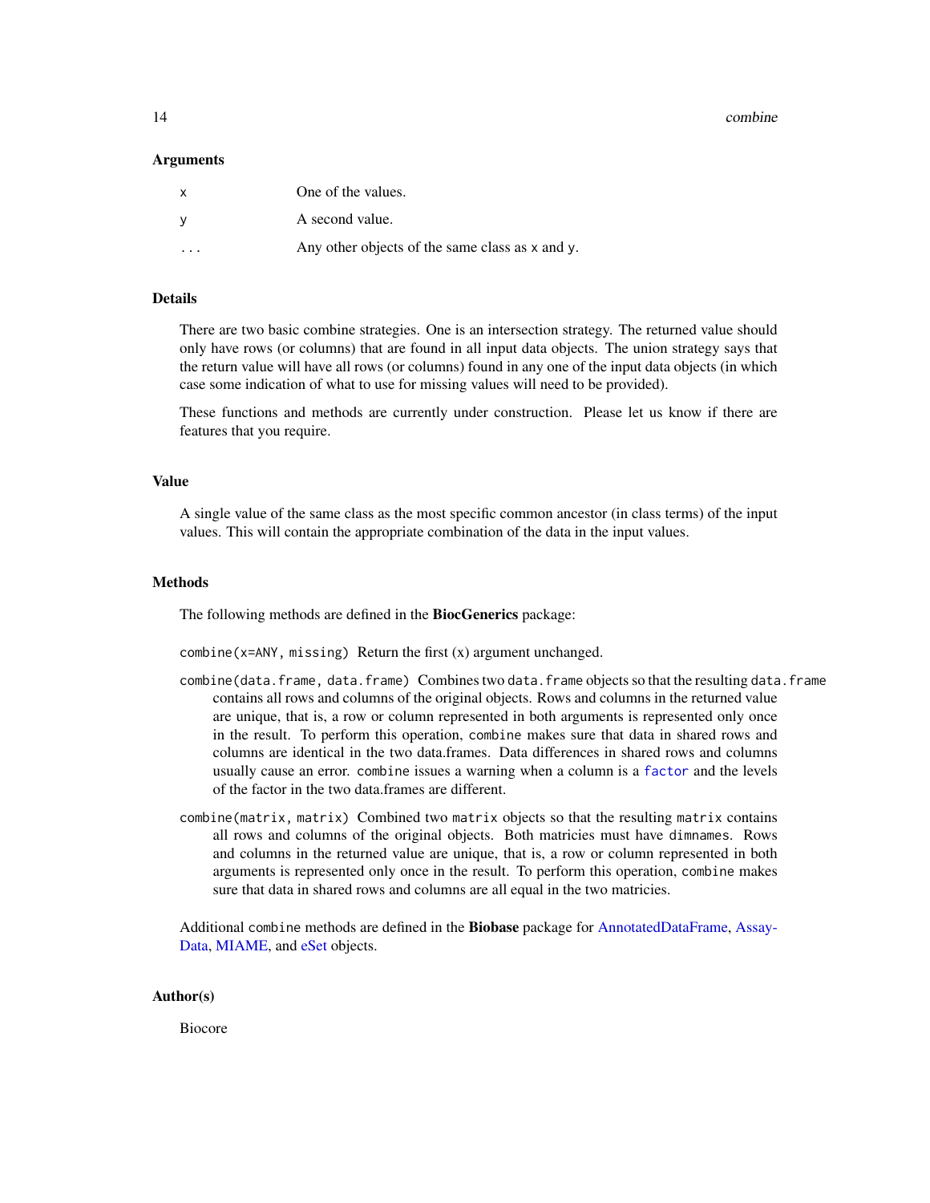### Arguments

| | |
|---|---|
| `x` | One of the values. |
| `y` | A second value. |
| `...` | Any other objects of the same class as `x` and `y`. |

### Details

There are two basic combine strategies. One is an intersection strategy. The returned value should only have rows (or columns) that are found in all input data objects. The union strategy says that the return value will have all rows (or columns) found in any one of the input data objects (in which case some indication of what to use for missing values will need to be provided).

These functions and methods are currently under construction. Please let us know if there are features that you require.

### Value

A single value of the same class as the most specific common ancestor (in class terms) of the input values. This will contain the appropriate combination of the data in the input values.

### Methods

The following methods are defined in the **BiocGenerics** package:

`combine(x=ANY, missing)` Return the first (x) argument unchanged.

`combine(data.frame, data.frame)` Combines two `data.frame` objects so that the resulting `data.frame` contains all rows and columns of the original objects. Rows and columns in the returned value are unique, that is, a row or column represented in both arguments is represented only once in the result. To perform this operation, `combine` makes sure that data in shared rows and columns are identical in the two data.frames. Data differences in shared rows and columns usually cause an error. `combine` issues a warning when a column is a `factor` and the levels of the factor in the two data.frames are different.

`combine(matrix, matrix)` Combined two `matrix` objects so that the resulting `matrix` contains all rows and columns of the original objects. Both matricies must have `dimnames`. Rows and columns in the returned value are unique, that is, a row or column represented in both arguments is represented only once in the result. To perform this operation, `combine` makes sure that data in shared rows and columns are all equal in the two matricies.

Additional `combine` methods are defined in the **Biobase** package for AnnotatedDataFrame, AssayData, MIAME, and eSet objects.

### Author(s)

Biocore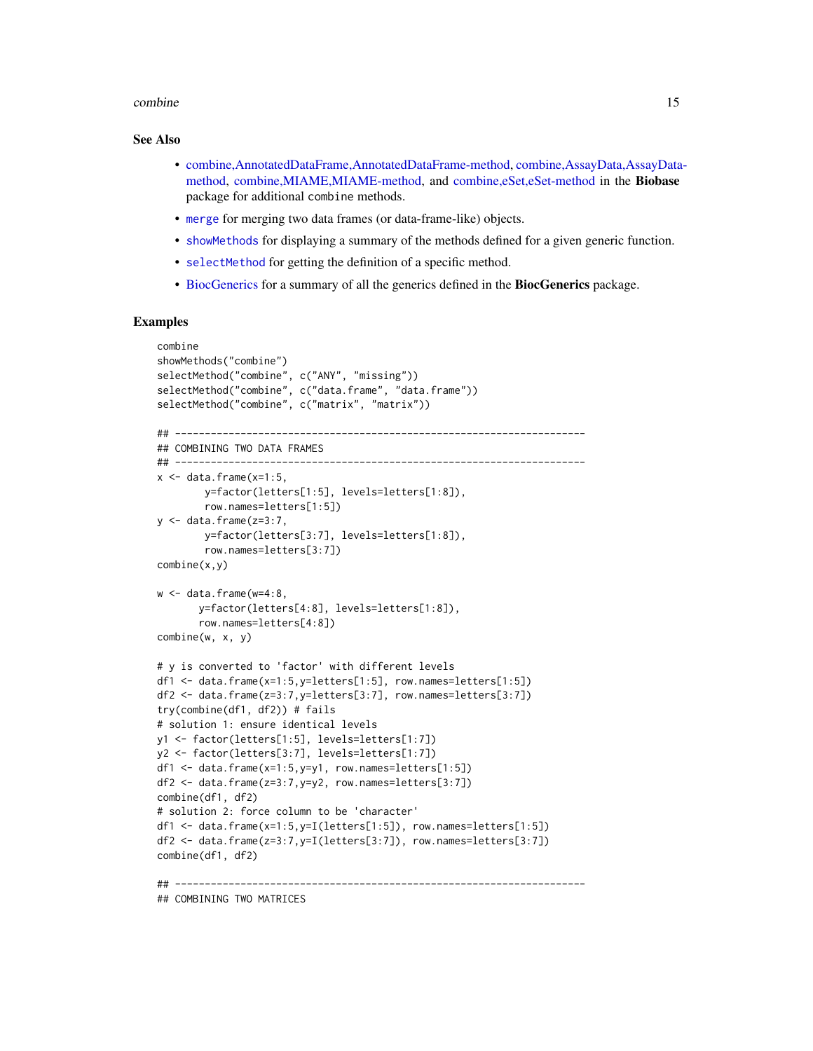## See Also

- combine,AnnotatedDataFrame,AnnotatedDataFrame-method, combine,AssayData,AssayData-method, combine,MIAME,MIAME-method, and combine,eSet,eSet-method in the **Biobase** package for additional `combine` methods.
- `merge` for merging two data frames (or data-frame-like) objects.
- `showMethods` for displaying a summary of the methods defined for a given generic function.
- `selectMethod` for getting the definition of a specific method.
- BiocGenerics for a summary of all the generics defined in the **BiocGenerics** package.

## Examples

```
combine
showMethods("combine")
selectMethod("combine", c("ANY", "missing"))
selectMethod("combine", c("data.frame", "data.frame"))
selectMethod("combine", c("matrix", "matrix"))

## ---------------------------------------------------------------------
## COMBINING TWO DATA FRAMES
## ---------------------------------------------------------------------
x <- data.frame(x=1:5,
        y=factor(letters[1:5], levels=letters[1:8]),
        row.names=letters[1:5])
y <- data.frame(z=3:7,
        y=factor(letters[3:7], levels=letters[1:8]),
        row.names=letters[3:7])
combine(x,y)

w <- data.frame(w=4:8,
       y=factor(letters[4:8], levels=letters[1:8]),
       row.names=letters[4:8])
combine(w, x, y)

# y is converted to 'factor' with different levels
df1 <- data.frame(x=1:5,y=letters[1:5], row.names=letters[1:5])
df2 <- data.frame(z=3:7,y=letters[3:7], row.names=letters[3:7])
try(combine(df1, df2)) # fails
# solution 1: ensure identical levels
y1 <- factor(letters[1:5], levels=letters[1:7])
y2 <- factor(letters[3:7], levels=letters[1:7])
df1 <- data.frame(x=1:5,y=y1, row.names=letters[1:5])
df2 <- data.frame(z=3:7,y=y2, row.names=letters[3:7])
combine(df1, df2)
# solution 2: force column to be 'character'
df1 <- data.frame(x=1:5,y=I(letters[1:5]), row.names=letters[1:5])
df2 <- data.frame(z=3:7,y=I(letters[3:7]), row.names=letters[3:7])
combine(df1, df2)

## ---------------------------------------------------------------------
## COMBINING TWO MATRICES
```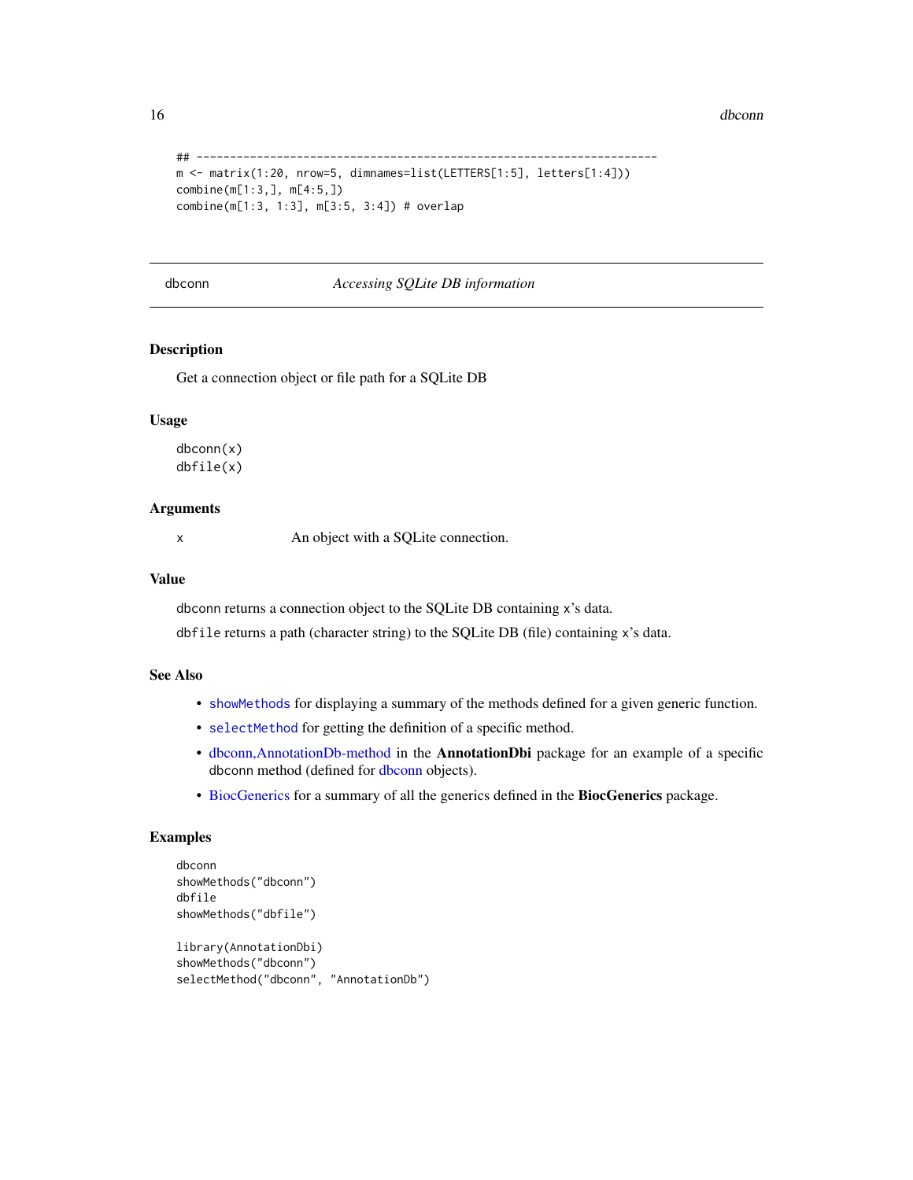```
## ---------------------------------------------------------------------
m <- matrix(1:20, nrow=5, dimnames=list(LETTERS[1:5], letters[1:4]))
combine(m[1:3,], m[4:5,])
combine(m[1:3, 1:3], m[3:5, 3:4]) # overlap
```

---

## dbconn — *Accessing SQLite DB information*

---

### Description

Get a connection object or file path for a SQLite DB

### Usage

```
dbconn(x)
dbfile(x)
```

### Arguments

| | |
|---|---|
| x | An object with a SQLite connection. |

### Value

dbconn returns a connection object to the SQLite DB containing x's data.

dbfile returns a path (character string) to the SQLite DB (file) containing x's data.

### See Also

- showMethods for displaying a summary of the methods defined for a given generic function.
- selectMethod for getting the definition of a specific method.
- dbconn,AnnotationDb-method in the **AnnotationDbi** package for an example of a specific dbconn method (defined for dbconn objects).
- BiocGenerics for a summary of all the generics defined in the **BiocGenerics** package.

### Examples

```
dbconn
showMethods("dbconn")
dbfile
showMethods("dbfile")

library(AnnotationDbi)
showMethods("dbconn")
selectMethod("dbconn", "AnnotationDb")
```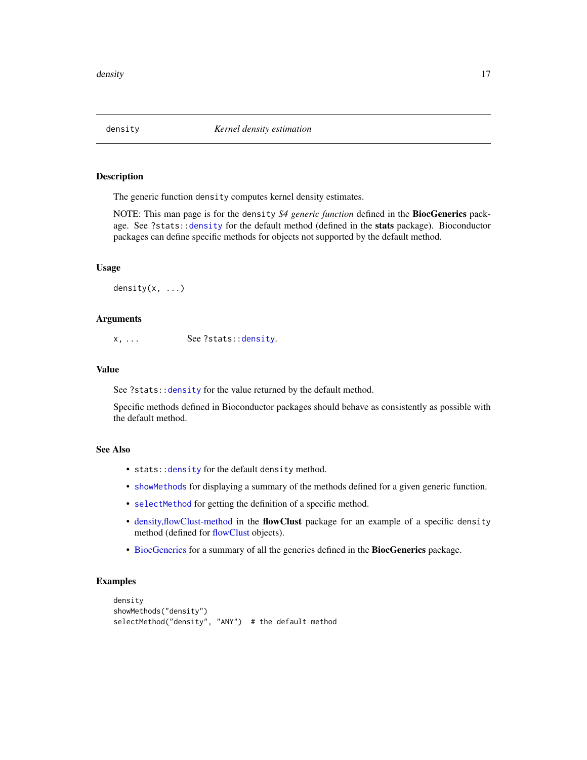# density — *Kernel density estimation*

## Description

The generic function `density` computes kernel density estimates.

NOTE: This man page is for the `density` *S4 generic function* defined in the **BiocGenerics** package. See `?stats::density` for the default method (defined in the **stats** package). Bioconductor packages can define specific methods for objects not supported by the default method.

## Usage

```
density(x, ...)
```

## Arguments

| | |
|---|---|
| `x, ...` | See `?stats::density`. |

## Value

See `?stats::density` for the value returned by the default method.

Specific methods defined in Bioconductor packages should behave as consistently as possible with the default method.

## See Also

- `stats::density` for the default `density` method.
- `showMethods` for displaying a summary of the methods defined for a given generic function.
- `selectMethod` for getting the definition of a specific method.
- density,flowClust-method in the **flowClust** package for an example of a specific `density` method (defined for flowClust objects).
- BiocGenerics for a summary of all the generics defined in the **BiocGenerics** package.

## Examples

```
density
showMethods("density")
selectMethod("density", "ANY")  # the default method
```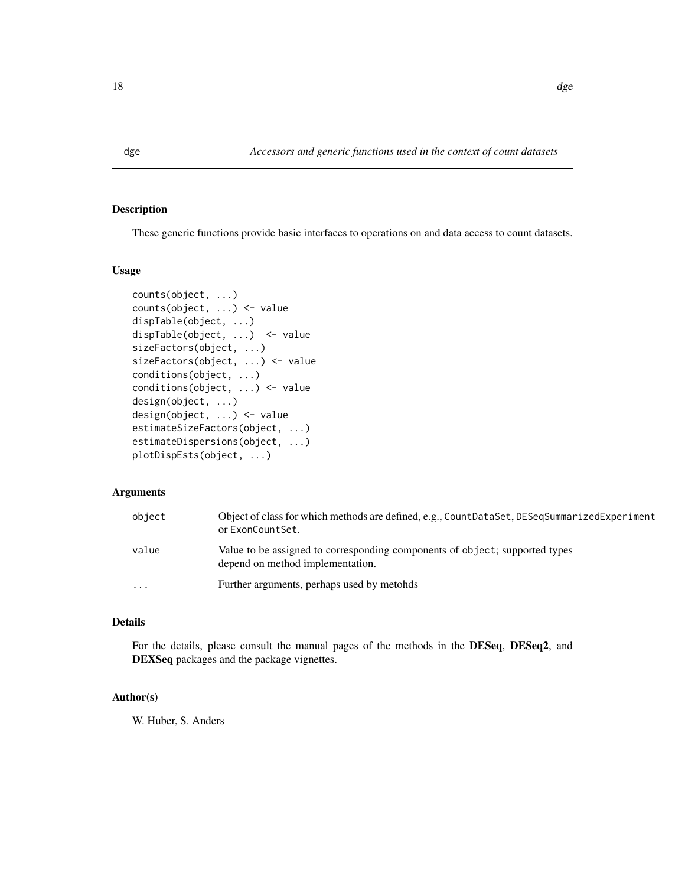dge *Accessors and generic functions used in the context of count datasets*

## Description

These generic functions provide basic interfaces to operations on and data access to count datasets.

## Usage

```
counts(object, ...)
counts(object, ...) <- value
dispTable(object, ...)
dispTable(object, ...)  <- value
sizeFactors(object, ...)
sizeFactors(object, ...) <- value
conditions(object, ...)
conditions(object, ...) <- value
design(object, ...)
design(object, ...) <- value
estimateSizeFactors(object, ...)
estimateDispersions(object, ...)
plotDispEsts(object, ...)
```

## Arguments

| | |
|---|---|
| object | Object of class for which methods are defined, e.g., CountDataSet, DESeqSummarizedExperiment or ExonCountSet. |
| value | Value to be assigned to corresponding components of object; supported types depend on method implementation. |
| ... | Further arguments, perhaps used by metohds |

## Details

For the details, please consult the manual pages of the methods in the **DESeq**, **DESeq2**, and **DEXSeq** packages and the package vignettes.

## Author(s)

W. Huber, S. Anders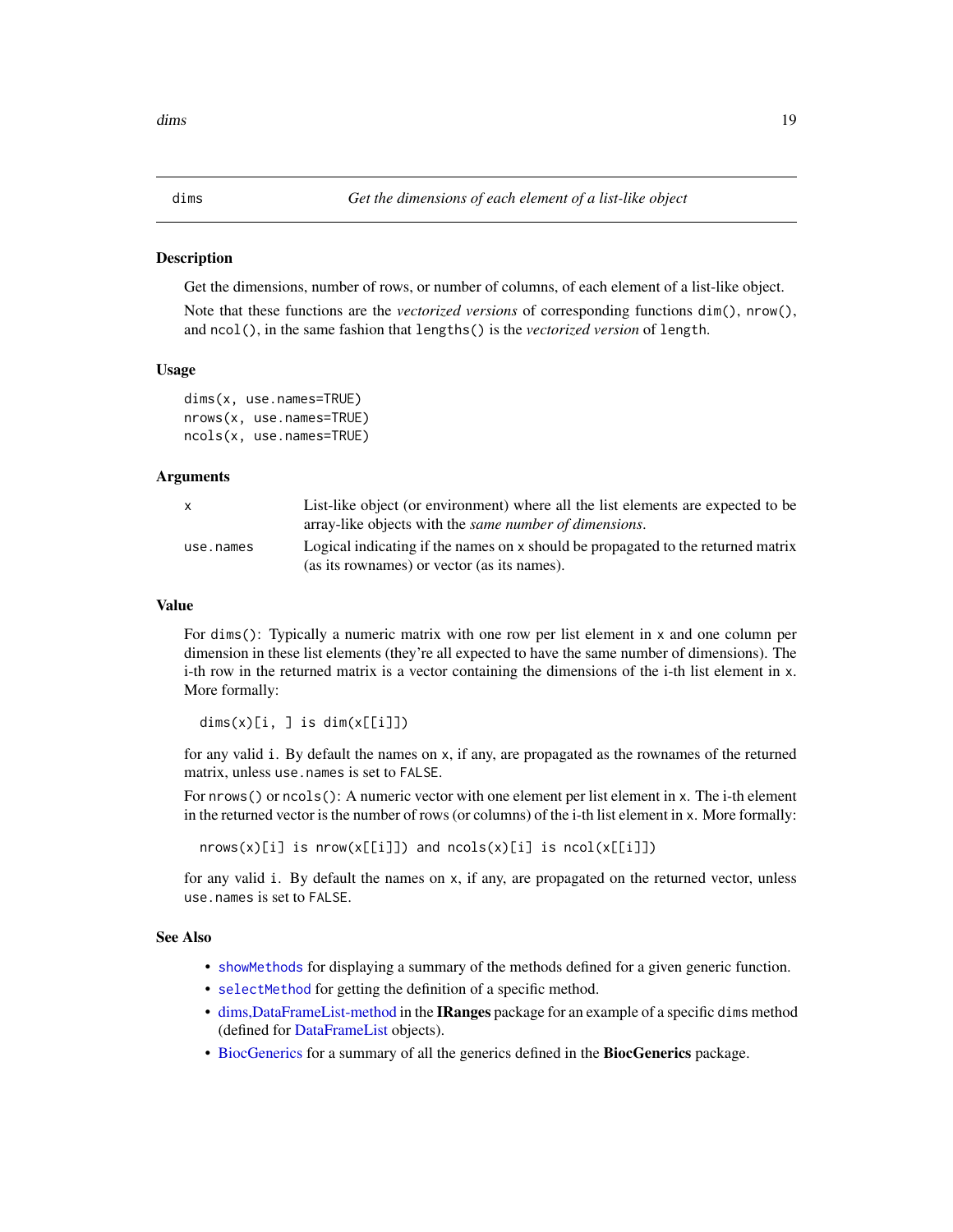## dims — *Get the dimensions of each element of a list-like object*

### Description

Get the dimensions, number of rows, or number of columns, of each element of a list-like object.

Note that these functions are the *vectorized versions* of corresponding functions `dim()`, `nrow()`, and `ncol()`, in the same fashion that `lengths()` is the *vectorized version* of `length`.

### Usage

```
dims(x, use.names=TRUE)
nrows(x, use.names=TRUE)
ncols(x, use.names=TRUE)
```

### Arguments

| | |
|---|---|
| `x` | List-like object (or environment) where all the list elements are expected to be array-like objects with the *same number of dimensions*. |
| `use.names` | Logical indicating if the names on `x` should be propagated to the returned matrix (as its rownames) or vector (as its names). |

### Value

For `dims()`: Typically a numeric matrix with one row per list element in `x` and one column per dimension in these list elements (they're all expected to have the same number of dimensions). The i-th row in the returned matrix is a vector containing the dimensions of the i-th list element in `x`. More formally:

```
dims(x)[i, ] is dim(x[[i]])
```

for any valid `i`. By default the names on `x`, if any, are propagated as the rownames of the returned matrix, unless `use.names` is set to `FALSE`.

For `nrows()` or `ncols()`: A numeric vector with one element per list element in `x`. The i-th element in the returned vector is the number of rows (or columns) of the i-th list element in `x`. More formally:

```
nrows(x)[i] is nrow(x[[i]]) and ncols(x)[i] is ncol(x[[i]])
```

for any valid `i`. By default the names on `x`, if any, are propagated on the returned vector, unless `use.names` is set to `FALSE`.

### See Also

- `showMethods` for displaying a summary of the methods defined for a given generic function.
- `selectMethod` for getting the definition of a specific method.
- dims,DataFrameList-method in the **IRanges** package for an example of a specific `dims` method (defined for DataFrameList objects).
- BiocGenerics for a summary of all the generics defined in the **BiocGenerics** package.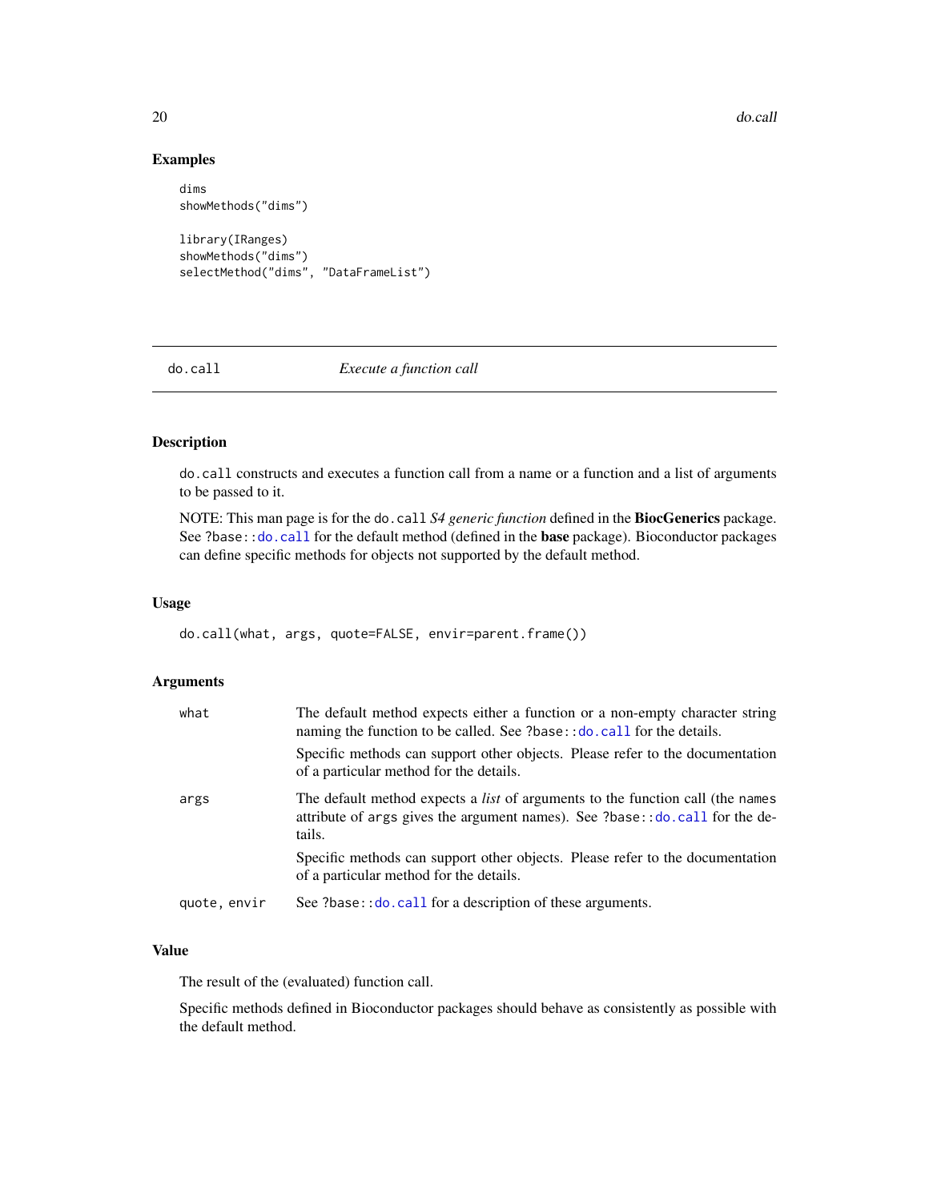## Examples

```
dims
showMethods("dims")

library(IRanges)
showMethods("dims")
selectMethod("dims", "DataFrameList")
```

---

# do.call *Execute a function call*

---

## Description

do.call constructs and executes a function call from a name or a function and a list of arguments to be passed to it.

NOTE: This man page is for the do.call *S4 generic function* defined in the **BiocGenerics** package. See ?base::do.call for the default method (defined in the **base** package). Bioconductor packages can define specific methods for objects not supported by the default method.

## Usage

```
do.call(what, args, quote=FALSE, envir=parent.frame())
```

## Arguments

| | |
|---|---|
| what | The default method expects either a function or a non-empty character string naming the function to be called. See ?base::do.call for the details.<br><br>Specific methods can support other objects. Please refer to the documentation of a particular method for the details. |
| args | The default method expects a *list* of arguments to the function call (the names attribute of args gives the argument names). See ?base::do.call for the details.<br><br>Specific methods can support other objects. Please refer to the documentation of a particular method for the details. |
| quote, envir | See ?base::do.call for a description of these arguments. |

## Value

The result of the (evaluated) function call.

Specific methods defined in Bioconductor packages should behave as consistently as possible with the default method.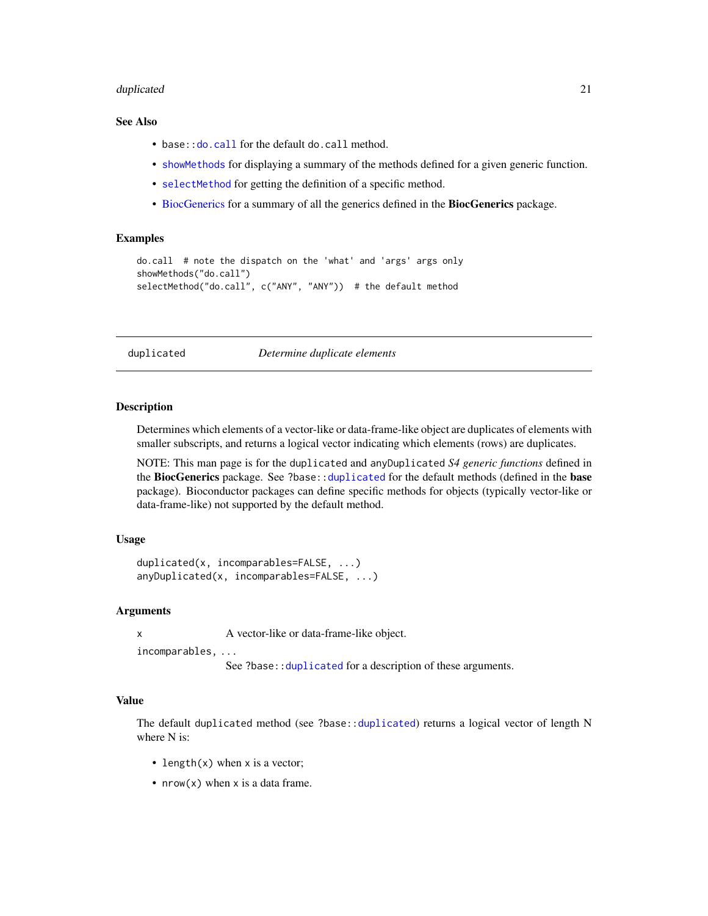### See Also

- base::do.call for the default do.call method.
- showMethods for displaying a summary of the methods defined for a given generic function.
- selectMethod for getting the definition of a specific method.
- BiocGenerics for a summary of all the generics defined in the **BiocGenerics** package.

### Examples

```
do.call  # note the dispatch on the 'what' and 'args' args only
showMethods("do.call")
selectMethod("do.call", c("ANY", "ANY"))  # the default method
```

---

## duplicated *Determine duplicate elements*

---

### Description

Determines which elements of a vector-like or data-frame-like object are duplicates of elements with smaller subscripts, and returns a logical vector indicating which elements (rows) are duplicates.

NOTE: This man page is for the duplicated and anyDuplicated *S4 generic functions* defined in the **BiocGenerics** package. See ?base::duplicated for the default methods (defined in the **base** package). Bioconductor packages can define specific methods for objects (typically vector-like or data-frame-like) not supported by the default method.

### Usage

```
duplicated(x, incomparables=FALSE, ...)
anyDuplicated(x, incomparables=FALSE, ...)
```

### Arguments

x
A vector-like or data-frame-like object.

incomparables, ...
See ?base::duplicated for a description of these arguments.

### Value

The default duplicated method (see ?base::duplicated) returns a logical vector of length N where N is:

- length(x) when x is a vector;
- nrow(x) when x is a data frame.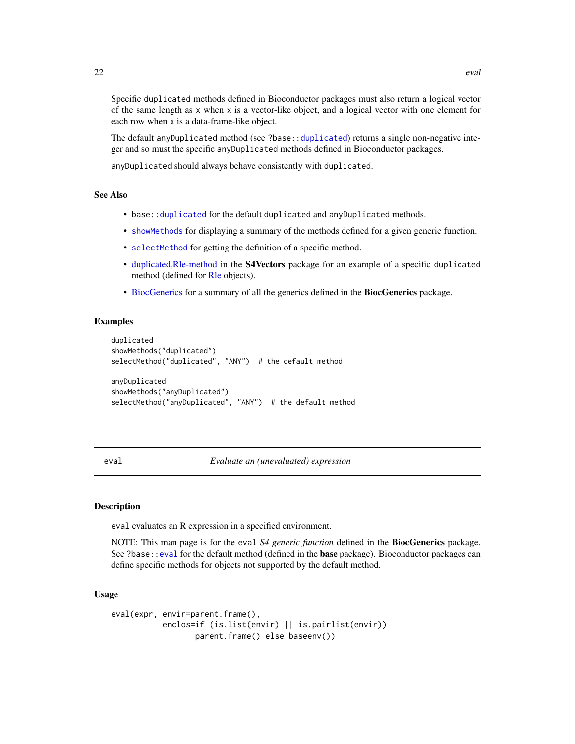Specific `duplicated` methods defined in Bioconductor packages must also return a logical vector of the same length as `x` when `x` is a vector-like object, and a logical vector with one element for each row when `x` is a data-frame-like object.

The default `anyDuplicated` method (see `?base::duplicated`) returns a single non-negative integer and so must the specific `anyDuplicated` methods defined in Bioconductor packages.

`anyDuplicated` should always behave consistently with `duplicated`.

### See Also

- `base::duplicated` for the default `duplicated` and `anyDuplicated` methods.
- `showMethods` for displaying a summary of the methods defined for a given generic function.
- `selectMethod` for getting the definition of a specific method.
- duplicated,Rle-method in the **S4Vectors** package for an example of a specific `duplicated` method (defined for Rle objects).
- BiocGenerics for a summary of all the generics defined in the **BiocGenerics** package.

### Examples

```
duplicated
showMethods("duplicated")
selectMethod("duplicated", "ANY")  # the default method

anyDuplicated
showMethods("anyDuplicated")
selectMethod("anyDuplicated", "ANY")  # the default method
```

---

## eval — *Evaluate an (unevaluated) expression*

---

### Description

`eval` evaluates an R expression in a specified environment.

NOTE: This man page is for the `eval` *S4 generic function* defined in the **BiocGenerics** package. See `?base::eval` for the default method (defined in the **base** package). Bioconductor packages can define specific methods for objects not supported by the default method.

### Usage

```
eval(expr, envir=parent.frame(),
           enclos=if (is.list(envir) || is.pairlist(envir))
                  parent.frame() else baseenv())
```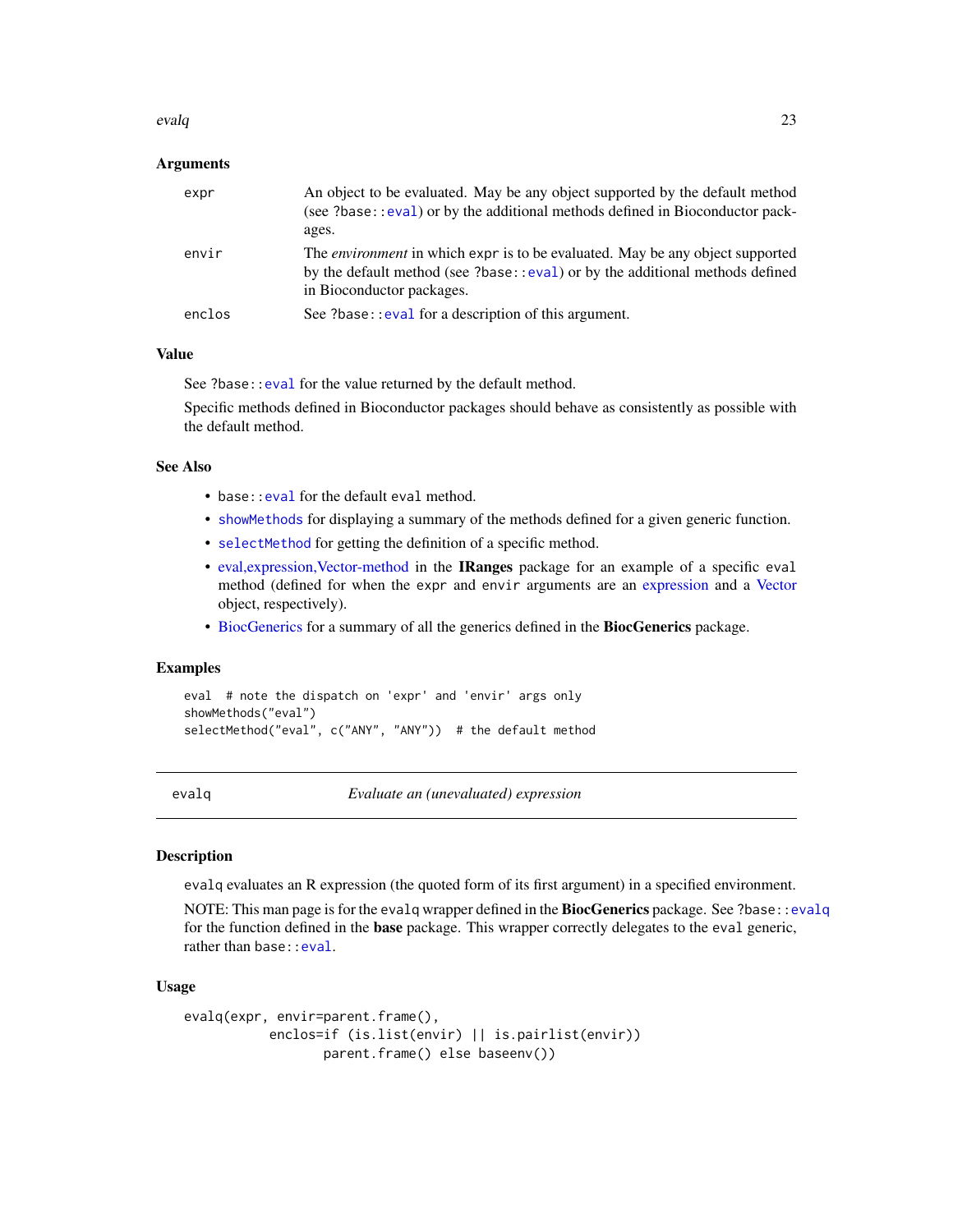### Arguments

| | |
|---|---|
| `expr` | An object to be evaluated. May be any object supported by the default method (see `?base::eval`) or by the additional methods defined in Bioconductor packages. |
| `envir` | The *environment* in which `expr` is to be evaluated. May be any object supported by the default method (see `?base::eval`) or by the additional methods defined in Bioconductor packages. |
| `enclos` | See `?base::eval` for a description of this argument. |

### Value

See `?base::eval` for the value returned by the default method.

Specific methods defined in Bioconductor packages should behave as consistently as possible with the default method.

### See Also

- `base::eval` for the default `eval` method.
- `showMethods` for displaying a summary of the methods defined for a given generic function.
- `selectMethod` for getting the definition of a specific method.
- eval,expression,Vector-method in the **IRanges** package for an example of a specific `eval` method (defined for when the `expr` and `envir` arguments are an expression and a Vector object, respectively).
- BiocGenerics for a summary of all the generics defined in the **BiocGenerics** package.

### Examples

```
eval  # note the dispatch on 'expr' and 'envir' args only
showMethods("eval")
selectMethod("eval", c("ANY", "ANY"))  # the default method
```

---

## evalq — *Evaluate an (unevaluated) expression*

---

### Description

`evalq` evaluates an R expression (the quoted form of its first argument) in a specified environment.

NOTE: This man page is for the `evalq` wrapper defined in the **BiocGenerics** package. See `?base::evalq` for the function defined in the **base** package. This wrapper correctly delegates to the `eval` generic, rather than `base::eval`.

### Usage

```
evalq(expr, envir=parent.frame(),
           enclos=if (is.list(envir) || is.pairlist(envir))
                  parent.frame() else baseenv())
```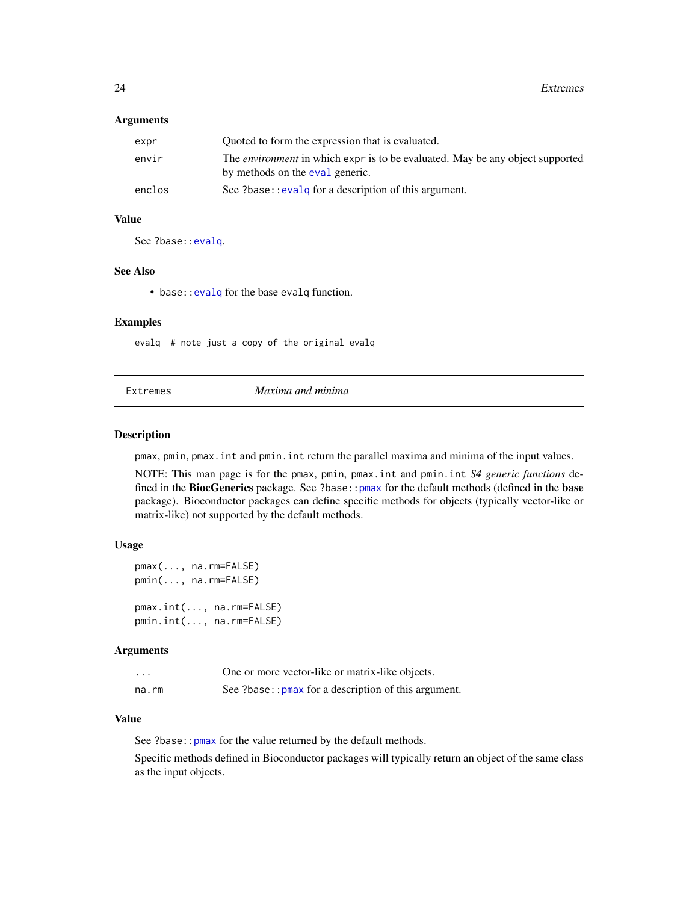### Arguments

| | |
|---|---|
| `expr` | Quoted to form the expression that is evaluated. |
| `envir` | The *environment* in which `expr` is to be evaluated. May be any object supported by methods on the `eval` generic. |
| `enclos` | See `?base::evalq` for a description of this argument. |

### Value

See `?base::evalq`.

### See Also

- `base::evalq` for the base `evalq` function.

### Examples

```
evalq  # note just a copy of the original evalq
```

---

## Extremes *Maxima and minima*

---

### Description

`pmax`, `pmin`, `pmax.int` and `pmin.int` return the parallel maxima and minima of the input values.

NOTE: This man page is for the `pmax`, `pmin`, `pmax.int` and `pmin.int` *S4 generic functions* defined in the **BiocGenerics** package. See `?base::pmax` for the default methods (defined in the **base** package). Bioconductor packages can define specific methods for objects (typically vector-like or matrix-like) not supported by the default methods.

### Usage

```
pmax(..., na.rm=FALSE)
pmin(..., na.rm=FALSE)

pmax.int(..., na.rm=FALSE)
pmin.int(..., na.rm=FALSE)
```

### Arguments

| | |
|---|---|
| `...` | One or more vector-like or matrix-like objects. |
| `na.rm` | See `?base::pmax` for a description of this argument. |

### Value

See `?base::pmax` for the value returned by the default methods.

Specific methods defined in Bioconductor packages will typically return an object of the same class as the input objects.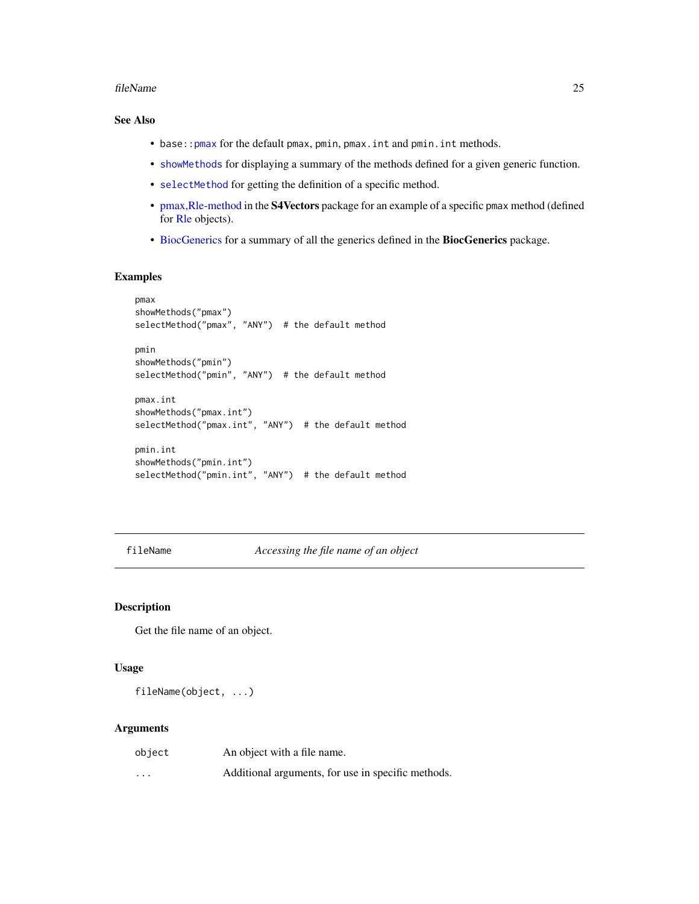### See Also

- `base::pmax` for the default `pmax`, `pmin`, `pmax.int` and `pmin.int` methods.
- `showMethods` for displaying a summary of the methods defined for a given generic function.
- `selectMethod` for getting the definition of a specific method.
- pmax,Rle-method in the **S4Vectors** package for an example of a specific `pmax` method (defined for Rle objects).
- BiocGenerics for a summary of all the generics defined in the **BiocGenerics** package.

### Examples

```
pmax
showMethods("pmax")
selectMethod("pmax", "ANY")  # the default method

pmin
showMethods("pmin")
selectMethod("pmin", "ANY")  # the default method

pmax.int
showMethods("pmax.int")
selectMethod("pmax.int", "ANY")  # the default method

pmin.int
showMethods("pmin.int")
selectMethod("pmin.int", "ANY")  # the default method
```

---

## fileName — *Accessing the file name of an object*

---

### Description

Get the file name of an object.

### Usage

```
fileName(object, ...)
```

### Arguments

| | |
|---|---|
| `object` | An object with a file name. |
| `...` | Additional arguments, for use in specific methods. |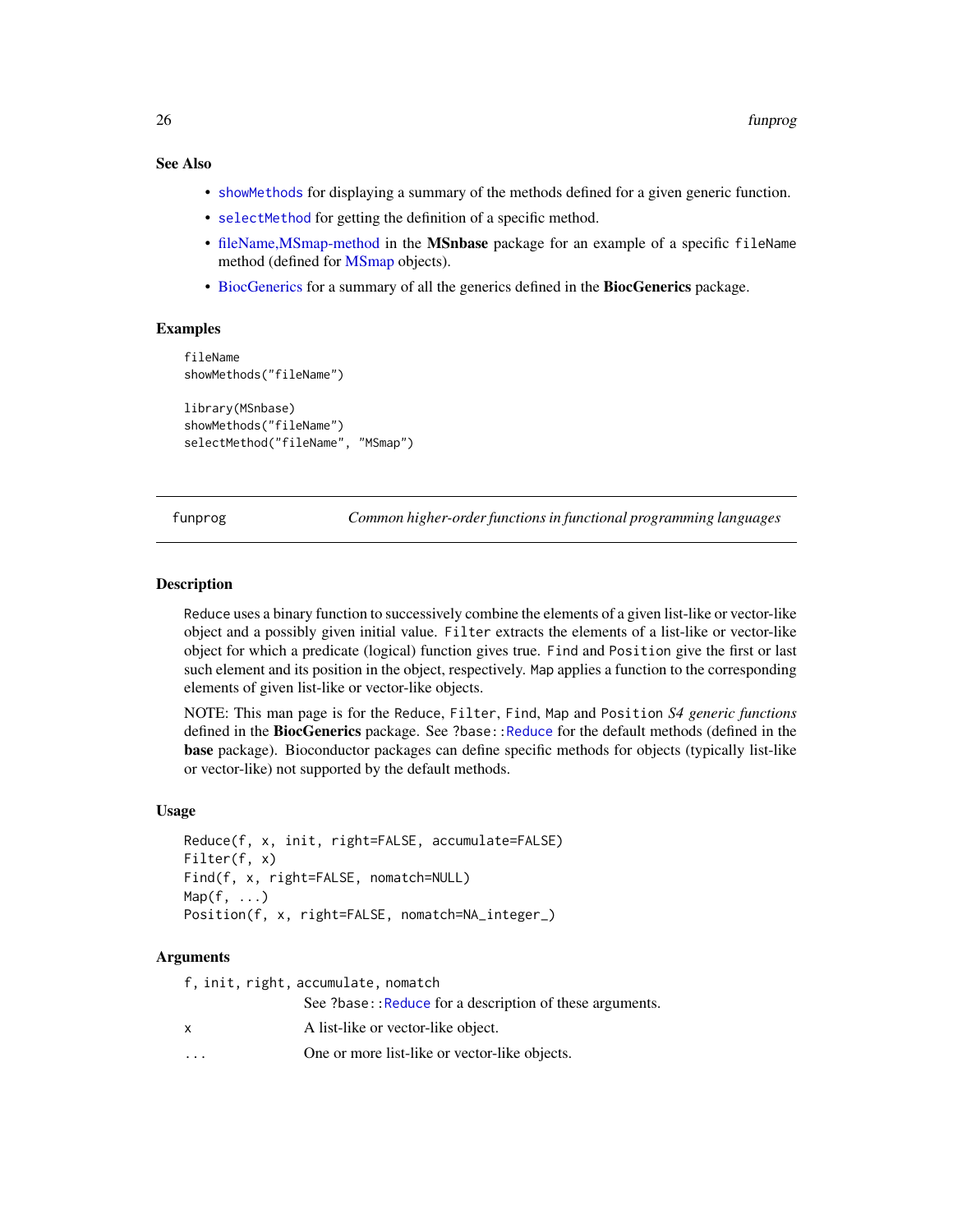### See Also

- `showMethods` for displaying a summary of the methods defined for a given generic function.
- `selectMethod` for getting the definition of a specific method.
- fileName,MSmap-method in the **MSnbase** package for an example of a specific `fileName` method (defined for MSmap objects).
- BiocGenerics for a summary of all the generics defined in the **BiocGenerics** package.

### Examples

```
fileName
showMethods("fileName")

library(MSnbase)
showMethods("fileName")
selectMethod("fileName", "MSmap")
```

---

## funprog — *Common higher-order functions in functional programming languages*

---

### Description

`Reduce` uses a binary function to successively combine the elements of a given list-like or vector-like object and a possibly given initial value. `Filter` extracts the elements of a list-like or vector-like object for which a predicate (logical) function gives true. `Find` and `Position` give the first or last such element and its position in the object, respectively. `Map` applies a function to the corresponding elements of given list-like or vector-like objects.

NOTE: This man page is for the `Reduce`, `Filter`, `Find`, `Map` and `Position` *S4 generic functions* defined in the **BiocGenerics** package. See `?base::Reduce` for the default methods (defined in the **base** package). Bioconductor packages can define specific methods for objects (typically list-like or vector-like) not supported by the default methods.

### Usage

```
Reduce(f, x, init, right=FALSE, accumulate=FALSE)
Filter(f, x)
Find(f, x, right=FALSE, nomatch=NULL)
Map(f, ...)
Position(f, x, right=FALSE, nomatch=NA_integer_)
```

### Arguments

| | |
|---|---|
| `f, init, right, accumulate, nomatch` | See `?base::Reduce` for a description of these arguments. |
| `x` | A list-like or vector-like object. |
| `...` | One or more list-like or vector-like objects. |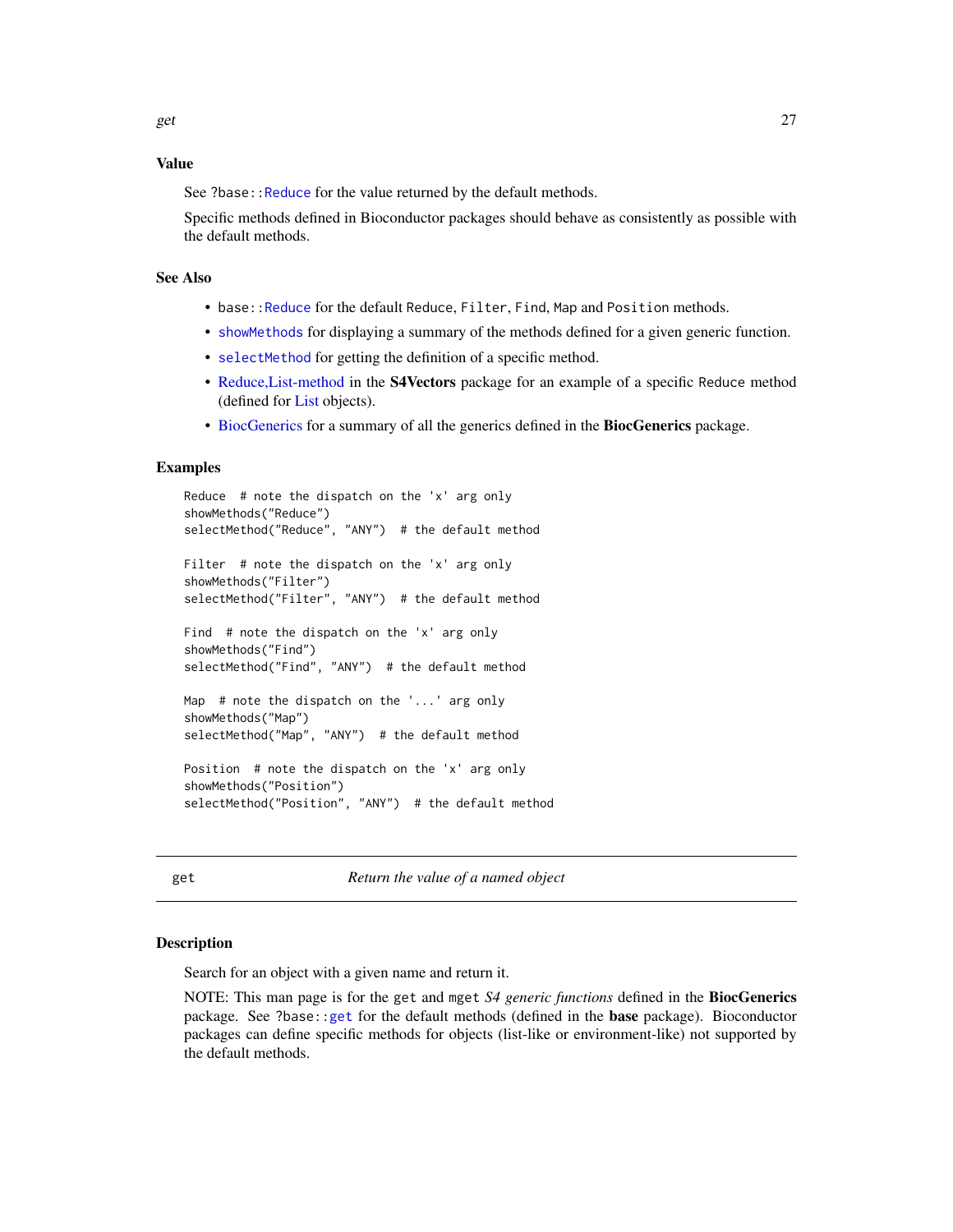## Value

See ?base::Reduce for the value returned by the default methods.

Specific methods defined in Bioconductor packages should behave as consistently as possible with the default methods.

## See Also

- base::Reduce for the default Reduce, Filter, Find, Map and Position methods.
- showMethods for displaying a summary of the methods defined for a given generic function.
- selectMethod for getting the definition of a specific method.
- Reduce,List-method in the **S4Vectors** package for an example of a specific Reduce method (defined for List objects).
- BiocGenerics for a summary of all the generics defined in the **BiocGenerics** package.

## Examples

```
Reduce  # note the dispatch on the 'x' arg only
showMethods("Reduce")
selectMethod("Reduce", "ANY")  # the default method

Filter  # note the dispatch on the 'x' arg only
showMethods("Filter")
selectMethod("Filter", "ANY")  # the default method

Find  # note the dispatch on the 'x' arg only
showMethods("Find")
selectMethod("Find", "ANY")  # the default method

Map  # note the dispatch on the '...' arg only
showMethods("Map")
selectMethod("Map", "ANY")  # the default method

Position  # note the dispatch on the 'x' arg only
showMethods("Position")
selectMethod("Position", "ANY")  # the default method
```

---

# get *Return the value of a named object*

## Description

Search for an object with a given name and return it.

NOTE: This man page is for the get and mget *S4 generic functions* defined in the **BiocGenerics** package. See ?base::get for the default methods (defined in the **base** package). Bioconductor packages can define specific methods for objects (list-like or environment-like) not supported by the default methods.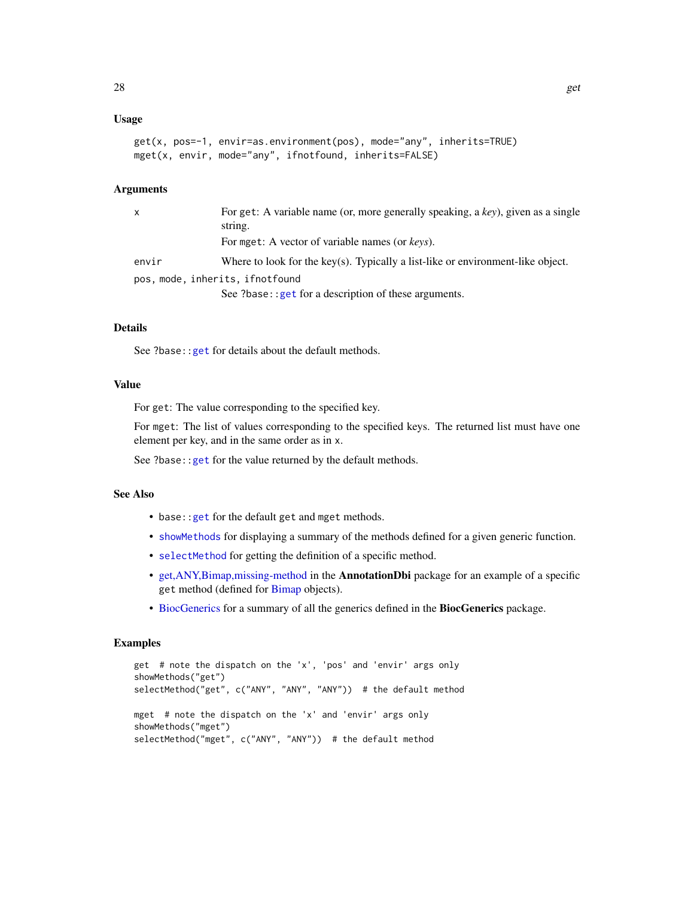## Usage

```
get(x, pos=-1, envir=as.environment(pos), mode="any", inherits=TRUE)
mget(x, envir, mode="any", ifnotfound, inherits=FALSE)
```

## Arguments

| | |
|---|---|
| `x` | For `get`: A variable name (or, more generally speaking, a *key*), given as a single string.<br>For `mget`: A vector of variable names (or *keys*). |
| `envir` | Where to look for the key(s). Typically a list-like or environment-like object. |
| `pos, mode, inherits, ifnotfound` | See `?base::get` for a description of these arguments. |

## Details

See `?base::get` for details about the default methods.

## Value

For `get`: The value corresponding to the specified key.

For `mget`: The list of values corresponding to the specified keys. The returned list must have one element per key, and in the same order as in `x`.

See `?base::get` for the value returned by the default methods.

## See Also

- `base::get` for the default `get` and `mget` methods.
- `showMethods` for displaying a summary of the methods defined for a given generic function.
- `selectMethod` for getting the definition of a specific method.
- get,ANY,Bimap,missing-method in the **AnnotationDbi** package for an example of a specific `get` method (defined for Bimap objects).
- BiocGenerics for a summary of all the generics defined in the **BiocGenerics** package.

## Examples

```
get  # note the dispatch on the 'x', 'pos' and 'envir' args only
showMethods("get")
selectMethod("get", c("ANY", "ANY", "ANY"))  # the default method

mget  # note the dispatch on the 'x' and 'envir' args only
showMethods("mget")
selectMethod("mget", c("ANY", "ANY"))  # the default method
```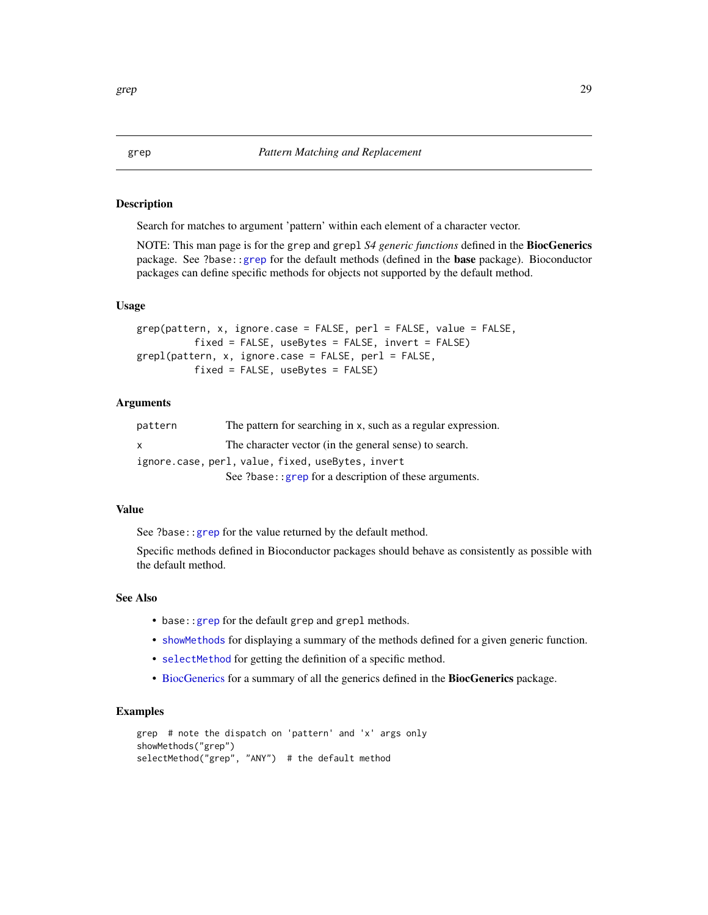grep *Pattern Matching and Replacement*

## Description

Search for matches to argument 'pattern' within each element of a character vector.

NOTE: This man page is for the `grep` and `grepl` *S4 generic functions* defined in the **BiocGenerics** package. See `?base::grep` for the default methods (defined in the **base** package). Bioconductor packages can define specific methods for objects not supported by the default method.

## Usage

```
grep(pattern, x, ignore.case = FALSE, perl = FALSE, value = FALSE,
          fixed = FALSE, useBytes = FALSE, invert = FALSE)
grepl(pattern, x, ignore.case = FALSE, perl = FALSE,
          fixed = FALSE, useBytes = FALSE)
```

## Arguments

| | |
|---|---|
| `pattern` | The pattern for searching in `x`, such as a regular expression. |
| `x` | The character vector (in the general sense) to search. |
| `ignore.case, perl, value, fixed, useBytes, invert` | See `?base::grep` for a description of these arguments. |

## Value

See `?base::grep` for the value returned by the default method.

Specific methods defined in Bioconductor packages should behave as consistently as possible with the default method.

## See Also

- `base::grep` for the default `grep` and `grepl` methods.
- `showMethods` for displaying a summary of the methods defined for a given generic function.
- `selectMethod` for getting the definition of a specific method.
- BiocGenerics for a summary of all the generics defined in the **BiocGenerics** package.

## Examples

```
grep  # note the dispatch on 'pattern' and 'x' args only
showMethods("grep")
selectMethod("grep", "ANY")  # the default method
```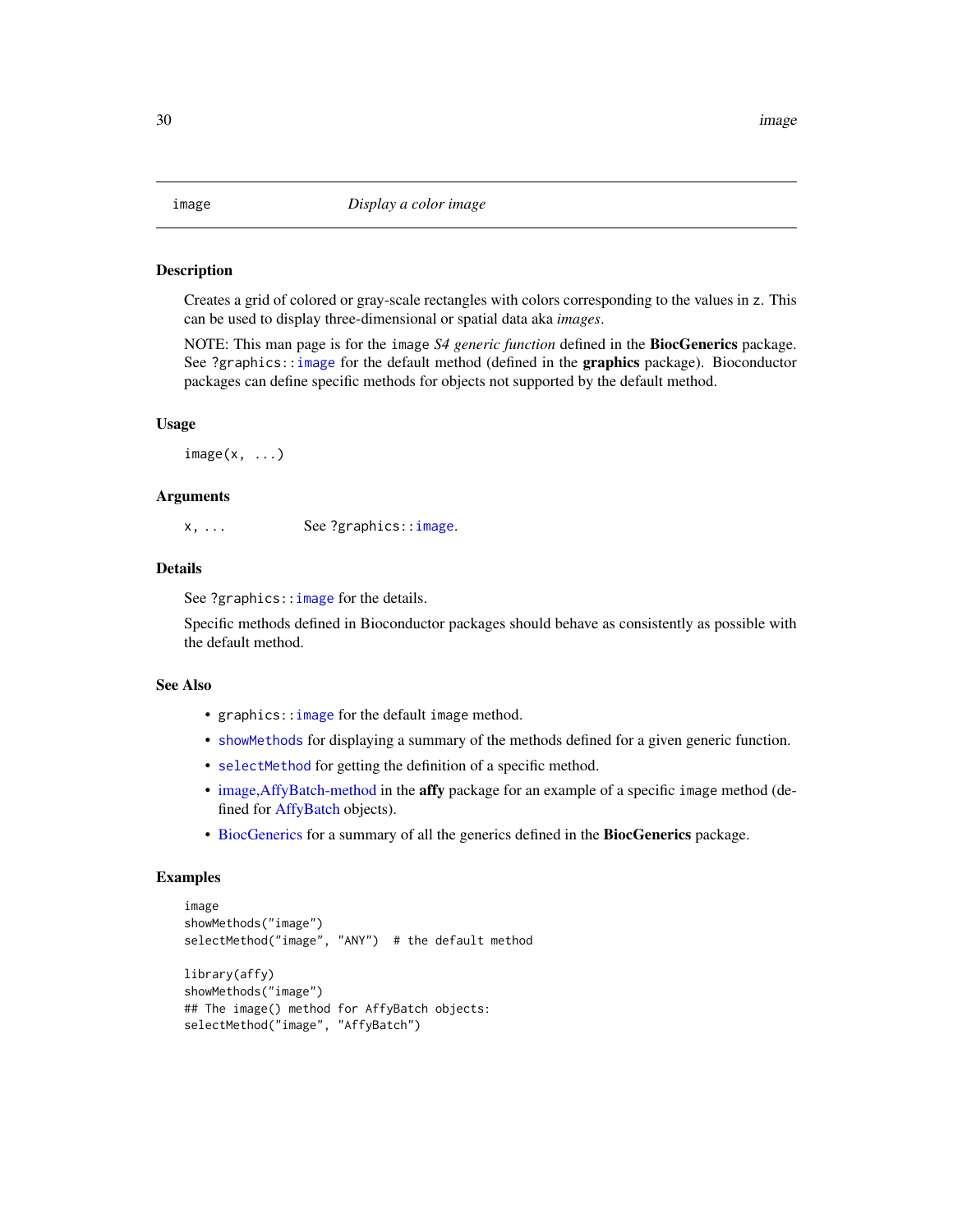# image — *Display a color image*

## Description

Creates a grid of colored or gray-scale rectangles with colors corresponding to the values in `z`. This can be used to display three-dimensional or spatial data aka *images*.

NOTE: This man page is for the `image` *S4 generic function* defined in the **BiocGenerics** package. See `?graphics::image` for the default method (defined in the **graphics** package). Bioconductor packages can define specific methods for objects not supported by the default method.

## Usage

```
image(x, ...)
```

## Arguments

| | |
|---|---|
| `x, ...` | See `?graphics::image`. |

## Details

See `?graphics::image` for the details.

Specific methods defined in Bioconductor packages should behave as consistently as possible with the default method.

## See Also

- `graphics::image` for the default `image` method.
- `showMethods` for displaying a summary of the methods defined for a given generic function.
- `selectMethod` for getting the definition of a specific method.
- image,AffyBatch-method in the **affy** package for an example of a specific `image` method (defined for AffyBatch objects).
- BiocGenerics for a summary of all the generics defined in the **BiocGenerics** package.

## Examples

```
image
showMethods("image")
selectMethod("image", "ANY")  # the default method

library(affy)
showMethods("image")
## The image() method for AffyBatch objects:
selectMethod("image", "AffyBatch")
```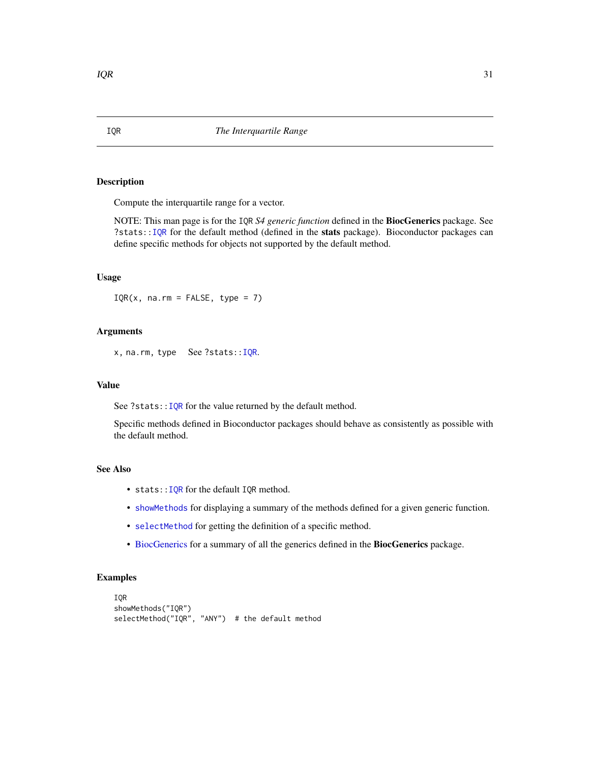# IQR *The Interquartile Range*

## Description

Compute the interquartile range for a vector.

NOTE: This man page is for the `IQR` *S4 generic function* defined in the **BiocGenerics** package. See `?stats::IQR` for the default method (defined in the **stats** package). Bioconductor packages can define specific methods for objects not supported by the default method.

## Usage

```
IQR(x, na.rm = FALSE, type = 7)
```

## Arguments

`x, na.rm, type` See `?stats::IQR`.

## Value

See `?stats::IQR` for the value returned by the default method.

Specific methods defined in Bioconductor packages should behave as consistently as possible with the default method.

## See Also

- `stats::IQR` for the default `IQR` method.
- `showMethods` for displaying a summary of the methods defined for a given generic function.
- `selectMethod` for getting the definition of a specific method.
- BiocGenerics for a summary of all the generics defined in the **BiocGenerics** package.

## Examples

```
IQR
showMethods("IQR")
selectMethod("IQR", "ANY")  # the default method
```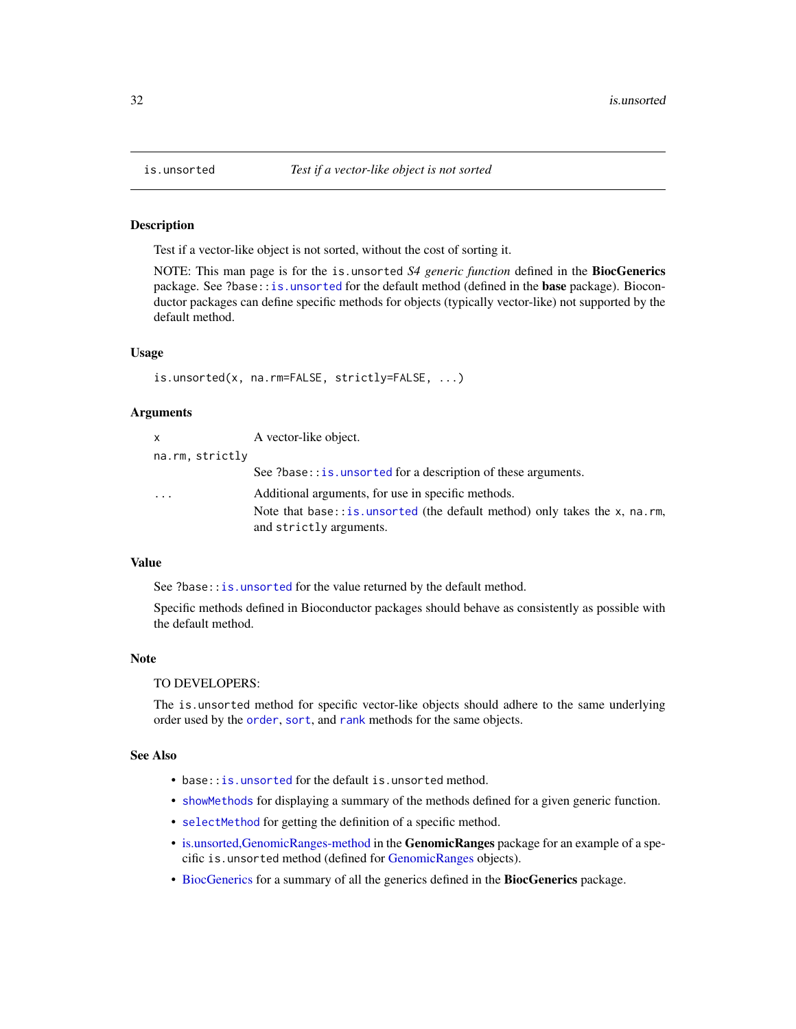## is.unsorted — *Test if a vector-like object is not sorted*

### Description

Test if a vector-like object is not sorted, without the cost of sorting it.

NOTE: This man page is for the `is.unsorted` *S4 generic function* defined in the **BiocGenerics** package. See `?base::is.unsorted` for the default method (defined in the **base** package). Bioconductor packages can define specific methods for objects (typically vector-like) not supported by the default method.

### Usage

```
is.unsorted(x, na.rm=FALSE, strictly=FALSE, ...)
```

### Arguments

| | |
|---|---|
| `x` | A vector-like object. |
| `na.rm, strictly` | See `?base::is.unsorted` for a description of these arguments. |
| `...` | Additional arguments, for use in specific methods. Note that `base::is.unsorted` (the default method) only takes the `x`, `na.rm`, and `strictly` arguments. |

### Value

See `?base::is.unsorted` for the value returned by the default method.

Specific methods defined in Bioconductor packages should behave as consistently as possible with the default method.

### Note

TO DEVELOPERS:

The `is.unsorted` method for specific vector-like objects should adhere to the same underlying order used by the `order`, `sort`, and `rank` methods for the same objects.

### See Also

- `base::is.unsorted` for the default `is.unsorted` method.
- `showMethods` for displaying a summary of the methods defined for a given generic function.
- `selectMethod` for getting the definition of a specific method.
- is.unsorted,GenomicRanges-method in the **GenomicRanges** package for an example of a specific `is.unsorted` method (defined for GenomicRanges objects).
- BiocGenerics for a summary of all the generics defined in the **BiocGenerics** package.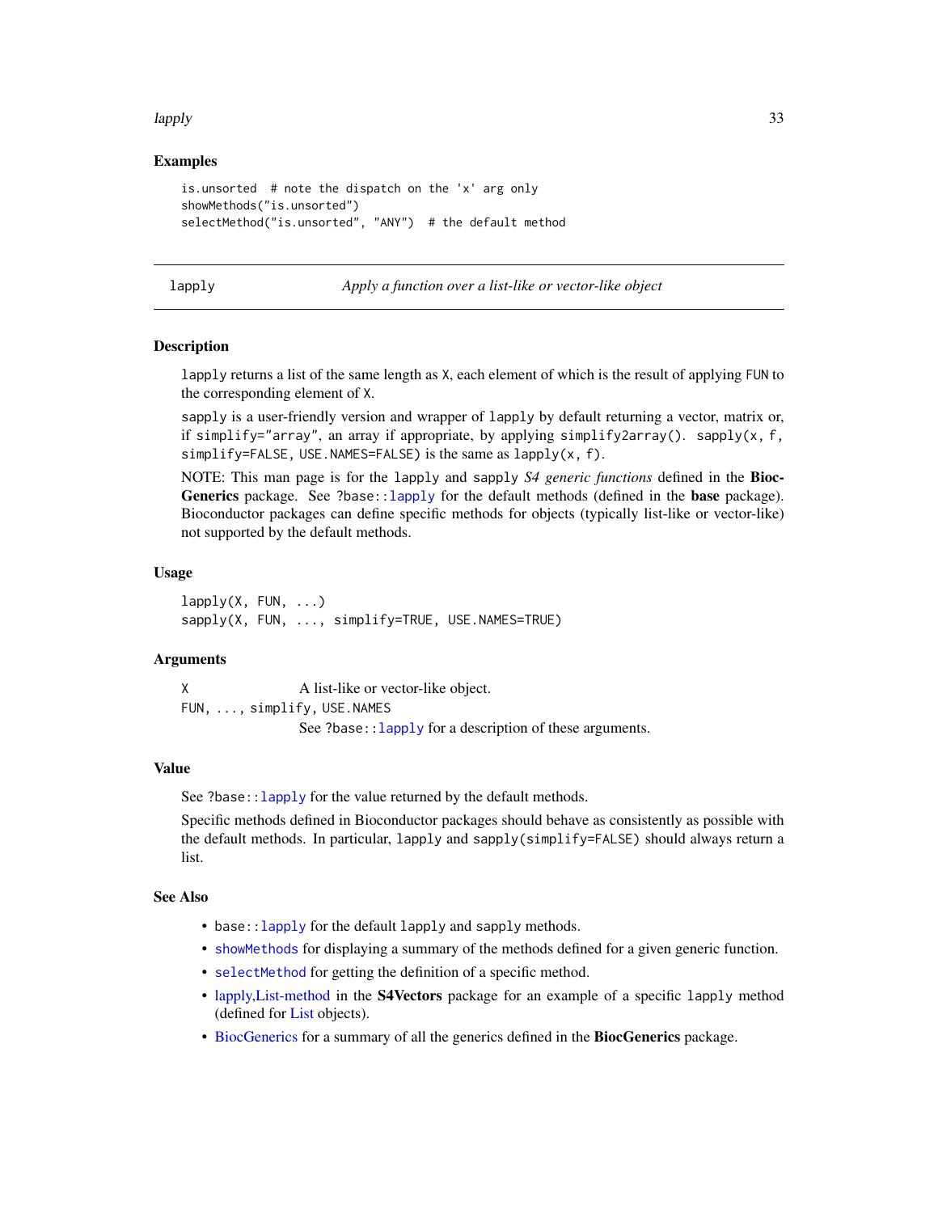## Examples

```
is.unsorted  # note the dispatch on the 'x' arg only
showMethods("is.unsorted")
selectMethod("is.unsorted", "ANY")  # the default method
```

---

# lapply — *Apply a function over a list-like or vector-like object*

## Description

`lapply` returns a list of the same length as `X`, each element of which is the result of applying `FUN` to the corresponding element of `X`.

`sapply` is a user-friendly version and wrapper of `lapply` by default returning a vector, matrix or, if `simplify="array"`, an array if appropriate, by applying `simplify2array()`. `sapply(x, f, simplify=FALSE, USE.NAMES=FALSE)` is the same as `lapply(x, f)`.

NOTE: This man page is for the `lapply` and `sapply` *S4 generic functions* defined in the **BiocGenerics** package. See `?base::lapply` for the default methods (defined in the **base** package). Bioconductor packages can define specific methods for objects (typically list-like or vector-like) not supported by the default methods.

## Usage

```
lapply(X, FUN, ...)
sapply(X, FUN, ..., simplify=TRUE, USE.NAMES=TRUE)
```

## Arguments

`X` A list-like or vector-like object.

`FUN, ..., simplify, USE.NAMES`
See `?base::lapply` for a description of these arguments.

## Value

See `?base::lapply` for the value returned by the default methods.

Specific methods defined in Bioconductor packages should behave as consistently as possible with the default methods. In particular, `lapply` and `sapply(simplify=FALSE)` should always return a list.

## See Also

- `base::lapply` for the default `lapply` and `sapply` methods.
- `showMethods` for displaying a summary of the methods defined for a given generic function.
- `selectMethod` for getting the definition of a specific method.
- lapply,List-method in the **S4Vectors** package for an example of a specific `lapply` method (defined for List objects).
- BiocGenerics for a summary of all the generics defined in the **BiocGenerics** package.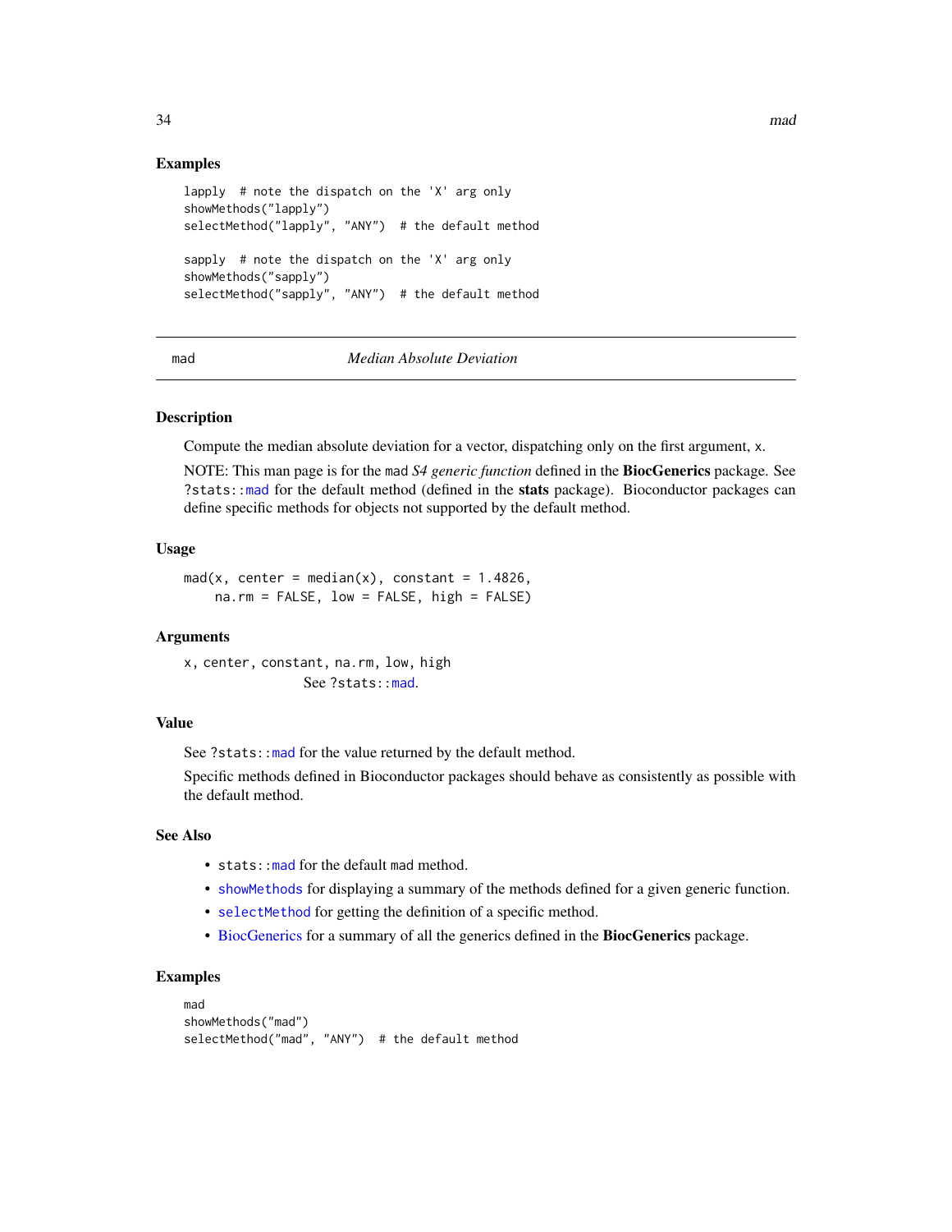### Examples

```
lapply  # note the dispatch on the 'X' arg only
showMethods("lapply")
selectMethod("lapply", "ANY")  # the default method

sapply  # note the dispatch on the 'X' arg only
showMethods("sapply")
selectMethod("sapply", "ANY")  # the default method
```

---

## mad — *Median Absolute Deviation*

---

### Description

Compute the median absolute deviation for a vector, dispatching only on the first argument, `x`.

NOTE: This man page is for the `mad` *S4 generic function* defined in the **BiocGenerics** package. See `?stats::mad` for the default method (defined in the **stats** package). Bioconductor packages can define specific methods for objects not supported by the default method.

### Usage

```
mad(x, center = median(x), constant = 1.4826,
    na.rm = FALSE, low = FALSE, high = FALSE)
```

### Arguments

`x, center, constant, na.rm, low, high`
: See `?stats::mad`.

### Value

See `?stats::mad` for the value returned by the default method.

Specific methods defined in Bioconductor packages should behave as consistently as possible with the default method.

### See Also

- `stats::mad` for the default `mad` method.
- `showMethods` for displaying a summary of the methods defined for a given generic function.
- `selectMethod` for getting the definition of a specific method.
- BiocGenerics for a summary of all the generics defined in the **BiocGenerics** package.

### Examples

```
mad
showMethods("mad")
selectMethod("mad", "ANY")  # the default method
```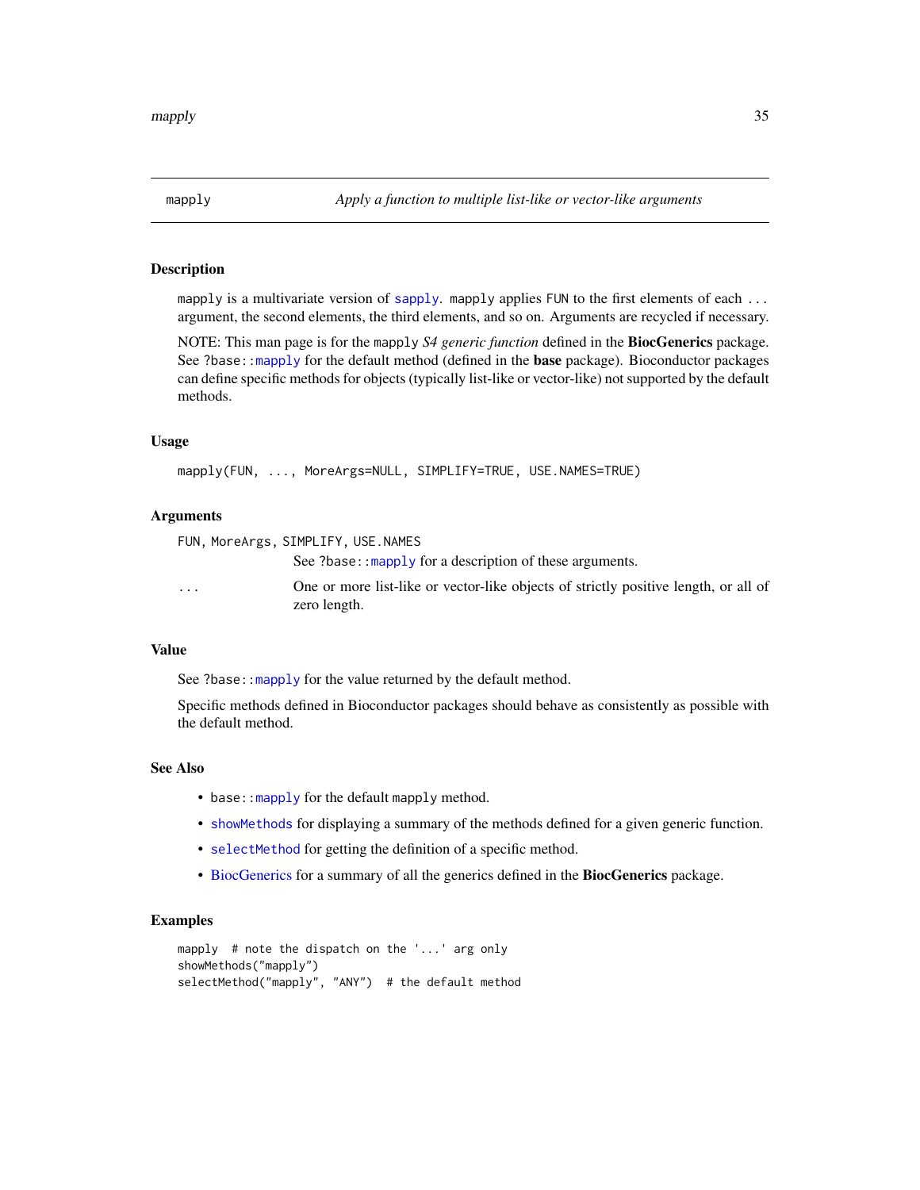# mapply — *Apply a function to multiple list-like or vector-like arguments*

## Description

`mapply` is a multivariate version of `sapply`. `mapply` applies `FUN` to the first elements of each `...` argument, the second elements, the third elements, and so on. Arguments are recycled if necessary.

NOTE: This man page is for the `mapply` *S4 generic function* defined in the **BiocGenerics** package. See `?base::mapply` for the default method (defined in the **base** package). Bioconductor packages can define specific methods for objects (typically list-like or vector-like) not supported by the default methods.

## Usage

```
mapply(FUN, ..., MoreArgs=NULL, SIMPLIFY=TRUE, USE.NAMES=TRUE)
```

## Arguments

| | |
|---|---|
| `FUN, MoreArgs, SIMPLIFY, USE.NAMES` | See `?base::mapply` for a description of these arguments. |
| `...` | One or more list-like or vector-like objects of strictly positive length, or all of zero length. |

## Value

See `?base::mapply` for the value returned by the default method.

Specific methods defined in Bioconductor packages should behave as consistently as possible with the default method.

## See Also

- `base::mapply` for the default `mapply` method.
- `showMethods` for displaying a summary of the methods defined for a given generic function.
- `selectMethod` for getting the definition of a specific method.
- BiocGenerics for a summary of all the generics defined in the **BiocGenerics** package.

## Examples

```
mapply  # note the dispatch on the '...' arg only
showMethods("mapply")
selectMethod("mapply", "ANY")  # the default method
```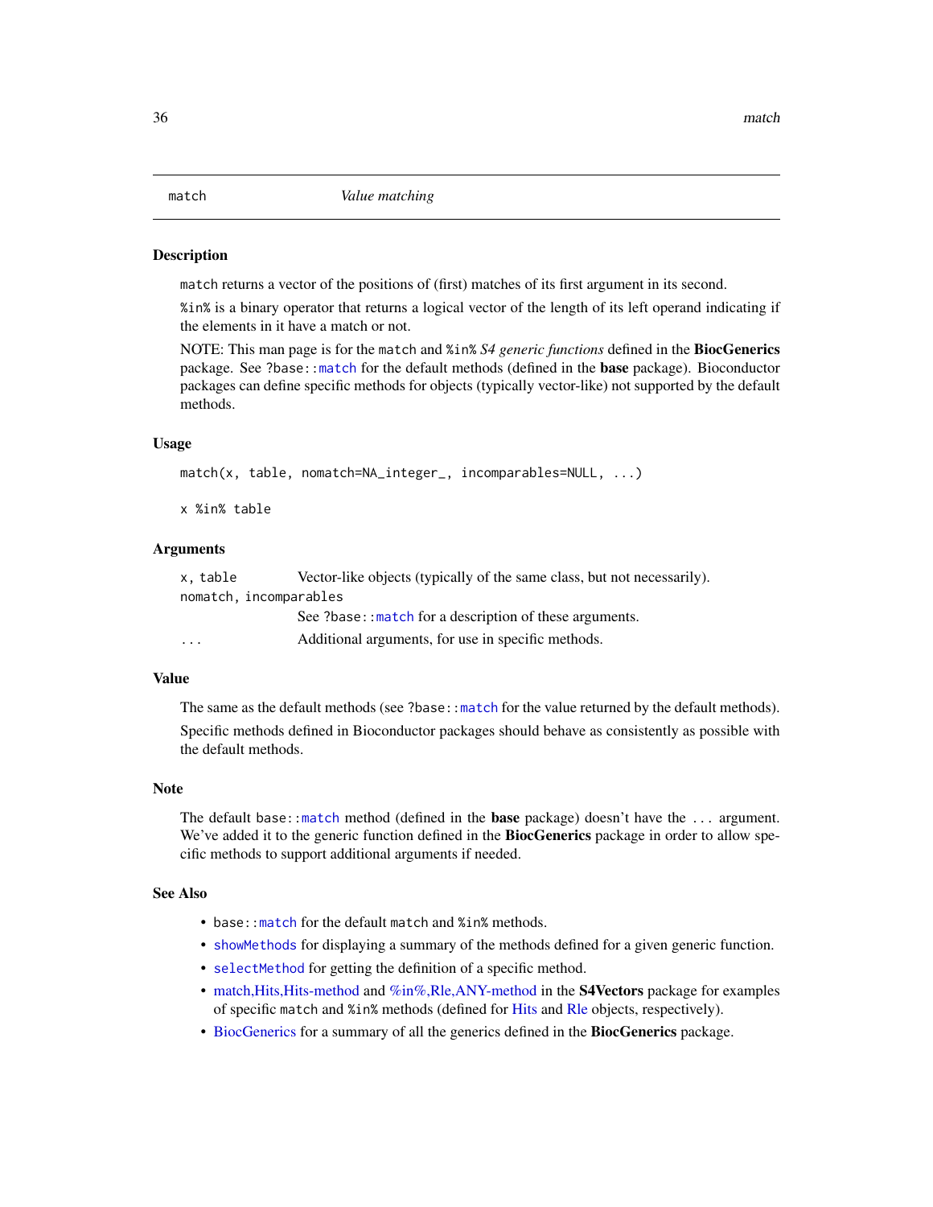# match — *Value matching*

## Description

`match` returns a vector of the positions of (first) matches of its first argument in its second.

`%in%` is a binary operator that returns a logical vector of the length of its left operand indicating if the elements in it have a match or not.

NOTE: This man page is for the `match` and `%in%` *S4 generic functions* defined in the **BiocGenerics** package. See `?base::match` for the default methods (defined in the **base** package). Bioconductor packages can define specific methods for objects (typically vector-like) not supported by the default methods.

## Usage

```
match(x, table, nomatch=NA_integer_, incomparables=NULL, ...)

x %in% table
```

## Arguments

| | |
|---|---|
| `x, table` | Vector-like objects (typically of the same class, but not necessarily). |
| `nomatch, incomparables` | See `?base::match` for a description of these arguments. |
| `...` | Additional arguments, for use in specific methods. |

## Value

The same as the default methods (see `?base::match` for the value returned by the default methods).

Specific methods defined in Bioconductor packages should behave as consistently as possible with the default methods.

## Note

The default `base::match` method (defined in the **base** package) doesn't have the `...` argument. We've added it to the generic function defined in the **BiocGenerics** package in order to allow specific methods to support additional arguments if needed.

## See Also

- `base::match` for the default `match` and `%in%` methods.
- `showMethods` for displaying a summary of the methods defined for a given generic function.
- `selectMethod` for getting the definition of a specific method.
- match,Hits,Hits-method and %in%,Rle,ANY-method in the **S4Vectors** package for examples of specific `match` and `%in%` methods (defined for Hits and Rle objects, respectively).
- BiocGenerics for a summary of all the generics defined in the **BiocGenerics** package.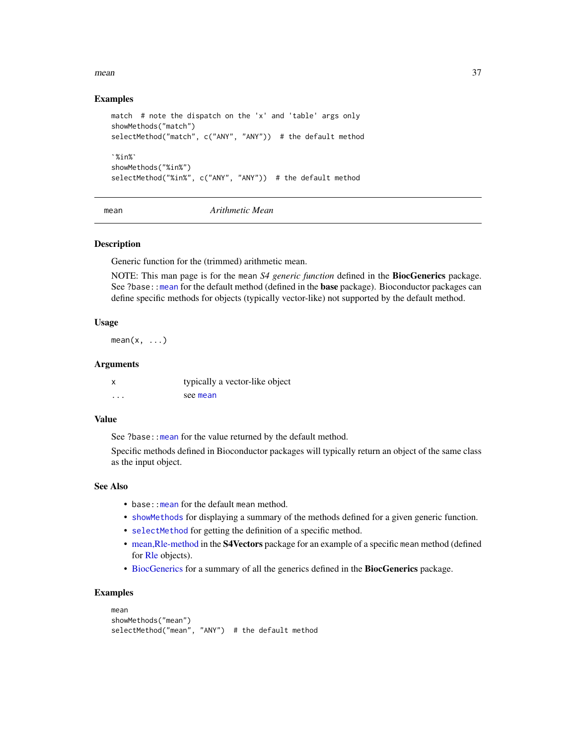### Examples

```
match  # note the dispatch on the 'x' and 'table' args only
showMethods("match")
selectMethod("match", c("ANY", "ANY"))  # the default method

`%in%`
showMethods("%in%")
selectMethod("%in%", c("ANY", "ANY"))  # the default method
```

---

## mean — *Arithmetic Mean*

---

### Description

Generic function for the (trimmed) arithmetic mean.

NOTE: This man page is for the `mean` *S4 generic function* defined in the **BiocGenerics** package. See `?base::mean` for the default method (defined in the **base** package). Bioconductor packages can define specific methods for objects (typically vector-like) not supported by the default method.

### Usage

```
mean(x, ...)
```

### Arguments

| | |
|---|---|
| `x` | typically a vector-like object |
| `...` | see `mean` |

### Value

See `?base::mean` for the value returned by the default method.

Specific methods defined in Bioconductor packages will typically return an object of the same class as the input object.

### See Also

- `base::mean` for the default `mean` method.
- `showMethods` for displaying a summary of the methods defined for a given generic function.
- `selectMethod` for getting the definition of a specific method.
- mean,Rle-method in the **S4Vectors** package for an example of a specific `mean` method (defined for Rle objects).
- BiocGenerics for a summary of all the generics defined in the **BiocGenerics** package.

### Examples

```
mean
showMethods("mean")
selectMethod("mean", "ANY")  # the default method
```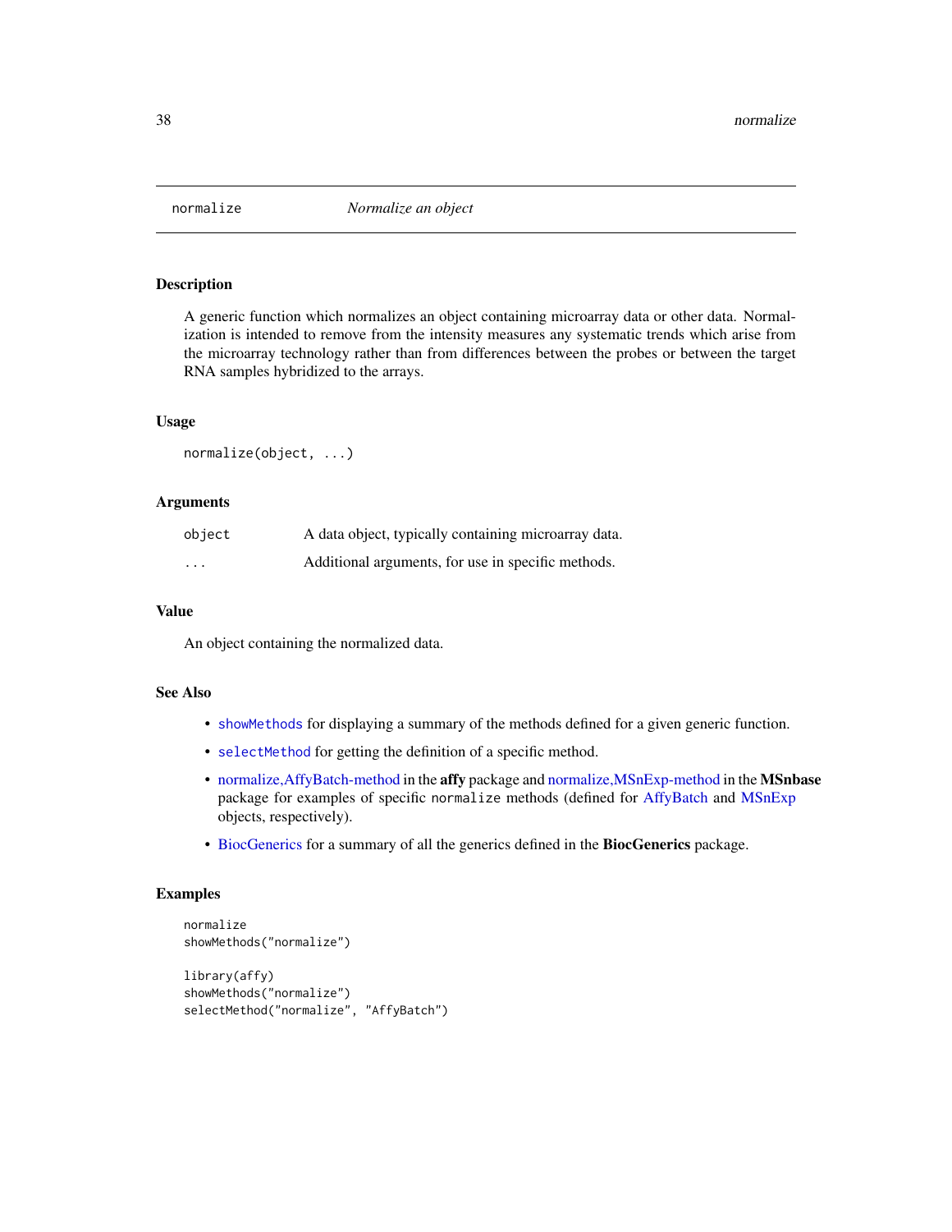# normalize — *Normalize an object*

## Description

A generic function which normalizes an object containing microarray data or other data. Normalization is intended to remove from the intensity measures any systematic trends which arise from the microarray technology rather than from differences between the probes or between the target RNA samples hybridized to the arrays.

## Usage

```
normalize(object, ...)
```

## Arguments

| | |
|---|---|
| `object` | A data object, typically containing microarray data. |
| `...` | Additional arguments, for use in specific methods. |

## Value

An object containing the normalized data.

## See Also

- `showMethods` for displaying a summary of the methods defined for a given generic function.
- `selectMethod` for getting the definition of a specific method.
- normalize,AffyBatch-method in the **affy** package and normalize,MSnExp-method in the **MSnbase** package for examples of specific `normalize` methods (defined for AffyBatch and MSnExp objects, respectively).
- BiocGenerics for a summary of all the generics defined in the **BiocGenerics** package.

## Examples

```
normalize
showMethods("normalize")

library(affy)
showMethods("normalize")
selectMethod("normalize", "AffyBatch")
```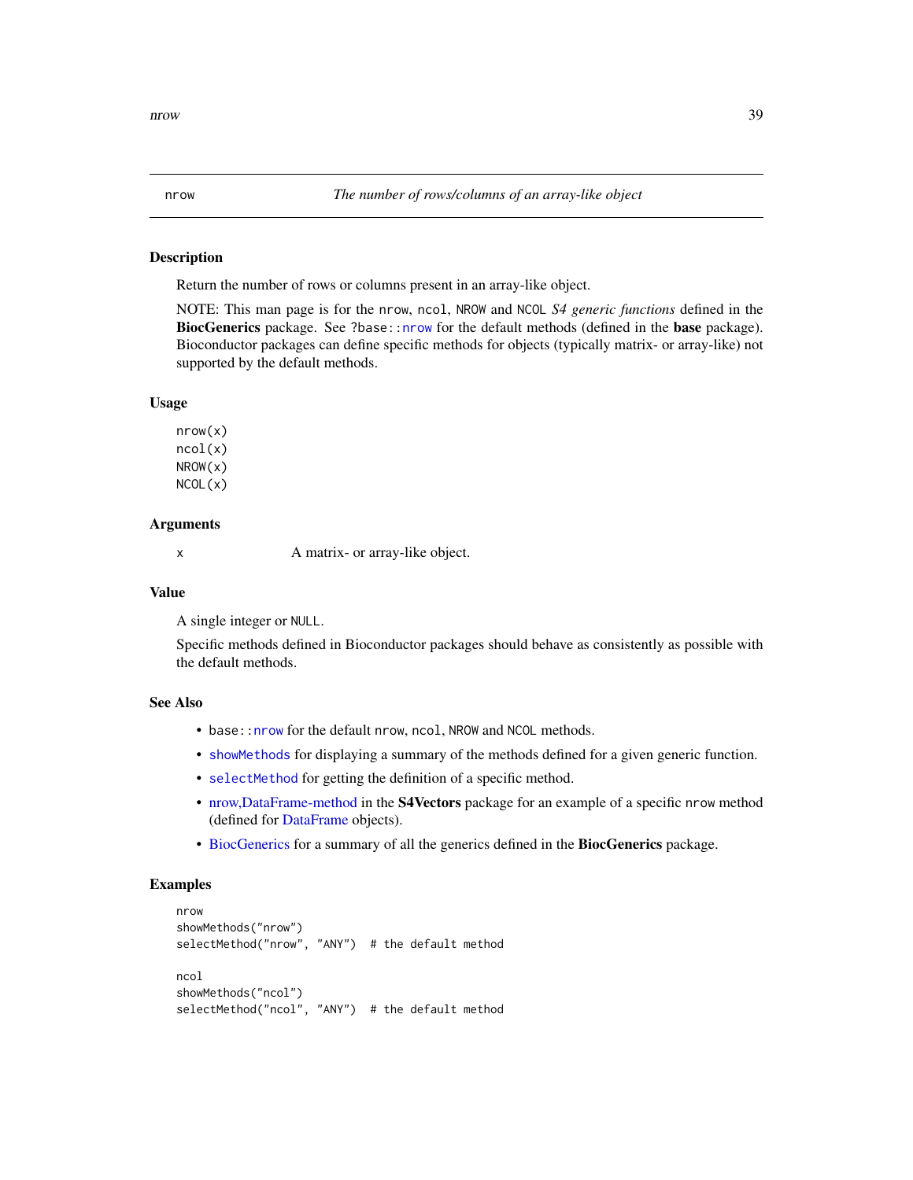nrow *The number of rows/columns of an array-like object*

## Description

Return the number of rows or columns present in an array-like object.

NOTE: This man page is for the `nrow`, `ncol`, `NROW` and `NCOL` *S4 generic functions* defined in the **BiocGenerics** package. See `?base::nrow` for the default methods (defined in the **base** package). Bioconductor packages can define specific methods for objects (typically matrix- or array-like) not supported by the default methods.

## Usage

```
nrow(x)
ncol(x)
NROW(x)
NCOL(x)
```

## Arguments

x	A matrix- or array-like object.

## Value

A single integer or `NULL`.

Specific methods defined in Bioconductor packages should behave as consistently as possible with the default methods.

## See Also

- `base::nrow` for the default `nrow`, `ncol`, `NROW` and `NCOL` methods.
- `showMethods` for displaying a summary of the methods defined for a given generic function.
- `selectMethod` for getting the definition of a specific method.
- nrow,DataFrame-method in the **S4Vectors** package for an example of a specific `nrow` method (defined for DataFrame objects).
- BiocGenerics for a summary of all the generics defined in the **BiocGenerics** package.

## Examples

```
nrow
showMethods("nrow")
selectMethod("nrow", "ANY")  # the default method

ncol
showMethods("ncol")
selectMethod("ncol", "ANY")  # the default method
```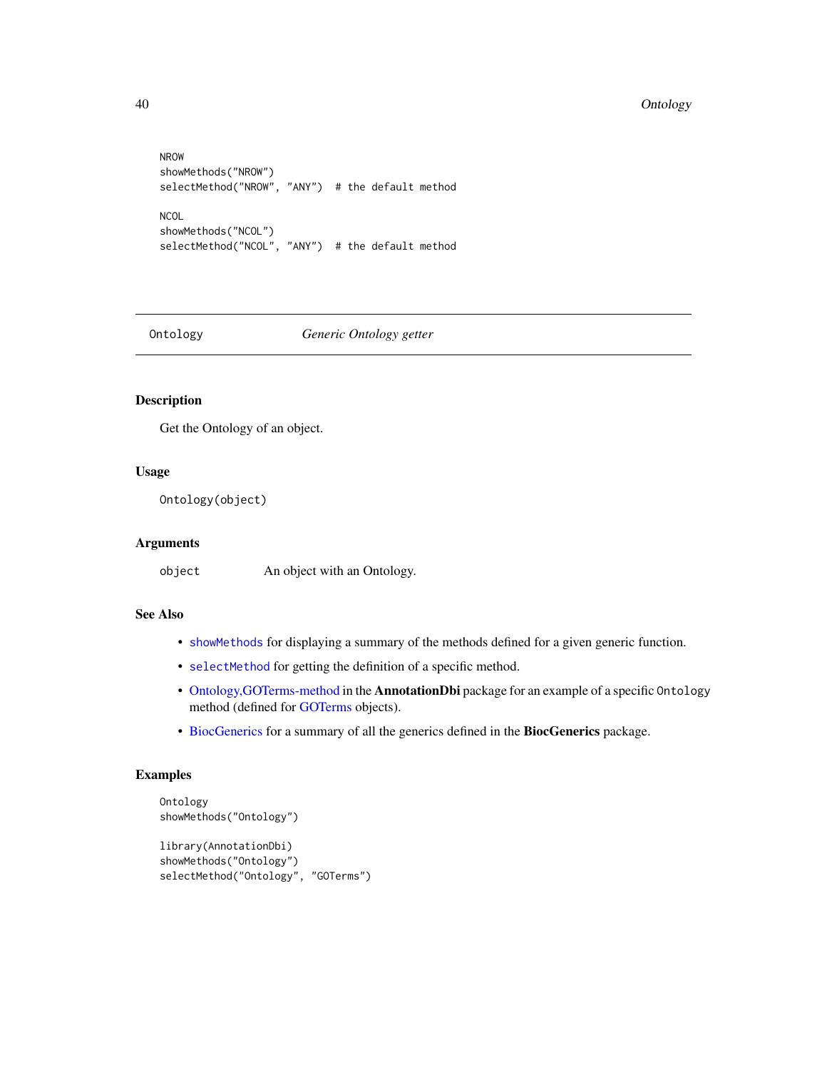```
NROW
showMethods("NROW")
selectMethod("NROW", "ANY")  # the default method

NCOL
showMethods("NCOL")
selectMethod("NCOL", "ANY")  # the default method
```

---

`Ontology` *Generic Ontology getter*

---

## Description

Get the Ontology of an object.

## Usage

```
Ontology(object)
```

## Arguments

`object` An object with an Ontology.

## See Also

- `showMethods` for displaying a summary of the methods defined for a given generic function.
- `selectMethod` for getting the definition of a specific method.
- Ontology,GOTerms-method in the **AnnotationDbi** package for an example of a specific `Ontology` method (defined for GOTerms objects).
- BiocGenerics for a summary of all the generics defined in the **BiocGenerics** package.

## Examples

```
Ontology
showMethods("Ontology")

library(AnnotationDbi)
showMethods("Ontology")
selectMethod("Ontology", "GOTerms")
```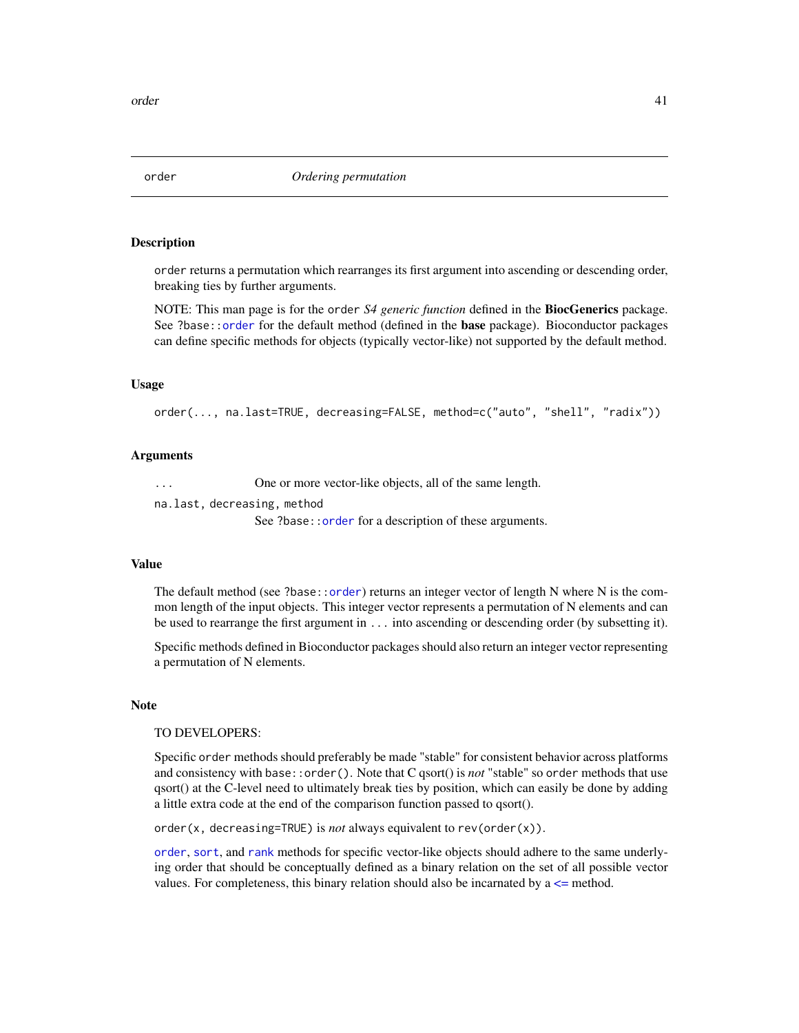# order — *Ordering permutation*

## Description

`order` returns a permutation which rearranges its first argument into ascending or descending order, breaking ties by further arguments.

NOTE: This man page is for the `order` *S4 generic function* defined in the **BiocGenerics** package. See `?base::order` for the default method (defined in the **base** package). Bioconductor packages can define specific methods for objects (typically vector-like) not supported by the default method.

## Usage

```
order(..., na.last=TRUE, decreasing=FALSE, method=c("auto", "shell", "radix"))
```

## Arguments

`...` One or more vector-like objects, all of the same length.

`na.last, decreasing, method`
See `?base::order` for a description of these arguments.

## Value

The default method (see `?base::order`) returns an integer vector of length N where N is the common length of the input objects. This integer vector represents a permutation of N elements and can be used to rearrange the first argument in `...` into ascending or descending order (by subsetting it).

Specific methods defined in Bioconductor packages should also return an integer vector representing a permutation of N elements.

## Note

TO DEVELOPERS:

Specific `order` methods should preferably be made "stable" for consistent behavior across platforms and consistency with `base::order()`. Note that C qsort() is *not* "stable" so `order` methods that use qsort() at the C-level need to ultimately break ties by position, which can easily be done by adding a little extra code at the end of the comparison function passed to qsort().

`order(x, decreasing=TRUE)` is *not* always equivalent to `rev(order(x))`.

`order`, `sort`, and `rank` methods for specific vector-like objects should adhere to the same underlying order that should be conceptually defined as a binary relation on the set of all possible vector values. For completeness, this binary relation should also be incarnated by a `<=` method.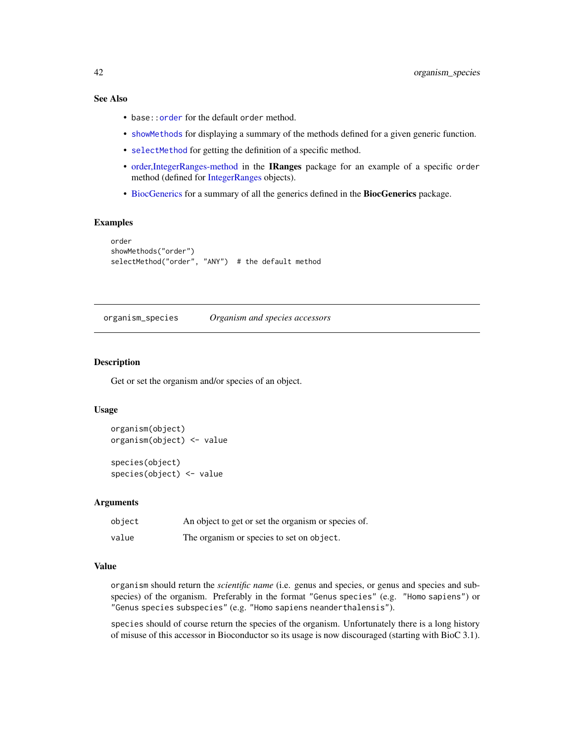### See Also

- `base::order` for the default `order` method.
- `showMethods` for displaying a summary of the methods defined for a given generic function.
- `selectMethod` for getting the definition of a specific method.
- order,IntegerRanges-method in the **IRanges** package for an example of a specific `order` method (defined for IntegerRanges objects).
- BiocGenerics for a summary of all the generics defined in the **BiocGenerics** package.

### Examples

```
order
showMethods("order")
selectMethod("order", "ANY")  # the default method
```

---

## organism_species — *Organism and species accessors*

---

### Description

Get or set the organism and/or species of an object.

### Usage

```
organism(object)
organism(object) <- value

species(object)
species(object) <- value
```

### Arguments

| | |
|---|---|
| `object` | An object to get or set the organism or species of. |
| `value` | The organism or species to set on `object`. |

### Value

`organism` should return the *scientific name* (i.e. genus and species, or genus and species and subspecies) of the organism. Preferably in the format `"Genus species"` (e.g. `"Homo sapiens"`) or `"Genus species subspecies"` (e.g. `"Homo sapiens neanderthalensis"`).

`species` should of course return the species of the organism. Unfortunately there is a long history of misuse of this accessor in Bioconductor so its usage is now discouraged (starting with BioC 3.1).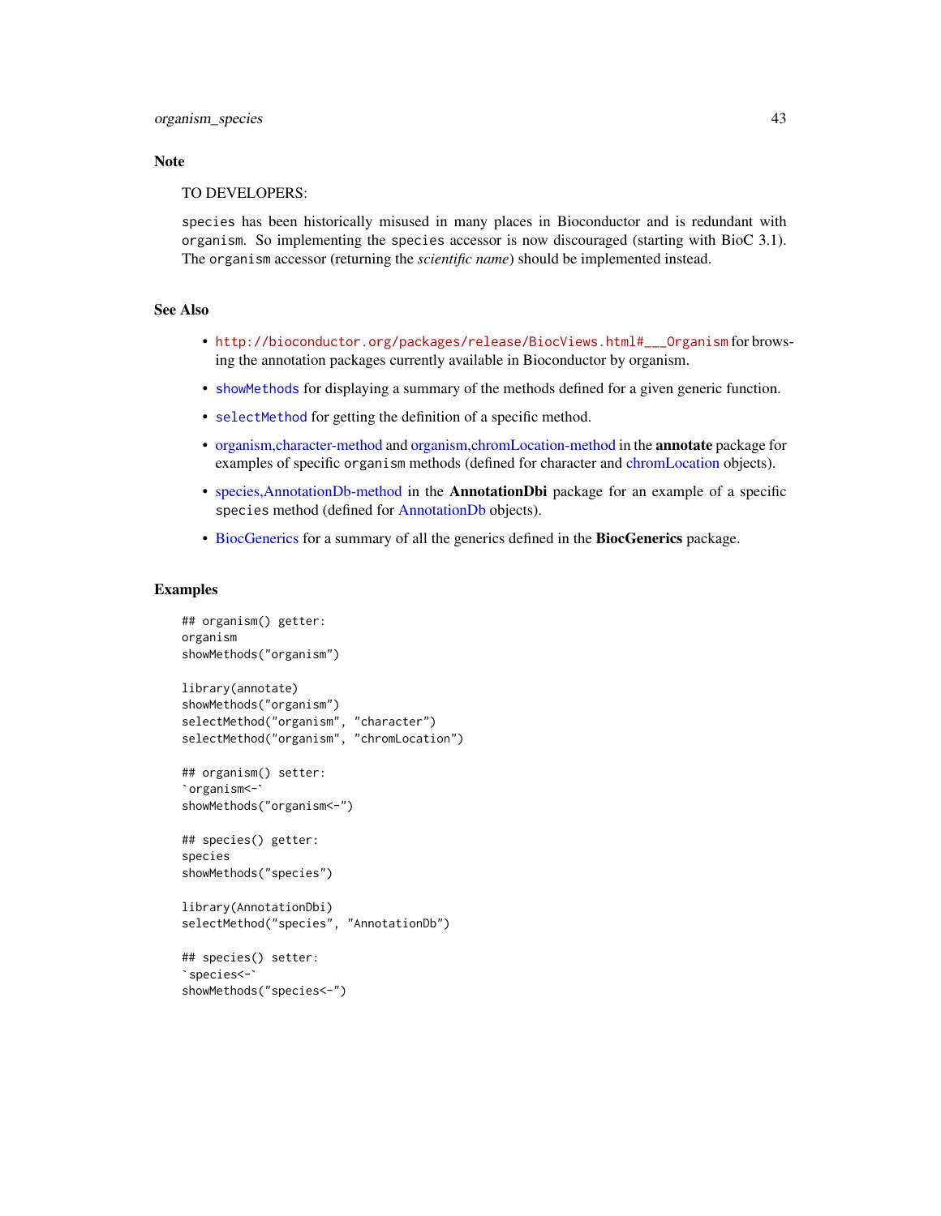## Note

TO DEVELOPERS:

species has been historically misused in many places in Bioconductor and is redundant with organism. So implementing the species accessor is now discouraged (starting with BioC 3.1). The organism accessor (returning the *scientific name*) should be implemented instead.

## See Also

- http://bioconductor.org/packages/release/BiocViews.html#___Organism for browsing the annotation packages currently available in Bioconductor by organism.
- showMethods for displaying a summary of the methods defined for a given generic function.
- selectMethod for getting the definition of a specific method.
- organism,character-method and organism,chromLocation-method in the **annotate** package for examples of specific organism methods (defined for character and chromLocation objects).
- species,AnnotationDb-method in the **AnnotationDbi** package for an example of a specific species method (defined for AnnotationDb objects).
- BiocGenerics for a summary of all the generics defined in the **BiocGenerics** package.

## Examples

```
## organism() getter:
organism
showMethods("organism")

library(annotate)
showMethods("organism")
selectMethod("organism", "character")
selectMethod("organism", "chromLocation")

## organism() setter:
`organism<-`
showMethods("organism<-")

## species() getter:
species
showMethods("species")

library(AnnotationDbi)
selectMethod("species", "AnnotationDb")

## species() setter:
`species<-`
showMethods("species<-")
```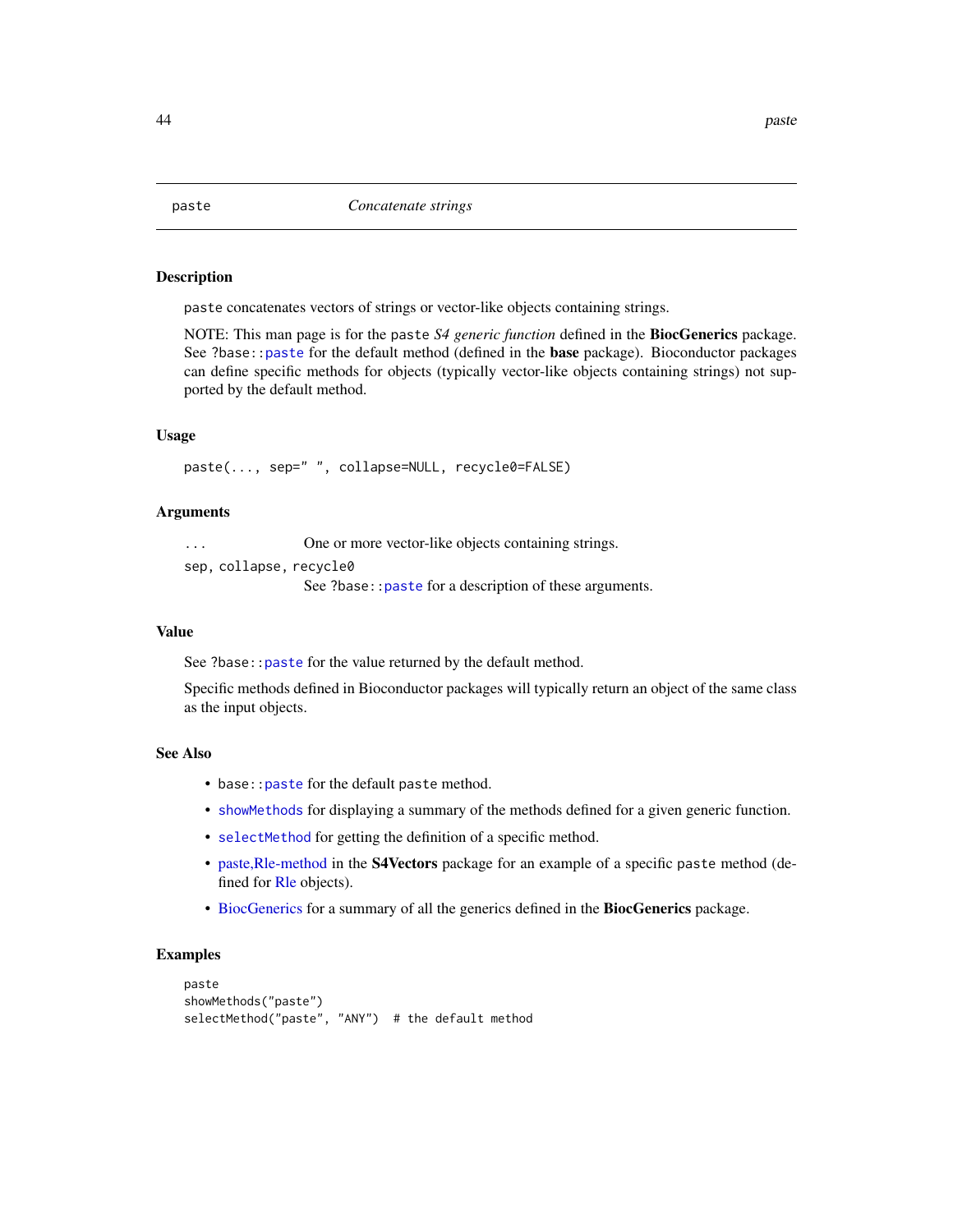# paste — *Concatenate strings*

## Description

`paste` concatenates vectors of strings or vector-like objects containing strings.

NOTE: This man page is for the `paste` *S4 generic function* defined in the **BiocGenerics** package. See `?base::paste` for the default method (defined in the **base** package). Bioconductor packages can define specific methods for objects (typically vector-like objects containing strings) not supported by the default method.

## Usage

```
paste(..., sep=" ", collapse=NULL, recycle0=FALSE)
```

## Arguments

`...` One or more vector-like objects containing strings.

`sep, collapse, recycle0` See `?base::paste` for a description of these arguments.

## Value

See `?base::paste` for the value returned by the default method.

Specific methods defined in Bioconductor packages will typically return an object of the same class as the input objects.

## See Also

- `base::paste` for the default `paste` method.
- `showMethods` for displaying a summary of the methods defined for a given generic function.
- `selectMethod` for getting the definition of a specific method.
- paste,Rle-method in the **S4Vectors** package for an example of a specific `paste` method (defined for Rle objects).
- BiocGenerics for a summary of all the generics defined in the **BiocGenerics** package.

## Examples

```
paste
showMethods("paste")
selectMethod("paste", "ANY")  # the default method
```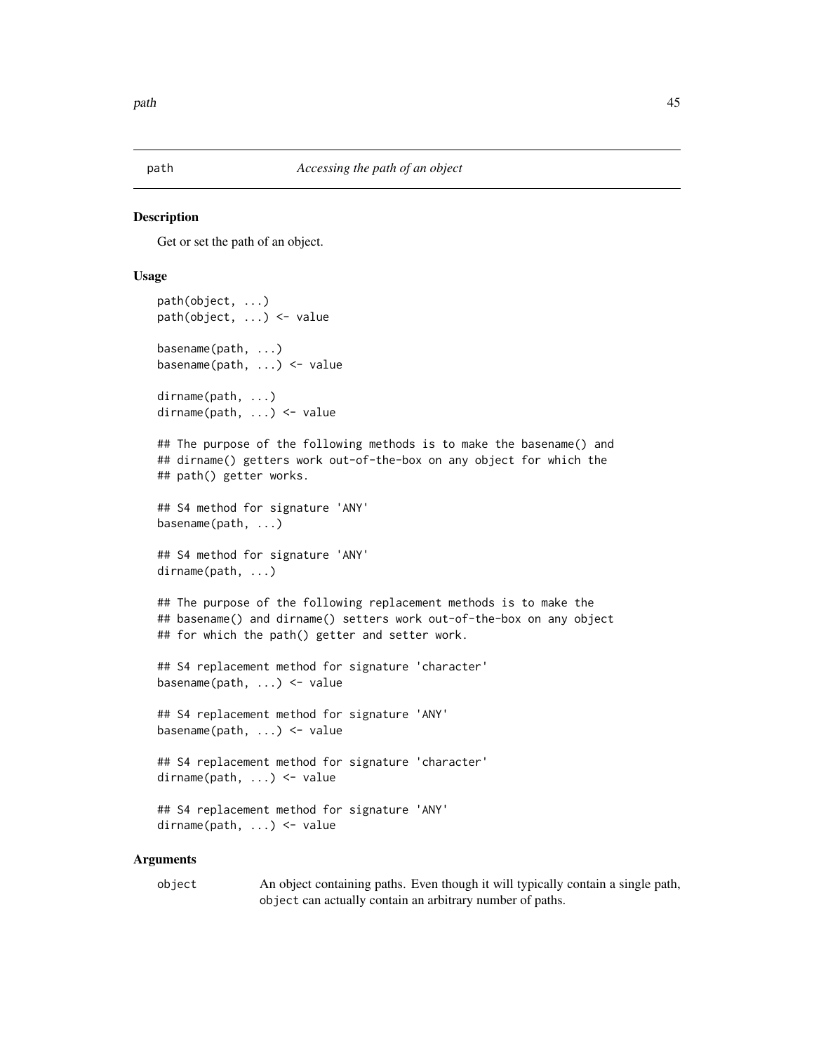# path *Accessing the path of an object*

## Description

Get or set the path of an object.

## Usage

```
path(object, ...)
path(object, ...) <- value

basename(path, ...)
basename(path, ...) <- value

dirname(path, ...)
dirname(path, ...) <- value

## The purpose of the following methods is to make the basename() and
## dirname() getters work out-of-the-box on any object for which the
## path() getter works.

## S4 method for signature 'ANY'
basename(path, ...)

## S4 method for signature 'ANY'
dirname(path, ...)

## The purpose of the following replacement methods is to make the
## basename() and dirname() setters work out-of-the-box on any object
## for which the path() getter and setter work.

## S4 replacement method for signature 'character'
basename(path, ...) <- value

## S4 replacement method for signature 'ANY'
basename(path, ...) <- value

## S4 replacement method for signature 'character'
dirname(path, ...) <- value

## S4 replacement method for signature 'ANY'
dirname(path, ...) <- value
```

## Arguments

`object` An object containing paths. Even though it will typically contain a single path, `object` can actually contain an arbitrary number of paths.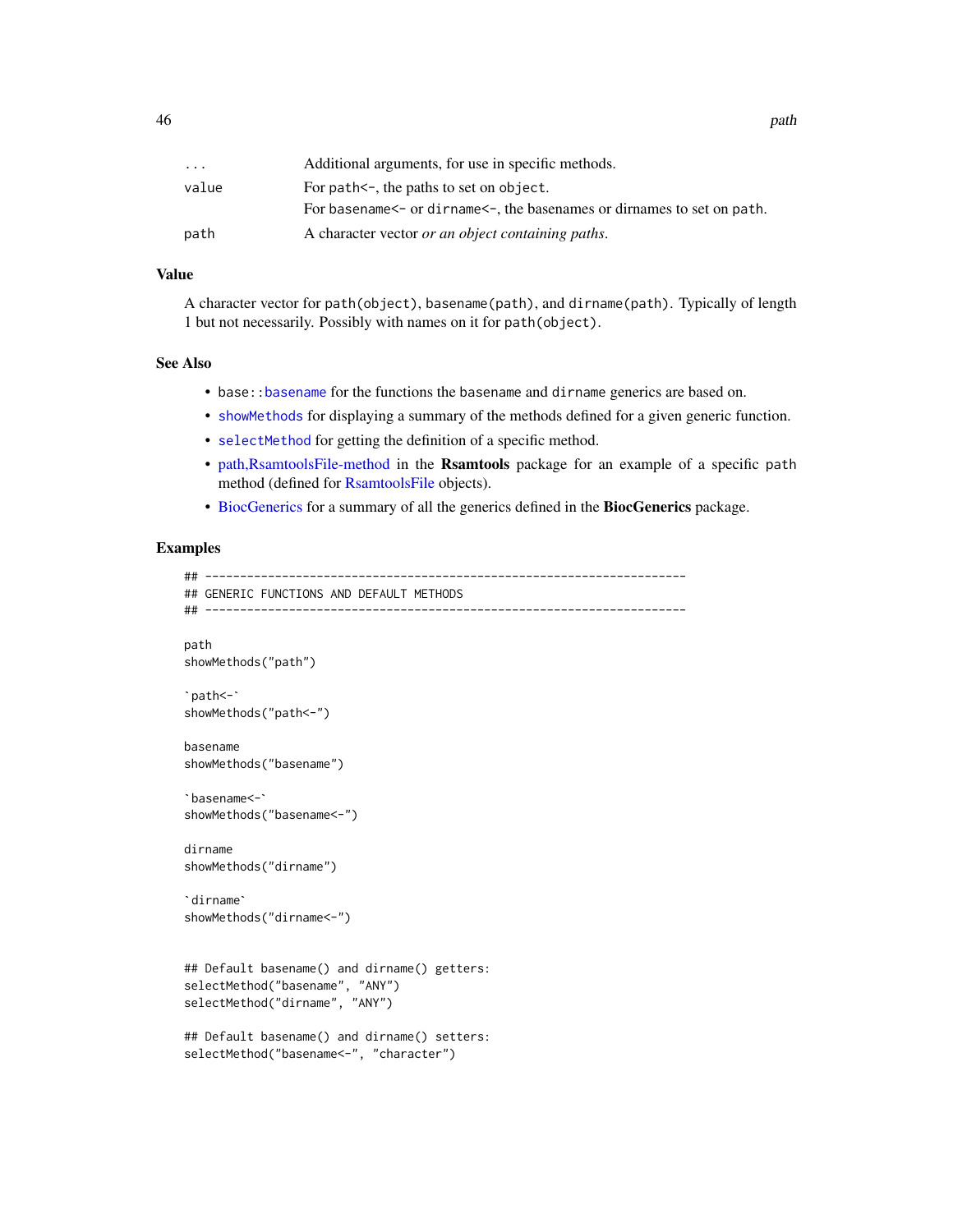| | |
|---|---|
| ... | Additional arguments, for use in specific methods. |
| value | For path<-, the paths to set on object.<br>For basename<- or dirname<-, the basenames or dirnames to set on path. |
| path | A character vector *or an object containing paths*. |

## Value

A character vector for path(object), basename(path), and dirname(path). Typically of length 1 but not necessarily. Possibly with names on it for path(object).

## See Also

- base::basename for the functions the basename and dirname generics are based on.
- showMethods for displaying a summary of the methods defined for a given generic function.
- selectMethod for getting the definition of a specific method.
- path,RsamtoolsFile-method in the **Rsamtools** package for an example of a specific path method (defined for RsamtoolsFile objects).
- BiocGenerics for a summary of all the generics defined in the **BiocGenerics** package.

## Examples

```
## ---------------------------------------------------------------------
## GENERIC FUNCTIONS AND DEFAULT METHODS
## ---------------------------------------------------------------------

path
showMethods("path")

`path<-`
showMethods("path<-")

basename
showMethods("basename")

`basename<-`
showMethods("basename<-")

dirname
showMethods("dirname")

`dirname`
showMethods("dirname<-")


## Default basename() and dirname() getters:
selectMethod("basename", "ANY")
selectMethod("dirname", "ANY")

## Default basename() and dirname() setters:
selectMethod("basename<-", "character")
```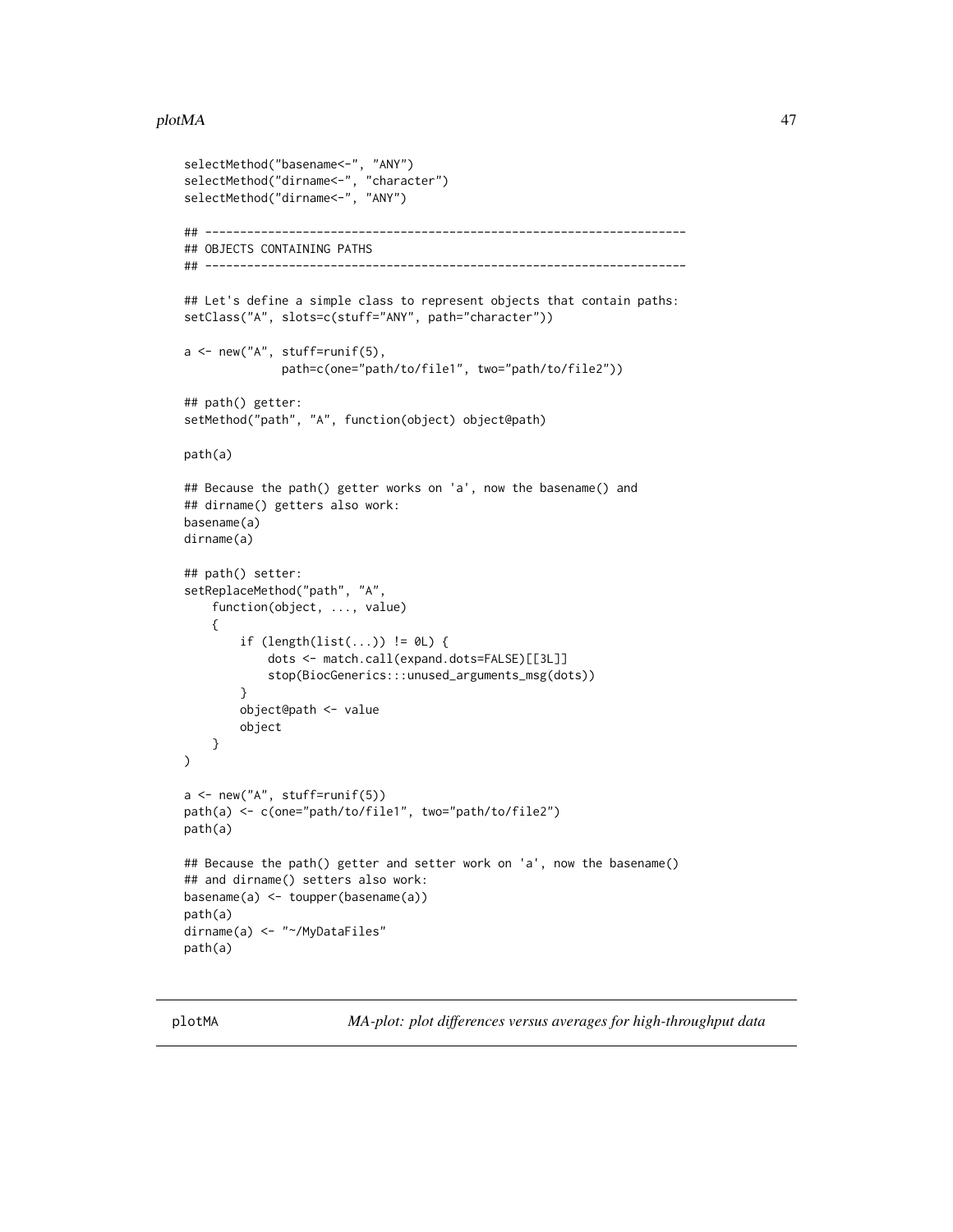```
selectMethod("basename<-", "ANY")
selectMethod("dirname<-", "character")
selectMethod("dirname<-", "ANY")

## ---------------------------------------------------------------------
## OBJECTS CONTAINING PATHS
## ---------------------------------------------------------------------

## Let's define a simple class to represent objects that contain paths:
setClass("A", slots=c(stuff="ANY", path="character"))

a <- new("A", stuff=runif(5),
              path=c(one="path/to/file1", two="path/to/file2"))

## path() getter:
setMethod("path", "A", function(object) object@path)

path(a)

## Because the path() getter works on 'a', now the basename() and
## dirname() getters also work:
basename(a)
dirname(a)

## path() setter:
setReplaceMethod("path", "A",
    function(object, ..., value)
    {
        if (length(list(...)) != 0L) {
            dots <- match.call(expand.dots=FALSE)[[3L]]
            stop(BiocGenerics:::unused_arguments_msg(dots))
        }
        object@path <- value
        object
    }
)

a <- new("A", stuff=runif(5))
path(a) <- c(one="path/to/file1", two="path/to/file2")
path(a)

## Because the path() getter and setter work on 'a', now the basename()
## and dirname() setters also work:
basename(a) <- toupper(basename(a))
path(a)
dirname(a) <- "~/MyDataFiles"
path(a)
```

---

plotMA &nbsp;&nbsp;&nbsp;&nbsp; *MA-plot: plot differences versus averages for high-throughput data*

---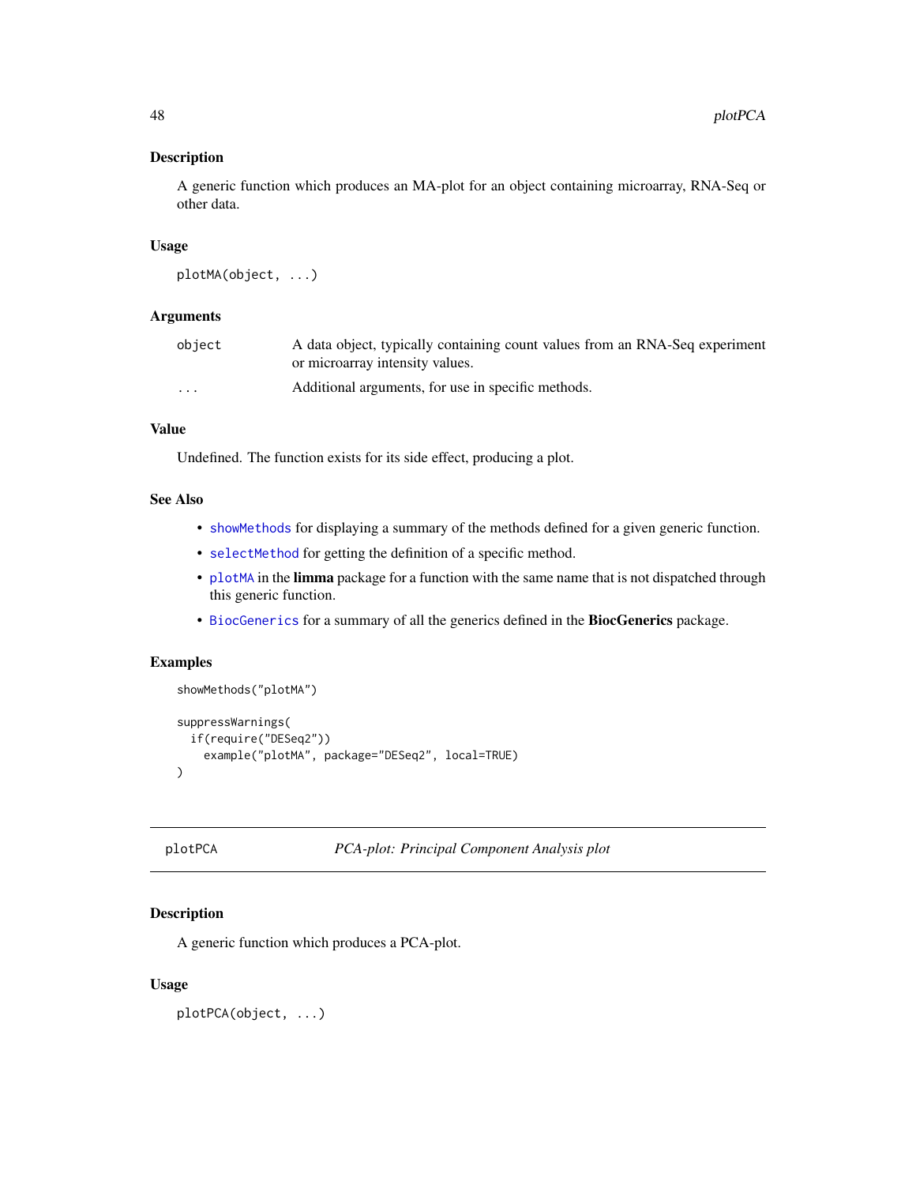## Description

A generic function which produces an MA-plot for an object containing microarray, RNA-Seq or other data.

## Usage

```
plotMA(object, ...)
```

## Arguments

| | |
|---|---|
| object | A data object, typically containing count values from an RNA-Seq experiment or microarray intensity values. |
| ... | Additional arguments, for use in specific methods. |

## Value

Undefined. The function exists for its side effect, producing a plot.

## See Also

- showMethods for displaying a summary of the methods defined for a given generic function.
- selectMethod for getting the definition of a specific method.
- plotMA in the **limma** package for a function with the same name that is not dispatched through this generic function.
- BiocGenerics for a summary of all the generics defined in the **BiocGenerics** package.

## Examples

```
showMethods("plotMA")

suppressWarnings(
  if(require("DESeq2"))
    example("plotMA", package="DESeq2", local=TRUE)
)
```

---

# plotPCA — *PCA-plot: Principal Component Analysis plot*

## Description

A generic function which produces a PCA-plot.

## Usage

```
plotPCA(object, ...)
```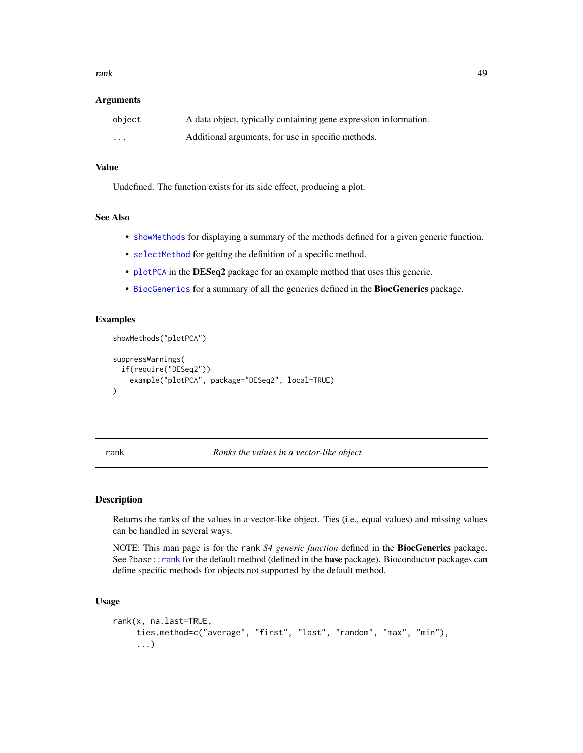### Arguments

| | |
|---|---|
| `object` | A data object, typically containing gene expression information. |
| `...` | Additional arguments, for use in specific methods. |

### Value

Undefined. The function exists for its side effect, producing a plot.

### See Also

- `showMethods` for displaying a summary of the methods defined for a given generic function.
- `selectMethod` for getting the definition of a specific method.
- `plotPCA` in the **DESeq2** package for an example method that uses this generic.
- `BiocGenerics` for a summary of all the generics defined in the **BiocGenerics** package.

### Examples

```
showMethods("plotPCA")

suppressWarnings(
  if(require("DESeq2"))
    example("plotPCA", package="DESeq2", local=TRUE)
)
```

---

## rank — *Ranks the values in a vector-like object*

---

### Description

Returns the ranks of the values in a vector-like object. Ties (i.e., equal values) and missing values can be handled in several ways.

NOTE: This man page is for the `rank` *S4 generic function* defined in the **BiocGenerics** package. See `?base::rank` for the default method (defined in the **base** package). Bioconductor packages can define specific methods for objects not supported by the default method.

### Usage

```
rank(x, na.last=TRUE,
     ties.method=c("average", "first", "last", "random", "max", "min"),
     ...)
```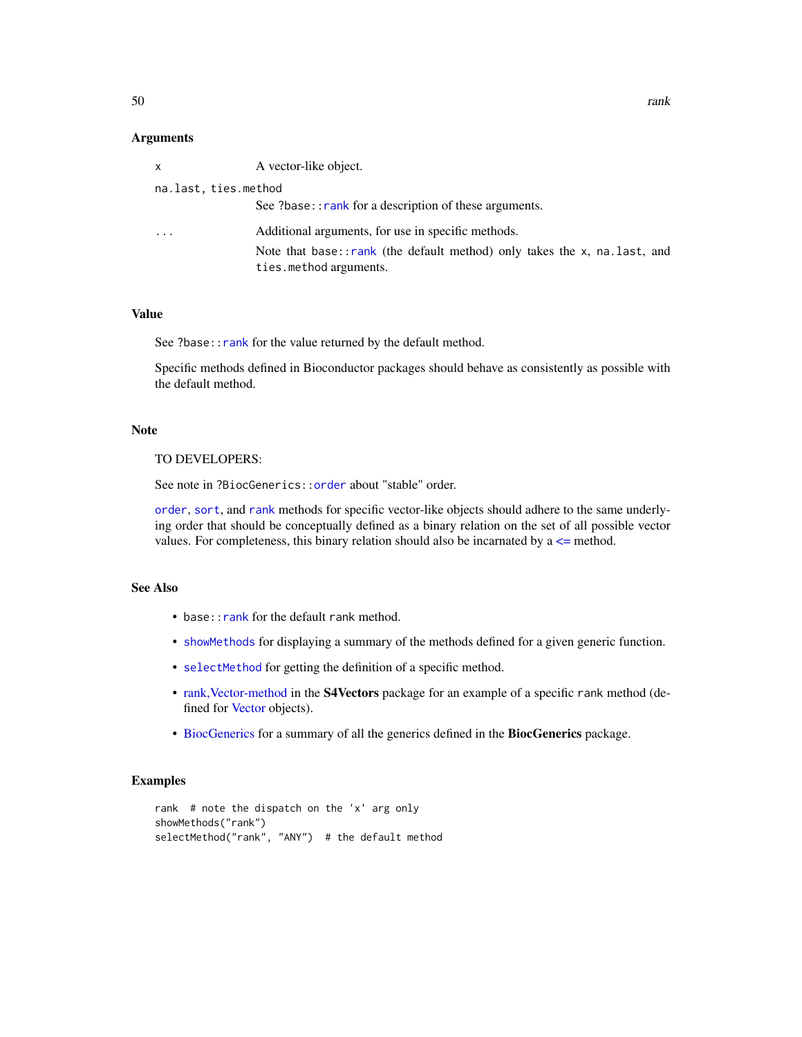## Arguments

- `x` — A vector-like object.
- `na.last, ties.method` — See `?base::rank` for a description of these arguments.
- `...` — Additional arguments, for use in specific methods.

  Note that `base::rank` (the default method) only takes the `x`, `na.last`, and `ties.method` arguments.

## Value

See `?base::rank` for the value returned by the default method.

Specific methods defined in Bioconductor packages should behave as consistently as possible with the default method.

## Note

TO DEVELOPERS:

See note in `?BiocGenerics::order` about "stable" order.

`order`, `sort`, and `rank` methods for specific vector-like objects should adhere to the same underlying order that should be conceptually defined as a binary relation on the set of all possible vector values. For completeness, this binary relation should also be incarnated by a <= method.

## See Also

- `base::rank` for the default `rank` method.
- `showMethods` for displaying a summary of the methods defined for a given generic function.
- `selectMethod` for getting the definition of a specific method.
- rank,Vector-method in the **S4Vectors** package for an example of a specific `rank` method (defined for Vector objects).
- BiocGenerics for a summary of all the generics defined in the **BiocGenerics** package.

## Examples

```
rank  # note the dispatch on the 'x' arg only
showMethods("rank")
selectMethod("rank", "ANY")  # the default method
```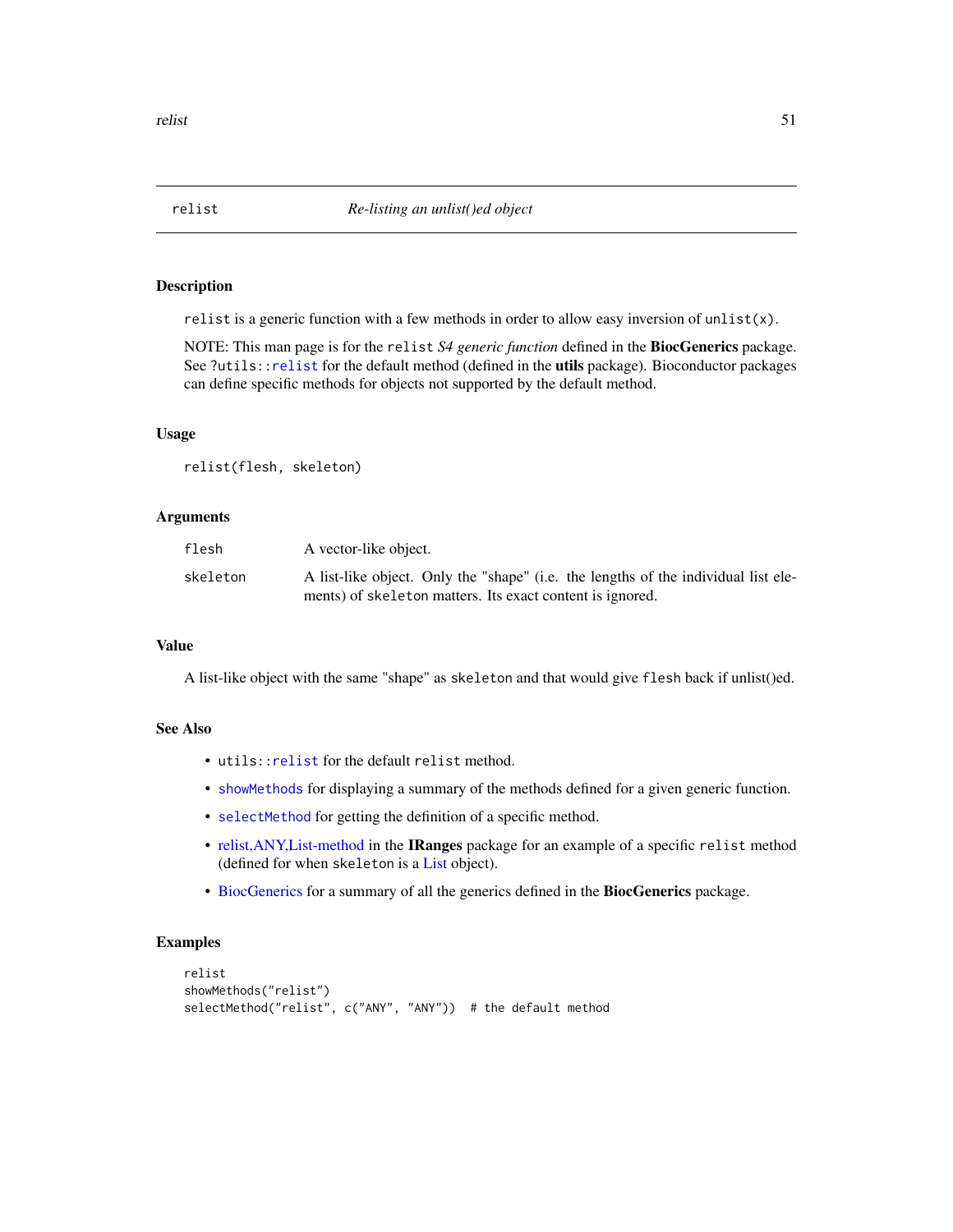# relist — *Re-listing an unlist()ed object*

## Description

`relist` is a generic function with a few methods in order to allow easy inversion of `unlist(x)`.

NOTE: This man page is for the `relist` *S4 generic function* defined in the **BiocGenerics** package. See `?utils::relist` for the default method (defined in the **utils** package). Bioconductor packages can define specific methods for objects not supported by the default method.

## Usage

```
relist(flesh, skeleton)
```

## Arguments

| | |
|---|---|
| `flesh` | A vector-like object. |
| `skeleton` | A list-like object. Only the "shape" (i.e. the lengths of the individual list elements) of `skeleton` matters. Its exact content is ignored. |

## Value

A list-like object with the same "shape" as `skeleton` and that would give `flesh` back if unlist()ed.

## See Also

- `utils::relist` for the default `relist` method.
- `showMethods` for displaying a summary of the methods defined for a given generic function.
- `selectMethod` for getting the definition of a specific method.
- relist,ANY,List-method in the **IRanges** package for an example of a specific `relist` method (defined for when `skeleton` is a List object).
- BiocGenerics for a summary of all the generics defined in the **BiocGenerics** package.

## Examples

```
relist
showMethods("relist")
selectMethod("relist", c("ANY", "ANY"))  # the default method
```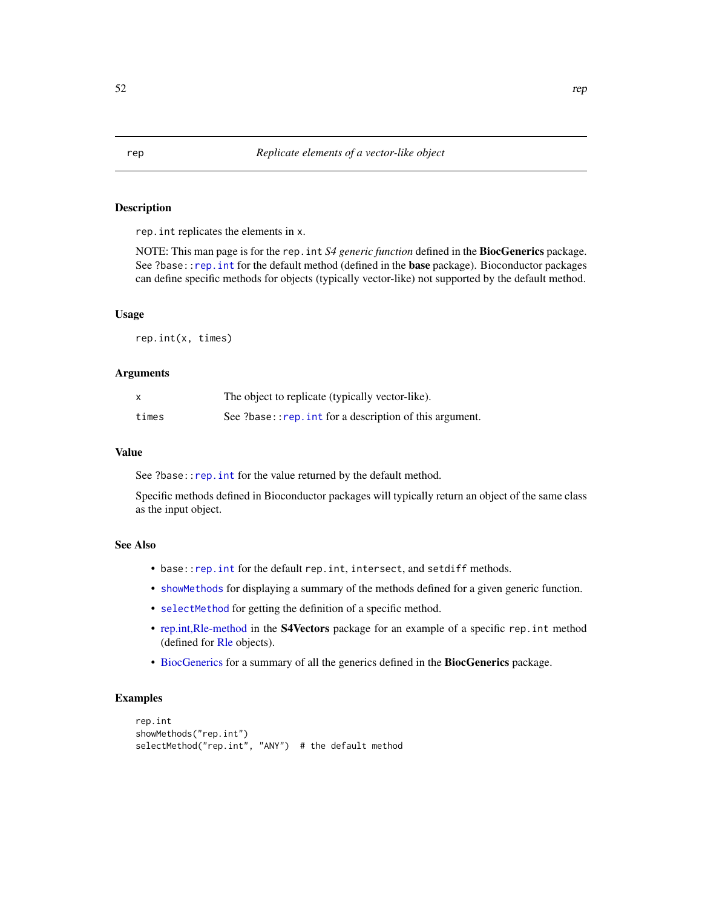rep — *Replicate elements of a vector-like object*

## Description

`rep.int` replicates the elements in `x`.

NOTE: This man page is for the `rep.int` *S4 generic function* defined in the **BiocGenerics** package. See `?base::rep.int` for the default method (defined in the **base** package). Bioconductor packages can define specific methods for objects (typically vector-like) not supported by the default method.

## Usage

```
rep.int(x, times)
```

## Arguments

| | |
|---|---|
| `x` | The object to replicate (typically vector-like). |
| `times` | See `?base::rep.int` for a description of this argument. |

## Value

See `?base::rep.int` for the value returned by the default method.

Specific methods defined in Bioconductor packages will typically return an object of the same class as the input object.

## See Also

- `base::rep.int` for the default `rep.int`, `intersect`, and `setdiff` methods.
- `showMethods` for displaying a summary of the methods defined for a given generic function.
- `selectMethod` for getting the definition of a specific method.
- rep.int,Rle-method in the **S4Vectors** package for an example of a specific `rep.int` method (defined for Rle objects).
- BiocGenerics for a summary of all the generics defined in the **BiocGenerics** package.

## Examples

```
rep.int
showMethods("rep.int")
selectMethod("rep.int", "ANY")  # the default method
```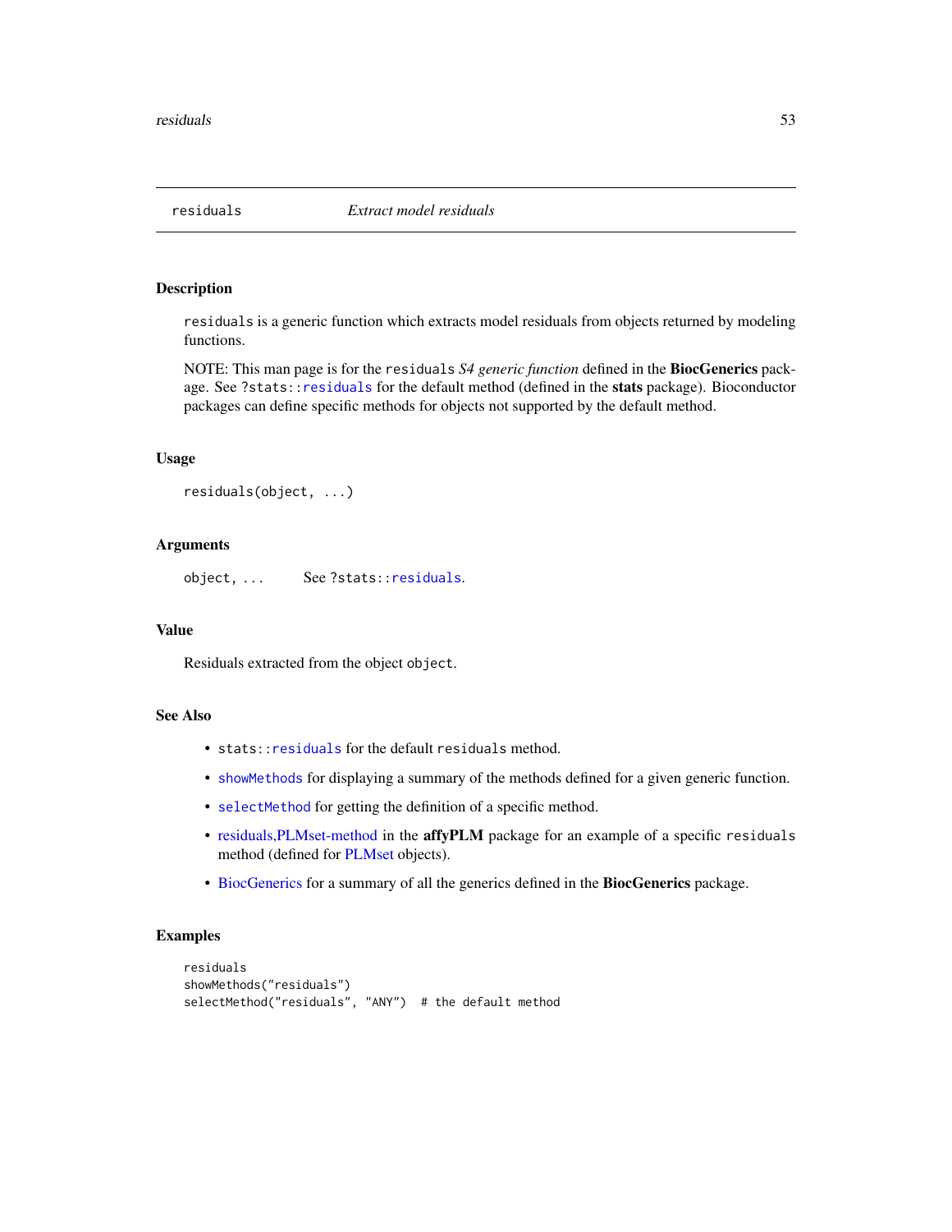# residals — Extract model residuals

## Description

`residuals` is a generic function which extracts model residuals from objects returned by modeling functions.

NOTE: This man page is for the `residuals` *S4 generic function* defined in the **BiocGenerics** package. See `?stats::residuals` for the default method (defined in the **stats** package). Bioconductor packages can define specific methods for objects not supported by the default method.

## Usage

```
residuals(object, ...)
```

## Arguments

| | |
|---|---|
| `object, ...` | See `?stats::residuals`. |

## Value

Residuals extracted from the object `object`.

## See Also

- `stats::residuals` for the default `residuals` method.
- `showMethods` for displaying a summary of the methods defined for a given generic function.
- `selectMethod` for getting the definition of a specific method.
- residuals,PLMset-method in the **affyPLM** package for an example of a specific `residuals` method (defined for PLMset objects).
- BiocGenerics for a summary of all the generics defined in the **BiocGenerics** package.

## Examples

```
residuals
showMethods("residuals")
selectMethod("residuals", "ANY")  # the default method
```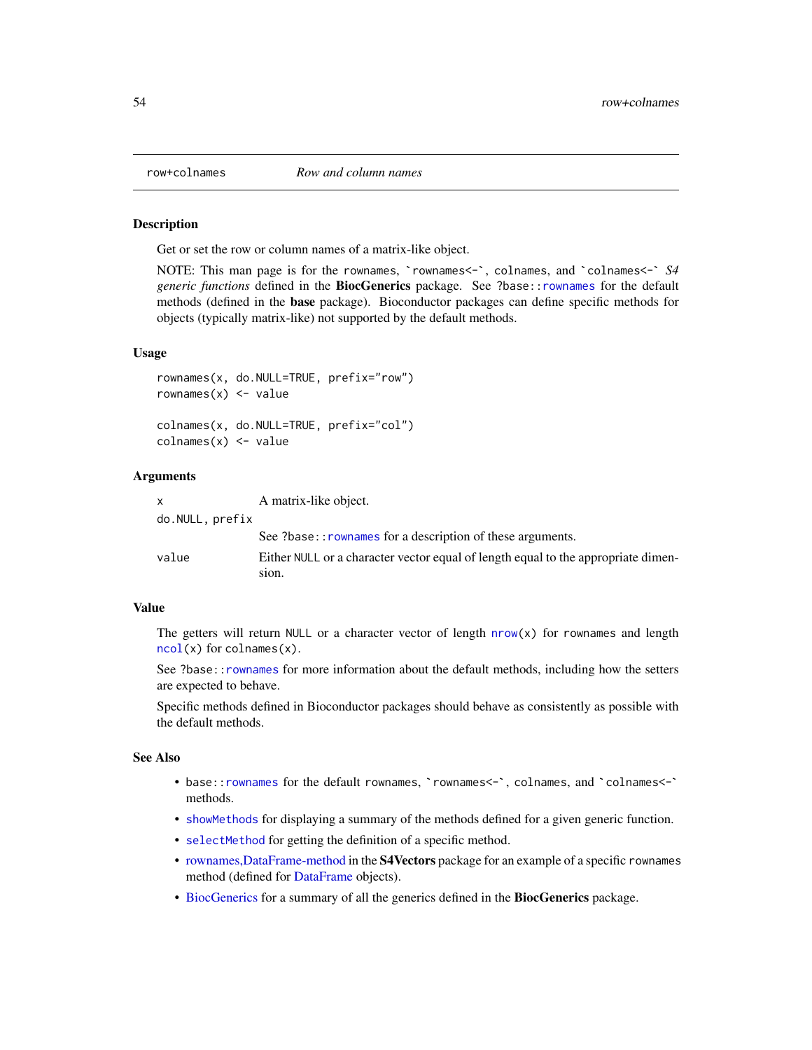row+colnames *Row and column names*

## Description

Get or set the row or column names of a matrix-like object.

NOTE: This man page is for the `rownames`, `` `rownames<-` ``, `colnames`, and `` `colnames<-` `` *S4 generic functions* defined in the **BiocGenerics** package. See `?base::rownames` for the default methods (defined in the **base** package). Bioconductor packages can define specific methods for objects (typically matrix-like) not supported by the default methods.

## Usage

```
rownames(x, do.NULL=TRUE, prefix="row")
rownames(x) <- value

colnames(x, do.NULL=TRUE, prefix="col")
colnames(x) <- value
```

## Arguments

| | |
|---|---|
| `x` | A matrix-like object. |
| `do.NULL, prefix` | See `?base::rownames` for a description of these arguments. |
| `value` | Either `NULL` or a character vector equal of length equal to the appropriate dimension. |

## Value

The getters will return `NULL` or a character vector of length `nrow(x)` for `rownames` and length `ncol(x)` for `colnames(x)`.

See `?base::rownames` for more information about the default methods, including how the setters are expected to behave.

Specific methods defined in Bioconductor packages should behave as consistently as possible with the default methods.

## See Also

- `base::rownames` for the default `rownames`, `` `rownames<-` ``, `colnames`, and `` `colnames<-` `` methods.
- `showMethods` for displaying a summary of the methods defined for a given generic function.
- `selectMethod` for getting the definition of a specific method.
- rownames,DataFrame-method in the **S4Vectors** package for an example of a specific `rownames` method (defined for DataFrame objects).
- BiocGenerics for a summary of all the generics defined in the **BiocGenerics** package.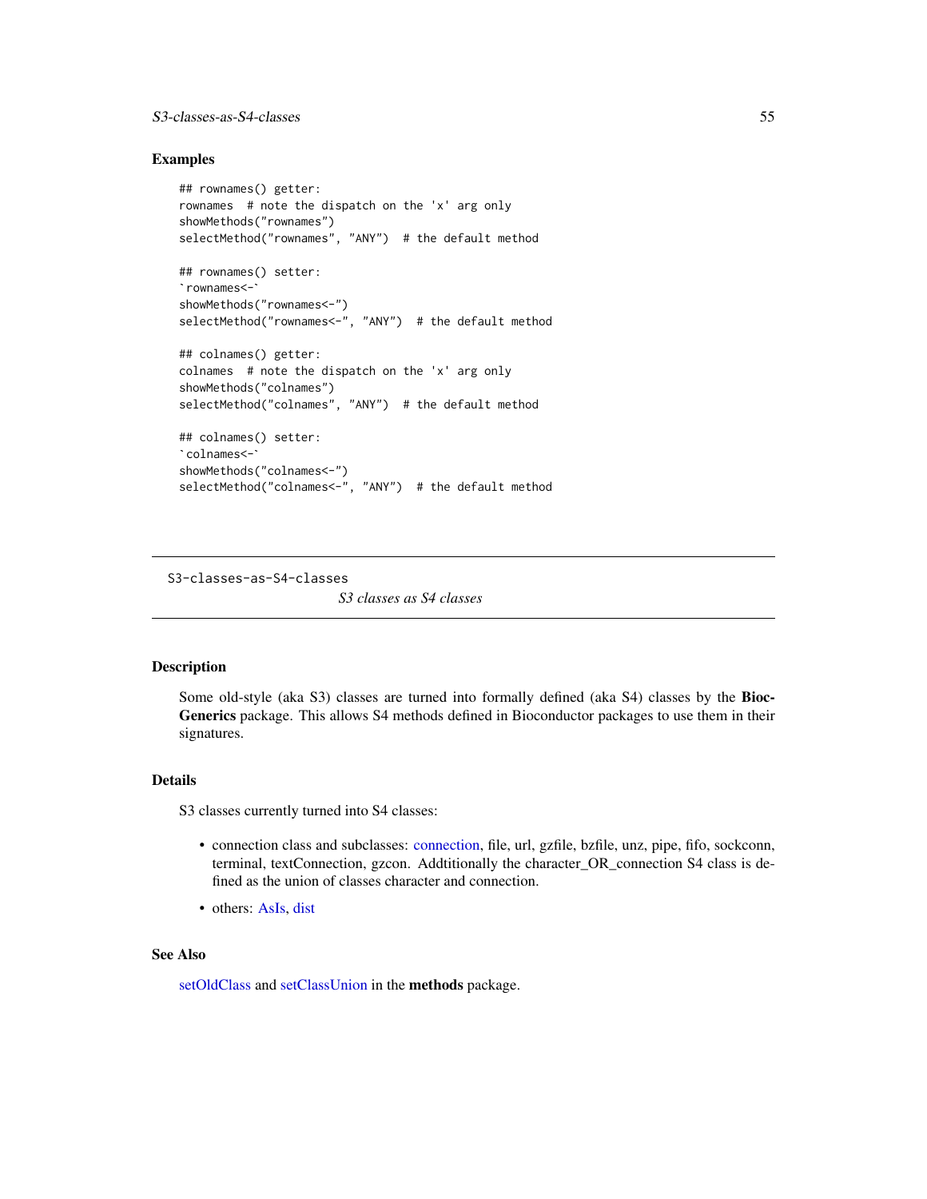## Examples

```
## rownames() getter:
rownames  # note the dispatch on the 'x' arg only
showMethods("rownames")
selectMethod("rownames", "ANY")  # the default method

## rownames() setter:
`rownames<-`
showMethods("rownames<-")
selectMethod("rownames<-", "ANY")  # the default method

## colnames() getter:
colnames  # note the dispatch on the 'x' arg only
showMethods("colnames")
selectMethod("colnames", "ANY")  # the default method

## colnames() setter:
`colnames<-`
showMethods("colnames<-")
selectMethod("colnames<-", "ANY")  # the default method
```

---

S3-classes-as-S4-classes

# *S3 classes as S4 classes*

---

## Description

Some old-style (aka S3) classes are turned into formally defined (aka S4) classes by the **BiocGenerics** package. This allows S4 methods defined in Bioconductor packages to use them in their signatures.

## Details

S3 classes currently turned into S4 classes:

- connection class and subclasses: connection, file, url, gzfile, bzfile, unz, pipe, fifo, sockconn, terminal, textConnection, gzcon. Addtitionally the character_OR_connection S4 class is defined as the union of classes character and connection.
- others: AsIs, dist

## See Also

setOldClass and setClassUnion in the **methods** package.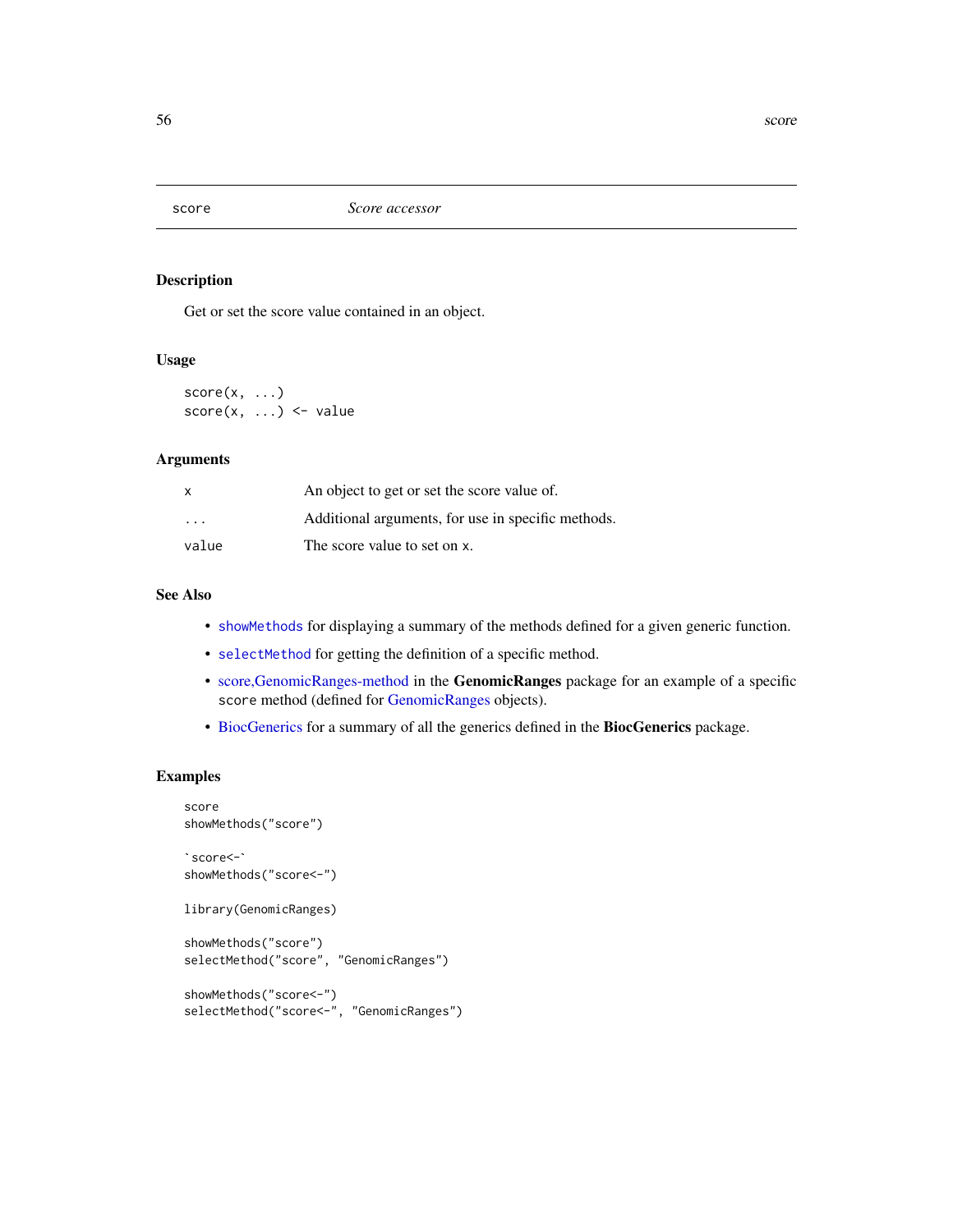## score — *Score accessor*

### Description

Get or set the score value contained in an object.

### Usage

```
score(x, ...)
score(x, ...) <- value
```

### Arguments

| | |
|---|---|
| `x` | An object to get or set the score value of. |
| `...` | Additional arguments, for use in specific methods. |
| `value` | The score value to set on `x`. |

### See Also

- `showMethods` for displaying a summary of the methods defined for a given generic function.
- `selectMethod` for getting the definition of a specific method.
- score,GenomicRanges-method in the **GenomicRanges** package for an example of a specific `score` method (defined for GenomicRanges objects).
- BiocGenerics for a summary of all the generics defined in the **BiocGenerics** package.

### Examples

```
score
showMethods("score")

`score<-`
showMethods("score<-")

library(GenomicRanges)

showMethods("score")
selectMethod("score", "GenomicRanges")

showMethods("score<-")
selectMethod("score<-", "GenomicRanges")
```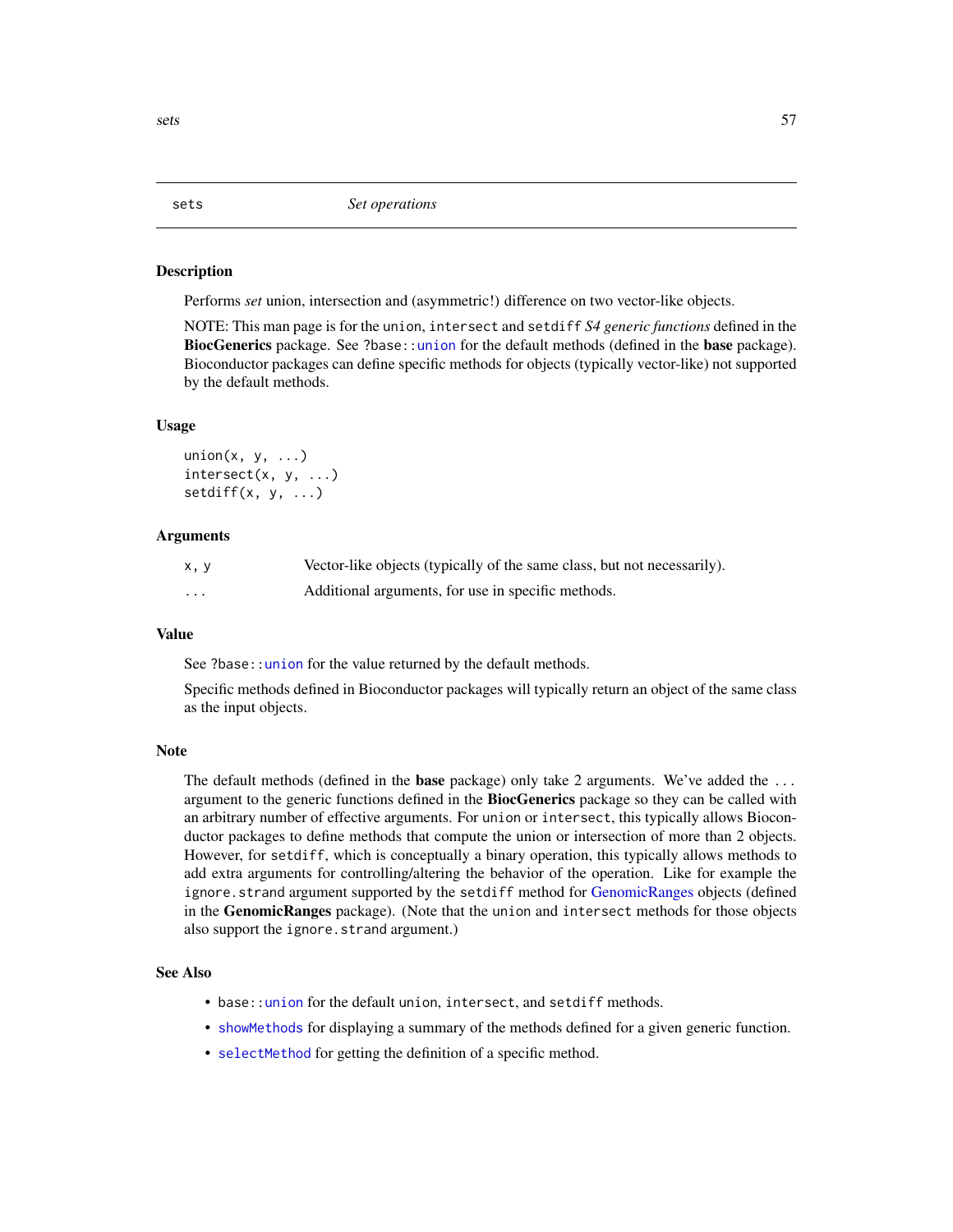## sets    *Set operations*

### Description

Performs *set* union, intersection and (asymmetric!) difference on two vector-like objects.

NOTE: This man page is for the `union`, `intersect` and `setdiff` *S4 generic functions* defined in the **BiocGenerics** package. See `?base::union` for the default methods (defined in the **base** package). Bioconductor packages can define specific methods for objects (typically vector-like) not supported by the default methods.

### Usage

```
union(x, y, ...)
intersect(x, y, ...)
setdiff(x, y, ...)
```

### Arguments

| | |
|---|---|
| `x, y` | Vector-like objects (typically of the same class, but not necessarily). |
| `...` | Additional arguments, for use in specific methods. |

### Value

See `?base::union` for the value returned by the default methods.

Specific methods defined in Bioconductor packages will typically return an object of the same class as the input objects.

### Note

The default methods (defined in the **base** package) only take 2 arguments. We've added the `...` argument to the generic functions defined in the **BiocGenerics** package so they can be called with an arbitrary number of effective arguments. For `union` or `intersect`, this typically allows Bioconductor packages to define methods that compute the union or intersection of more than 2 objects. However, for `setdiff`, which is conceptually a binary operation, this typically allows methods to add extra arguments for controlling/altering the behavior of the operation. Like for example the `ignore.strand` argument supported by the `setdiff` method for GenomicRanges objects (defined in the **GenomicRanges** package). (Note that the `union` and `intersect` methods for those objects also support the `ignore.strand` argument.)

### See Also

- `base::union` for the default `union`, `intersect`, and `setdiff` methods.
- `showMethods` for displaying a summary of the methods defined for a given generic function.
- `selectMethod` for getting the definition of a specific method.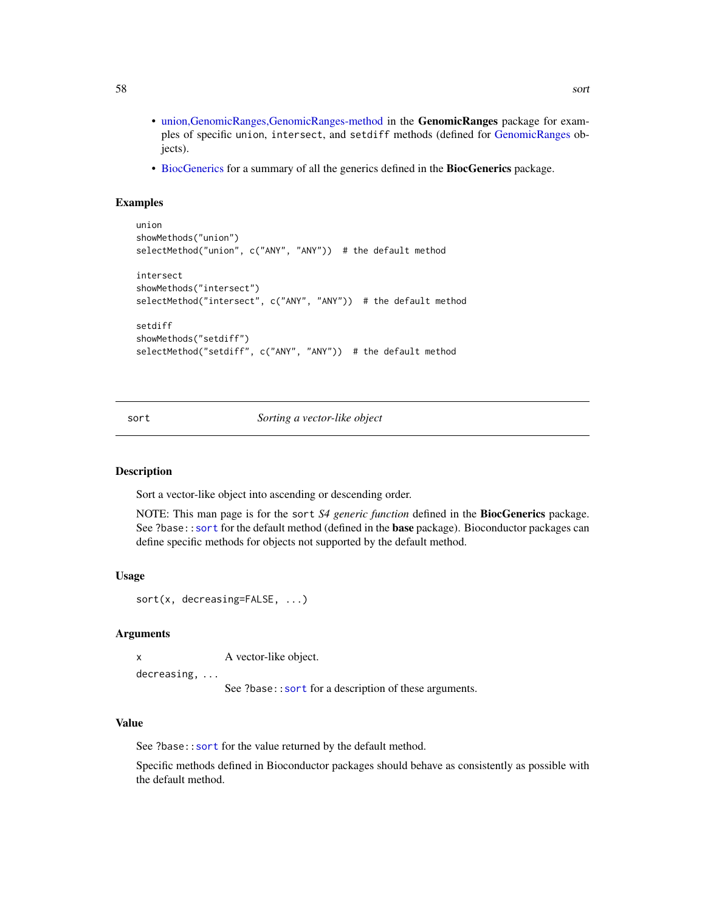- union,GenomicRanges,GenomicRanges-method in the **GenomicRanges** package for examples of specific union, intersect, and setdiff methods (defined for GenomicRanges objects).
- BiocGenerics for a summary of all the generics defined in the **BiocGenerics** package.

### Examples

```
union
showMethods("union")
selectMethod("union", c("ANY", "ANY"))  # the default method

intersect
showMethods("intersect")
selectMethod("intersect", c("ANY", "ANY"))  # the default method

setdiff
showMethods("setdiff")
selectMethod("setdiff", c("ANY", "ANY"))  # the default method
```

---

## sort *Sorting a vector-like object*

---

### Description

Sort a vector-like object into ascending or descending order.

NOTE: This man page is for the `sort` *S4 generic function* defined in the **BiocGenerics** package. See `?base::sort` for the default method (defined in the **base** package). Bioconductor packages can define specific methods for objects not supported by the default method.

### Usage

```
sort(x, decreasing=FALSE, ...)
```

### Arguments

| | |
|---|---|
| `x` | A vector-like object. |
| `decreasing, ...` | See `?base::sort` for a description of these arguments. |

### Value

See `?base::sort` for the value returned by the default method.

Specific methods defined in Bioconductor packages should behave as consistently as possible with the default method.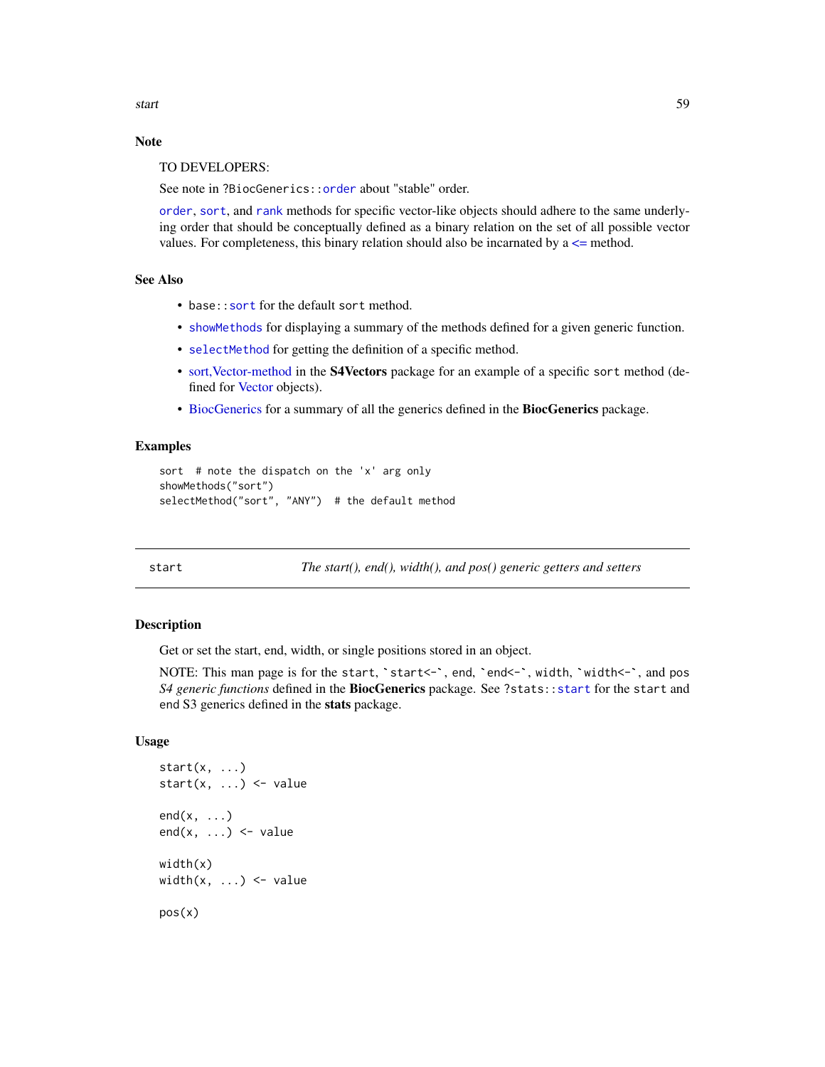## Note

TO DEVELOPERS:

See note in ?BiocGenerics::order about "stable" order.

order, sort, and rank methods for specific vector-like objects should adhere to the same underlying order that should be conceptually defined as a binary relation on the set of all possible vector values. For completeness, this binary relation should also be incarnated by a <= method.

## See Also

- base::sort for the default sort method.
- showMethods for displaying a summary of the methods defined for a given generic function.
- selectMethod for getting the definition of a specific method.
- sort,Vector-method in the **S4Vectors** package for an example of a specific sort method (defined for Vector objects).
- BiocGenerics for a summary of all the generics defined in the **BiocGenerics** package.

## Examples

```
sort  # note the dispatch on the 'x' arg only
showMethods("sort")
selectMethod("sort", "ANY")  # the default method
```

---

# start — *The start(), end(), width(), and pos() generic getters and setters*

## Description

Get or set the start, end, width, or single positions stored in an object.

NOTE: This man page is for the start, `start<-`, end, `end<-`, width, `width<-`, and pos *S4 generic functions* defined in the **BiocGenerics** package. See ?stats::start for the start and end S3 generics defined in the **stats** package.

## Usage

```
start(x, ...)
start(x, ...) <- value

end(x, ...)
end(x, ...) <- value

width(x)
width(x, ...) <- value

pos(x)
```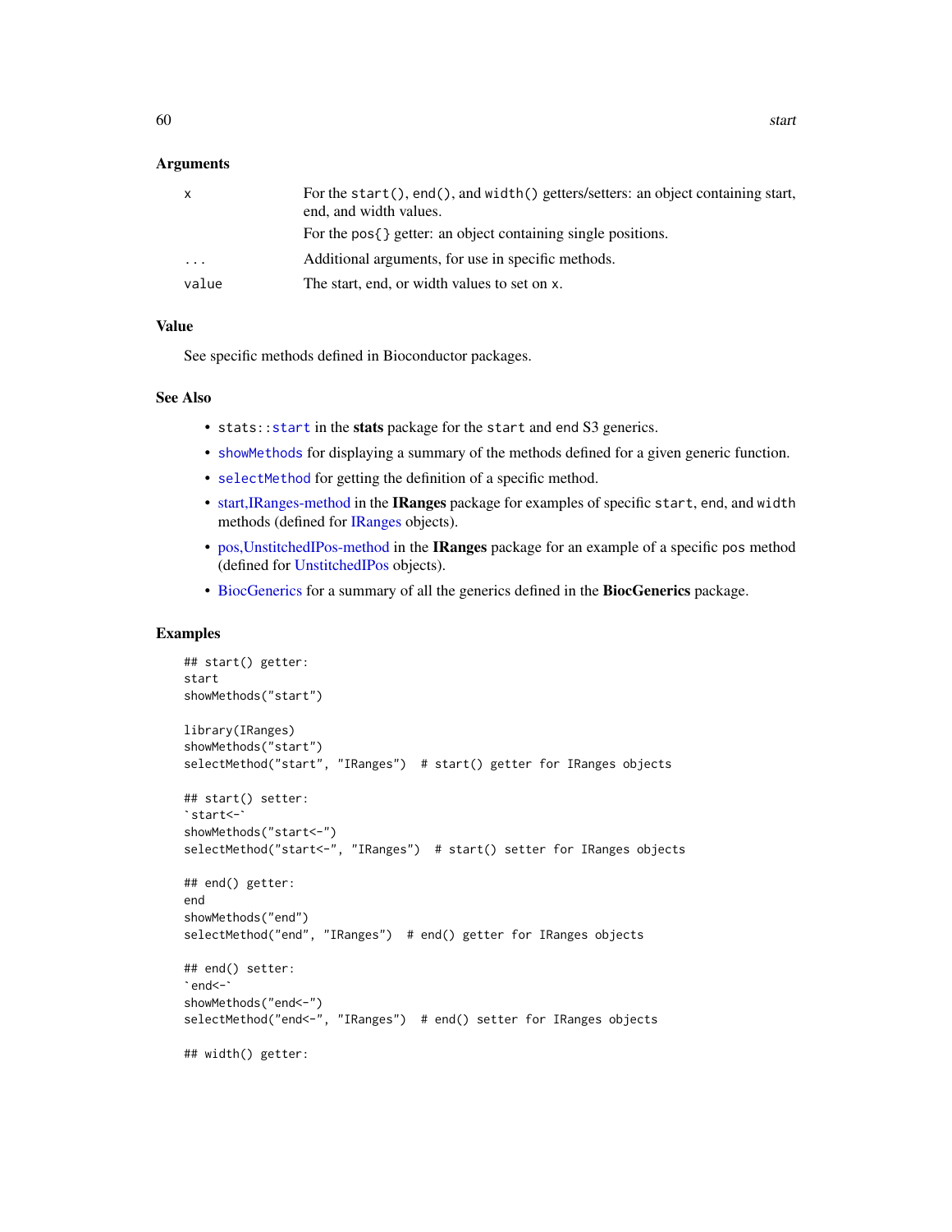### Arguments

| | |
|---|---|
| x | For the `start()`, `end()`, and `width()` getters/setters: an object containing start, end, and width values. For the `pos{}` getter: an object containing single positions. |
| ... | Additional arguments, for use in specific methods. |
| value | The start, end, or width values to set on `x`. |

### Value

See specific methods defined in Bioconductor packages.

### See Also

- `stats::start` in the **stats** package for the `start` and `end` S3 generics.
- `showMethods` for displaying a summary of the methods defined for a given generic function.
- `selectMethod` for getting the definition of a specific method.
- start,IRanges-method in the **IRanges** package for examples of specific `start`, `end`, and `width` methods (defined for IRanges objects).
- pos,UnstitchedIPos-method in the **IRanges** package for an example of a specific `pos` method (defined for UnstitchedIPos objects).
- BiocGenerics for a summary of all the generics defined in the **BiocGenerics** package.

### Examples

```
## start() getter:
start
showMethods("start")

library(IRanges)
showMethods("start")
selectMethod("start", "IRanges")  # start() getter for IRanges objects

## start() setter:
`start<-`
showMethods("start<-")
selectMethod("start<-", "IRanges")  # start() setter for IRanges objects

## end() getter:
end
showMethods("end")
selectMethod("end", "IRanges")  # end() getter for IRanges objects

## end() setter:
`end<-`
showMethods("end<-")
selectMethod("end<-", "IRanges")  # end() setter for IRanges objects

## width() getter:
```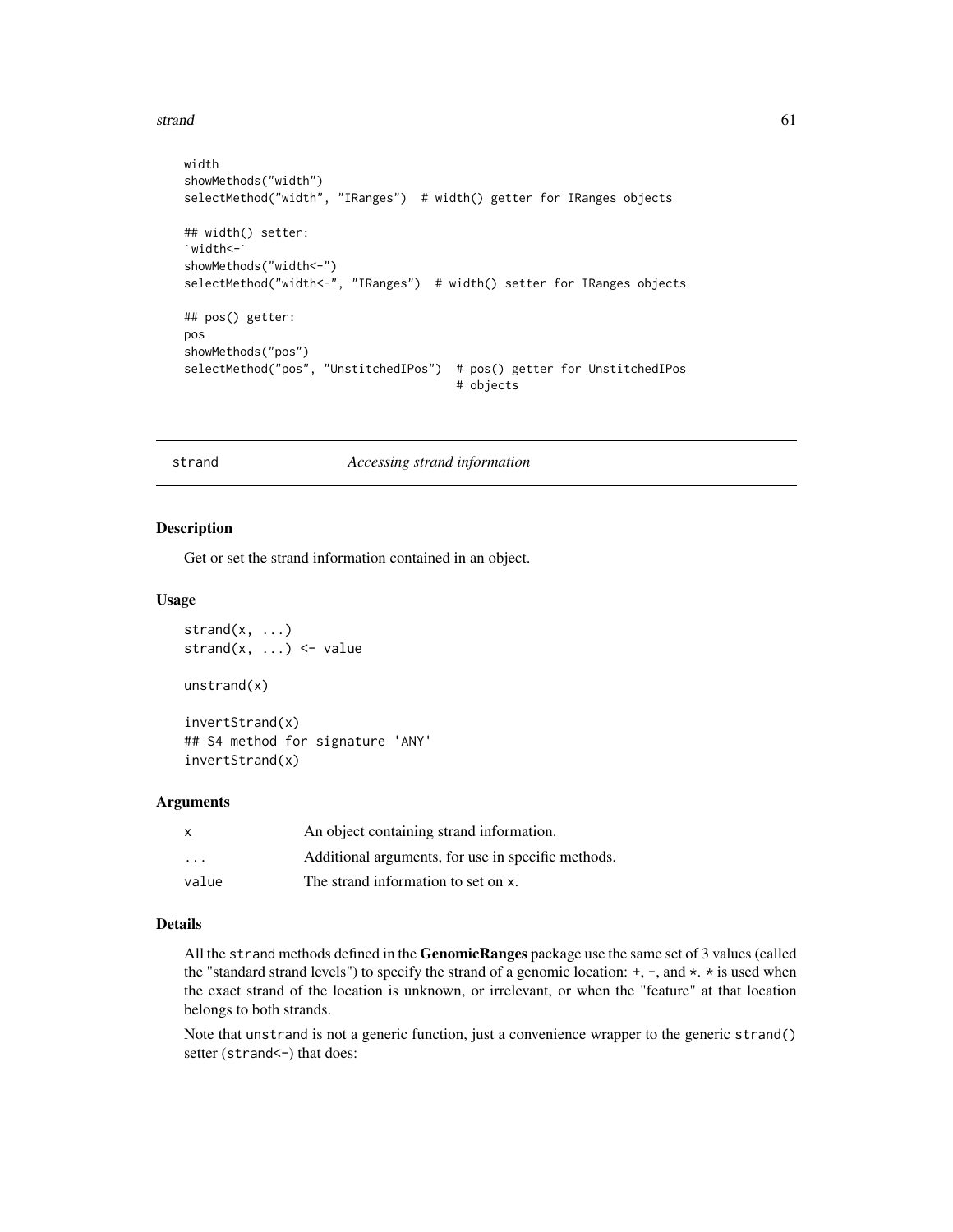```
width
showMethods("width")
selectMethod("width", "IRanges")  # width() getter for IRanges objects

## width() setter:
`width<-`
showMethods("width<-")
selectMethod("width<-", "IRanges")  # width() setter for IRanges objects

## pos() getter:
pos
showMethods("pos")
selectMethod("pos", "UnstitchedIPos")  # pos() getter for UnstitchedIPos
                                       # objects
```

---

## strand    *Accessing strand information*

---

### Description

Get or set the strand information contained in an object.

### Usage

```
strand(x, ...)
strand(x, ...) <- value

unstrand(x)

invertStrand(x)
## S4 method for signature 'ANY'
invertStrand(x)
```

### Arguments

| | |
|---|---|
| x | An object containing strand information. |
| ... | Additional arguments, for use in specific methods. |
| value | The strand information to set on x. |

### Details

All the strand methods defined in the **GenomicRanges** package use the same set of 3 values (called the "standard strand levels") to specify the strand of a genomic location: +, -, and *. * is used when the exact strand of the location is unknown, or irrelevant, or when the "feature" at that location belongs to both strands.

Note that unstrand is not a generic function, just a convenience wrapper to the generic strand() setter (strand<-) that does: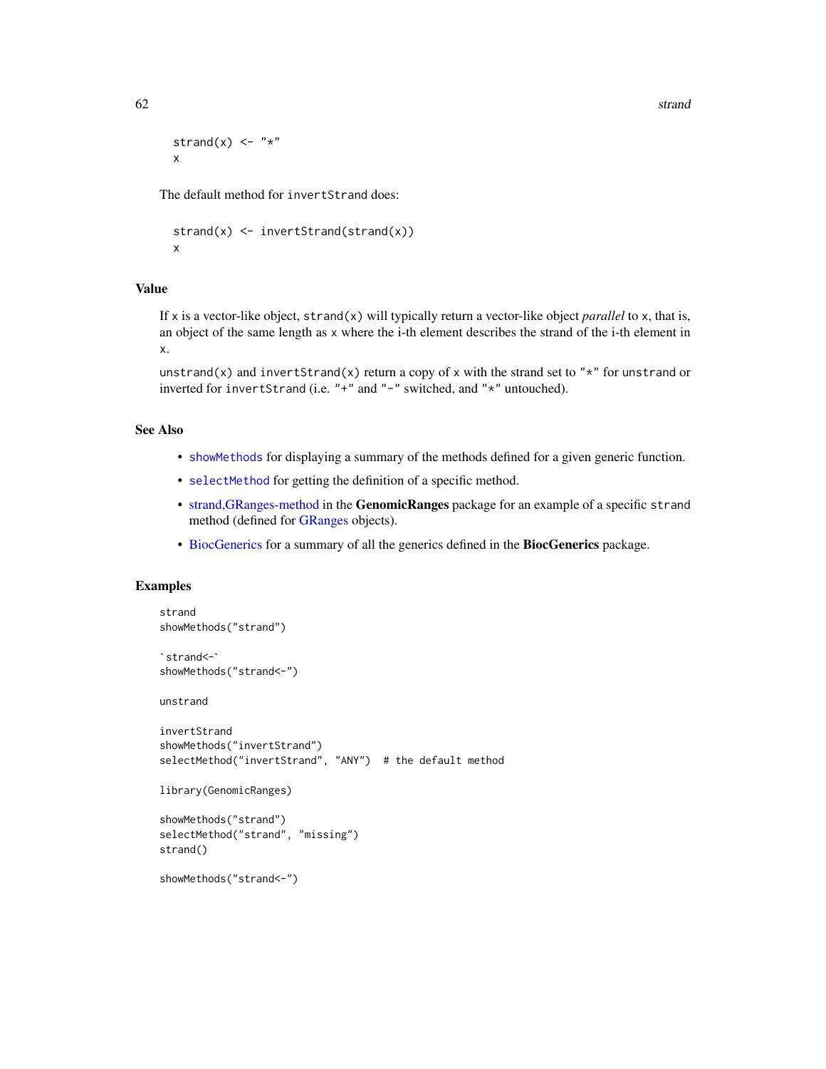```
strand(x) <- "*"
x
```

The default method for `invertStrand` does:

```
strand(x) <- invertStrand(strand(x))
x
```

## Value

If `x` is a vector-like object, `strand(x)` will typically return a vector-like object *parallel* to `x`, that is, an object of the same length as `x` where the i-th element describes the strand of the i-th element in `x`.

`unstrand(x)` and `invertStrand(x)` return a copy of `x` with the strand set to `"*"` for `unstrand` or inverted for `invertStrand` (i.e. `"+"` and `"-"` switched, and `"*"` untouched).

## See Also

- `showMethods` for displaying a summary of the methods defined for a given generic function.
- `selectMethod` for getting the definition of a specific method.
- strand,GRanges-method in the **GenomicRanges** package for an example of a specific `strand` method (defined for GRanges objects).
- BiocGenerics for a summary of all the generics defined in the **BiocGenerics** package.

## Examples

```
strand
showMethods("strand")

`strand<-`
showMethods("strand<-")

unstrand

invertStrand
showMethods("invertStrand")
selectMethod("invertStrand", "ANY")  # the default method

library(GenomicRanges)

showMethods("strand")
selectMethod("strand", "missing")
strand()

showMethods("strand<-")
```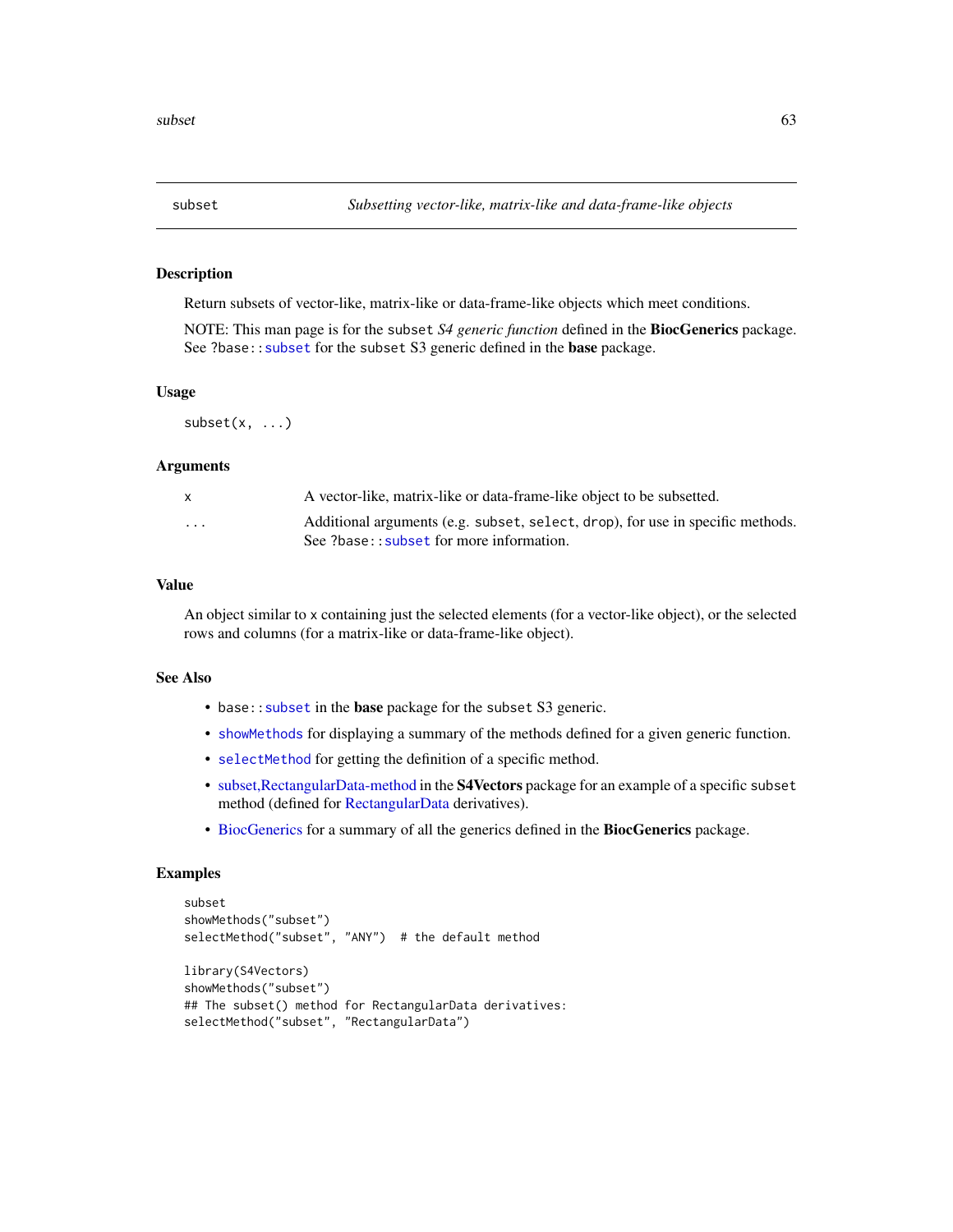# subset — *Subsetting vector-like, matrix-like and data-frame-like objects*

## Description

Return subsets of vector-like, matrix-like or data-frame-like objects which meet conditions.

NOTE: This man page is for the `subset` *S4 generic function* defined in the **BiocGenerics** package. See `?base::subset` for the `subset` S3 generic defined in the **base** package.

## Usage

```
subset(x, ...)
```

## Arguments

| | |
|---|---|
| `x` | A vector-like, matrix-like or data-frame-like object to be subsetted. |
| `...` | Additional arguments (e.g. `subset`, `select`, `drop`), for use in specific methods. See `?base::subset` for more information. |

## Value

An object similar to `x` containing just the selected elements (for a vector-like object), or the selected rows and columns (for a matrix-like or data-frame-like object).

## See Also

- `base::subset` in the **base** package for the `subset` S3 generic.
- `showMethods` for displaying a summary of the methods defined for a given generic function.
- `selectMethod` for getting the definition of a specific method.
- subset,RectangularData-method in the **S4Vectors** package for an example of a specific `subset` method (defined for RectangularData derivatives).
- BiocGenerics for a summary of all the generics defined in the **BiocGenerics** package.

## Examples

```
subset
showMethods("subset")
selectMethod("subset", "ANY")  # the default method

library(S4Vectors)
showMethods("subset")
## The subset() method for RectangularData derivatives:
selectMethod("subset", "RectangularData")
```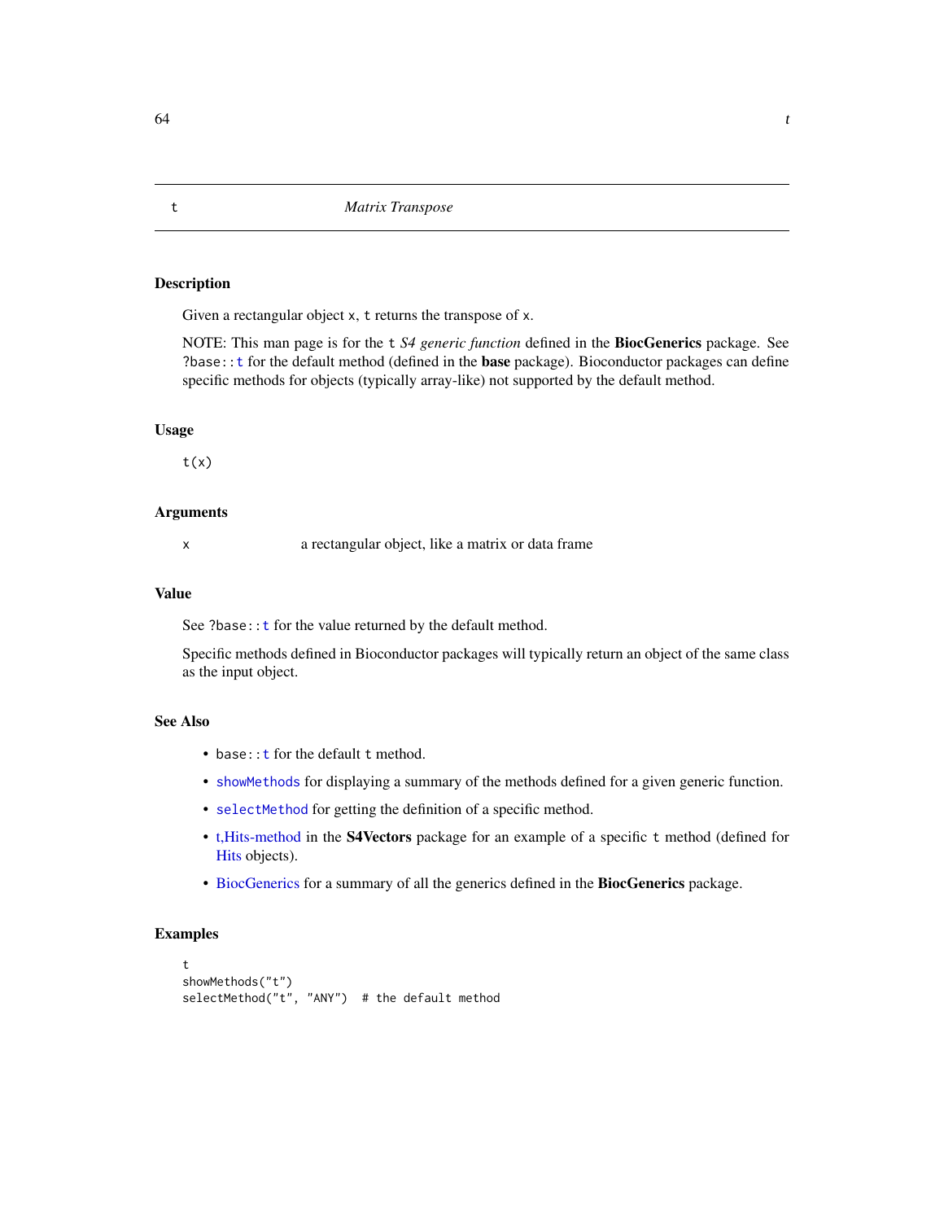# t — *Matrix Transpose*

## Description

Given a rectangular object `x`, `t` returns the transpose of `x`.

NOTE: This man page is for the `t` *S4 generic function* defined in the **BiocGenerics** package. See `?base::t` for the default method (defined in the **base** package). Bioconductor packages can define specific methods for objects (typically array-like) not supported by the default method.

## Usage

```
t(x)
```

## Arguments

| | |
|---|---|
| `x` | a rectangular object, like a matrix or data frame |

## Value

See `?base::t` for the value returned by the default method.

Specific methods defined in Bioconductor packages will typically return an object of the same class as the input object.

## See Also

- `base::t` for the default `t` method.
- `showMethods` for displaying a summary of the methods defined for a given generic function.
- `selectMethod` for getting the definition of a specific method.
- t,Hits-method in the **S4Vectors** package for an example of a specific `t` method (defined for Hits objects).
- BiocGenerics for a summary of all the generics defined in the **BiocGenerics** package.

## Examples

```
t
showMethods("t")
selectMethod("t", "ANY")  # the default method
```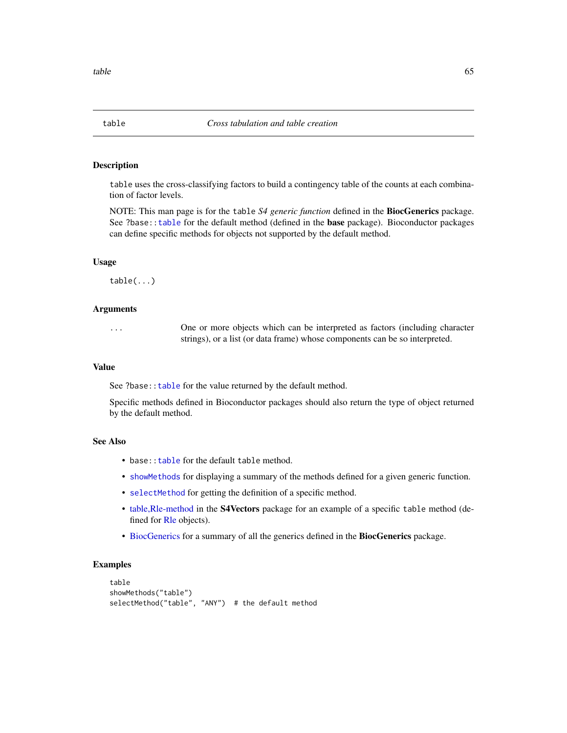# table — *Cross tabulation and table creation*

## Description

`table` uses the cross-classifying factors to build a contingency table of the counts at each combination of factor levels.

NOTE: This man page is for the `table` *S4 generic function* defined in the **BiocGenerics** package. See `?base::table` for the default method (defined in the **base** package). Bioconductor packages can define specific methods for objects not supported by the default method.

## Usage

```
table(...)
```

## Arguments

`...` One or more objects which can be interpreted as factors (including character strings), or a list (or data frame) whose components can be so interpreted.

## Value

See `?base::table` for the value returned by the default method.

Specific methods defined in Bioconductor packages should also return the type of object returned by the default method.

## See Also

- `base::table` for the default `table` method.
- `showMethods` for displaying a summary of the methods defined for a given generic function.
- `selectMethod` for getting the definition of a specific method.
- table,Rle-method in the **S4Vectors** package for an example of a specific `table` method (defined for Rle objects).
- BiocGenerics for a summary of all the generics defined in the **BiocGenerics** package.

## Examples

```
table
showMethods("table")
selectMethod("table", "ANY")  # the default method
```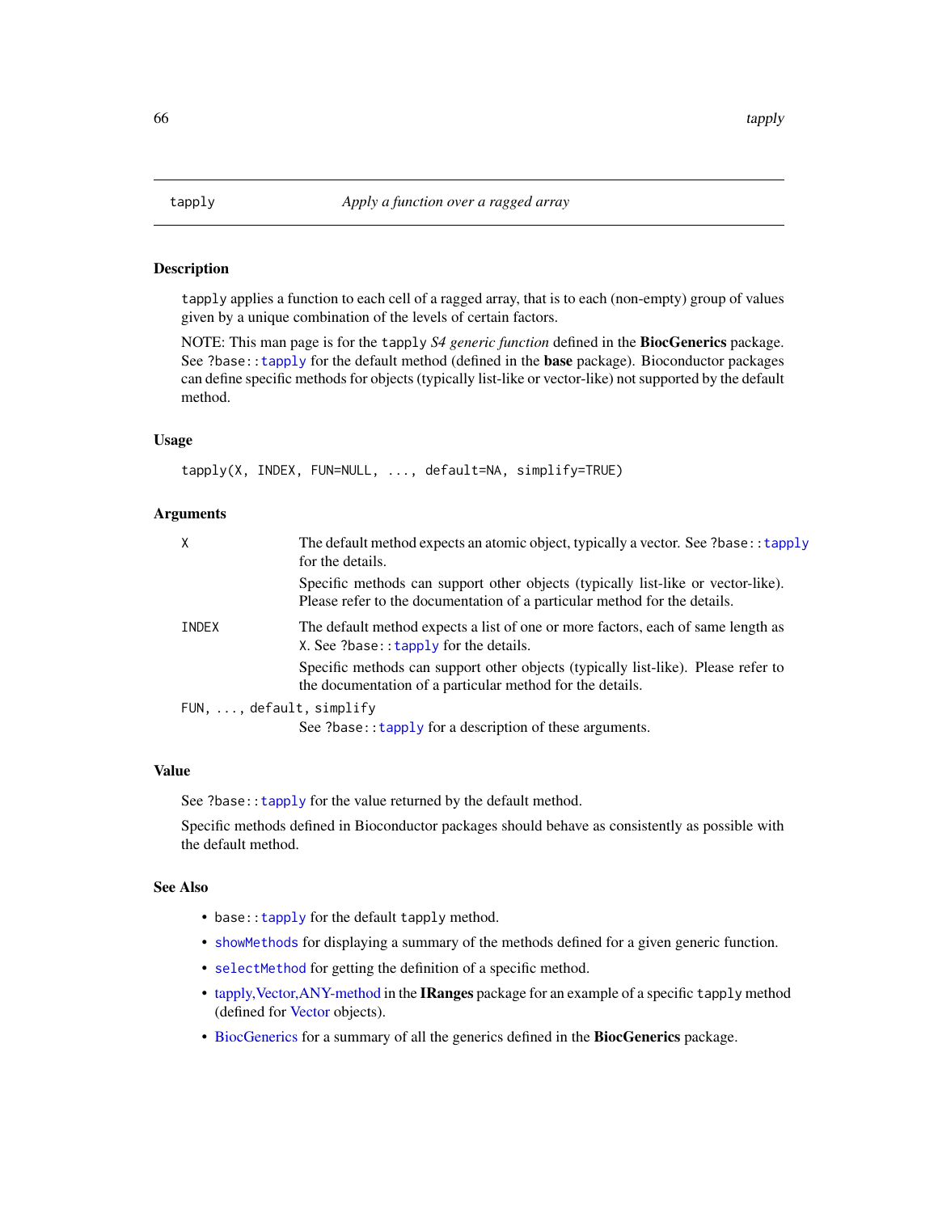## tapply — *Apply a function over a ragged array*

### Description

tapply applies a function to each cell of a ragged array, that is to each (non-empty) group of values given by a unique combination of the levels of certain factors.

NOTE: This man page is for the `tapply` *S4 generic function* defined in the **BiocGenerics** package. See `?base::tapply` for the default method (defined in the **base** package). Bioconductor packages can define specific methods for objects (typically list-like or vector-like) not supported by the default method.

### Usage

```
tapply(X, INDEX, FUN=NULL, ..., default=NA, simplify=TRUE)
```

### Arguments

| | |
|---|---|
| `X` | The default method expects an atomic object, typically a vector. See `?base::tapply` for the details. Specific methods can support other objects (typically list-like or vector-like). Please refer to the documentation of a particular method for the details. |
| `INDEX` | The default method expects a list of one or more factors, each of same length as `X`. See `?base::tapply` for the details. Specific methods can support other objects (typically list-like). Please refer to the documentation of a particular method for the details. |
| `FUN, ..., default, simplify` | See `?base::tapply` for a description of these arguments. |

### Value

See `?base::tapply` for the value returned by the default method.

Specific methods defined in Bioconductor packages should behave as consistently as possible with the default method.

### See Also

- `base::tapply` for the default `tapply` method.
- `showMethods` for displaying a summary of the methods defined for a given generic function.
- `selectMethod` for getting the definition of a specific method.
- tapply,Vector,ANY-method in the **IRanges** package for an example of a specific `tapply` method (defined for Vector objects).
- BiocGenerics for a summary of all the generics defined in the **BiocGenerics** package.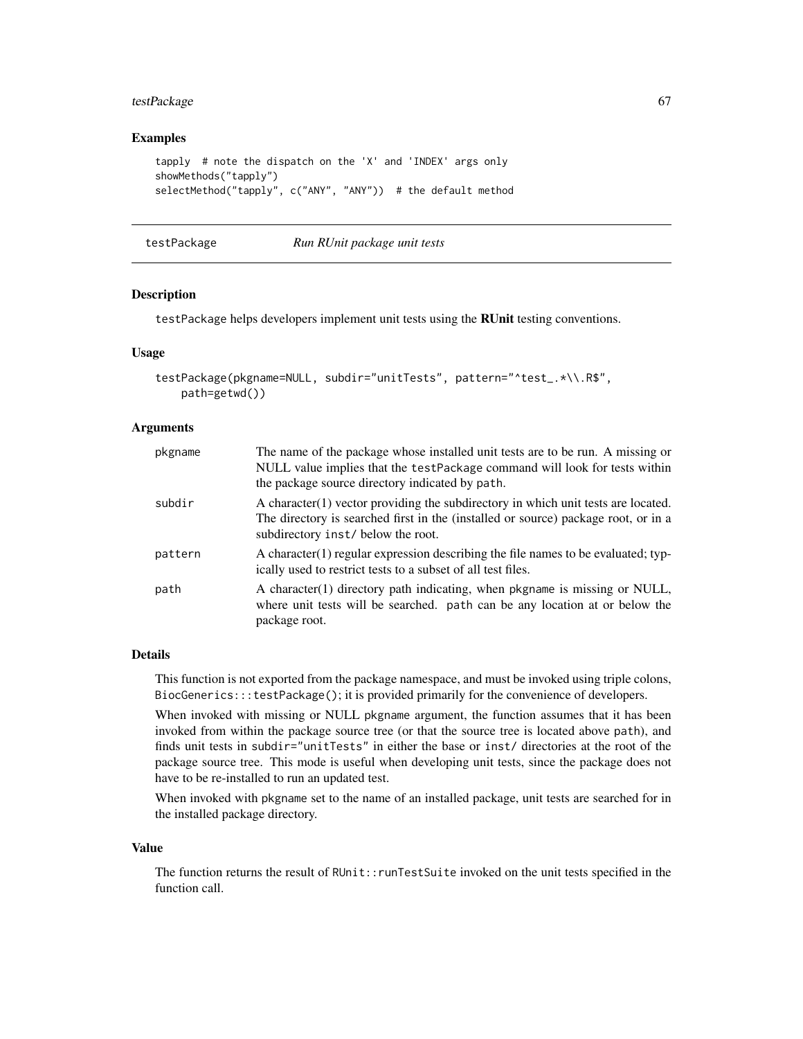## Examples

```
tapply  # note the dispatch on the 'X' and 'INDEX' args only
showMethods("tapply")
selectMethod("tapply", c("ANY", "ANY"))  # the default method
```

---

## testPackage — *Run RUnit package unit tests*

---

### Description

testPackage helps developers implement unit tests using the **RUnit** testing conventions.

### Usage

```
testPackage(pkgname=NULL, subdir="unitTests", pattern="^test_.*\\.R$",
    path=getwd())
```

### Arguments

| | |
|---|---|
| pkgname | The name of the package whose installed unit tests are to be run. A missing or NULL value implies that the testPackage command will look for tests within the package source directory indicated by path. |
| subdir | A character(1) vector providing the subdirectory in which unit tests are located. The directory is searched first in the (installed or source) package root, or in a subdirectory inst/ below the root. |
| pattern | A character(1) regular expression describing the file names to be evaluated; typically used to restrict tests to a subset of all test files. |
| path | A character(1) directory path indicating, when pkgname is missing or NULL, where unit tests will be searched. path can be any location at or below the package root. |

### Details

This function is not exported from the package namespace, and must be invoked using triple colons, BiocGenerics:::testPackage(); it is provided primarily for the convenience of developers.

When invoked with missing or NULL pkgname argument, the function assumes that it has been invoked from within the package source tree (or that the source tree is located above path), and finds unit tests in subdir="unitTests" in either the base or inst/ directories at the root of the package source tree. This mode is useful when developing unit tests, since the package does not have to be re-installed to run an updated test.

When invoked with pkgname set to the name of an installed package, unit tests are searched for in the installed package directory.

### Value

The function returns the result of RUnit::runTestSuite invoked on the unit tests specified in the function call.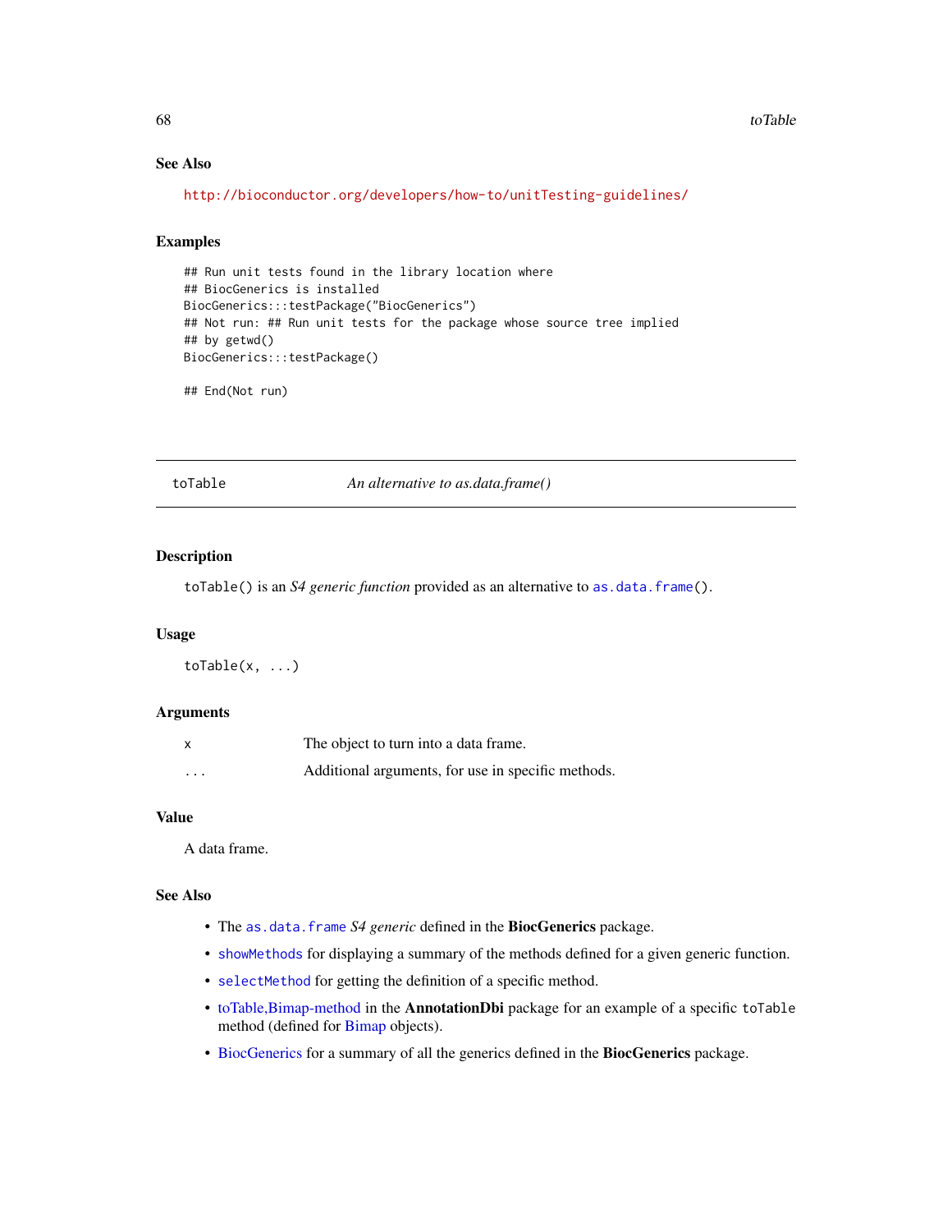### See Also

http://bioconductor.org/developers/how-to/unitTesting-guidelines/

### Examples

```
## Run unit tests found in the library location where
## BiocGenerics is installed
BiocGenerics:::testPackage("BiocGenerics")
## Not run: ## Run unit tests for the package whose source tree implied
## by getwd()
BiocGenerics:::testPackage()

## End(Not run)
```

---

## toTable — *An alternative to as.data.frame()*

---

### Description

`toTable()` is an *S4 generic function* provided as an alternative to `as.data.frame()`.

### Usage

```
toTable(x, ...)
```

### Arguments

| | |
|---|---|
| `x` | The object to turn into a data frame. |
| `...` | Additional arguments, for use in specific methods. |

### Value

A data frame.

### See Also

- The `as.data.frame` *S4 generic* defined in the **BiocGenerics** package.
- `showMethods` for displaying a summary of the methods defined for a given generic function.
- `selectMethod` for getting the definition of a specific method.
- toTable,Bimap-method in the **AnnotationDbi** package for an example of a specific `toTable` method (defined for Bimap objects).
- BiocGenerics for a summary of all the generics defined in the **BiocGenerics** package.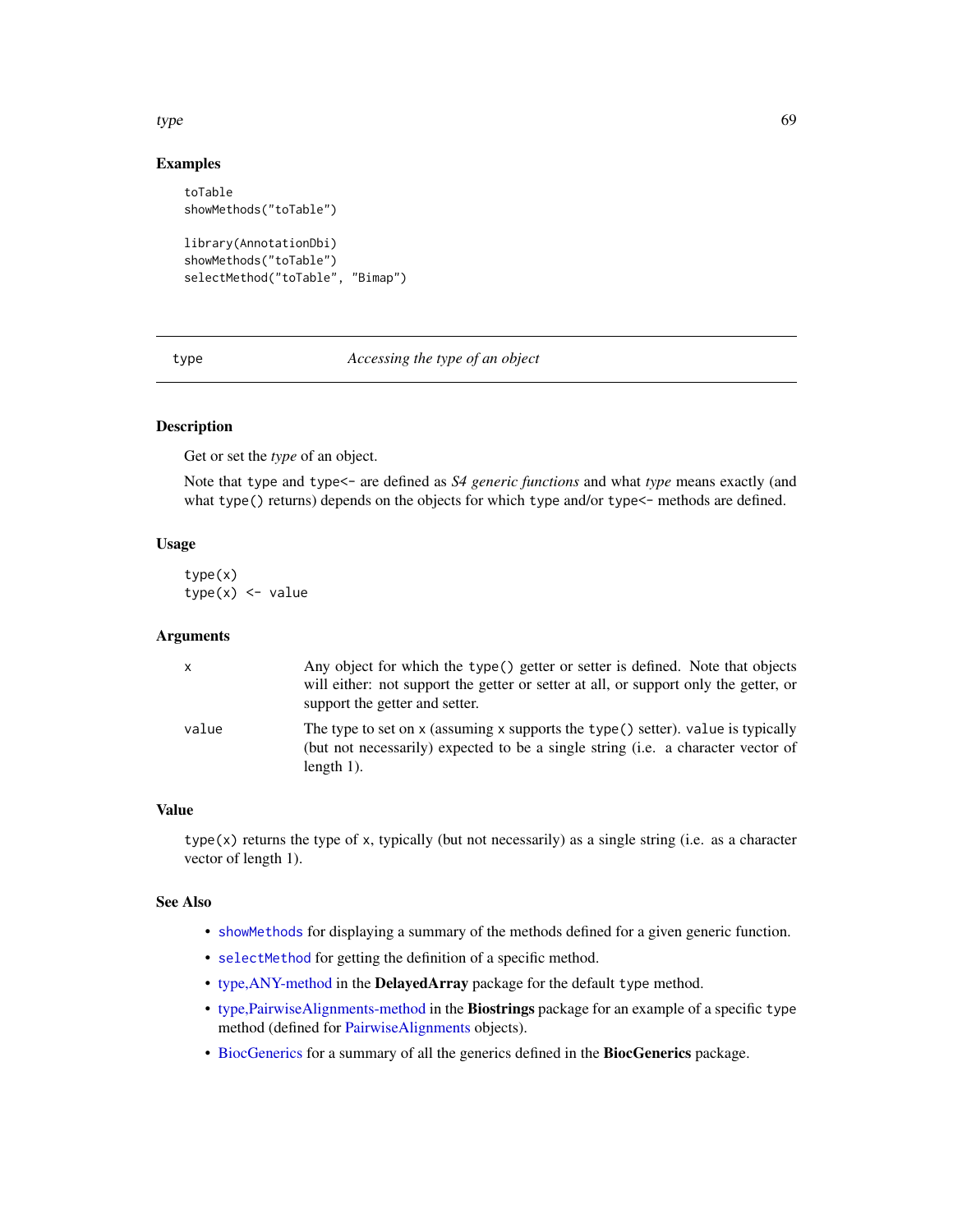## Examples

```
toTable
showMethods("toTable")

library(AnnotationDbi)
showMethods("toTable")
selectMethod("toTable", "Bimap")
```

---

# type — *Accessing the type of an object*

---

## Description

Get or set the *type* of an object.

Note that `type` and `type<-` are defined as *S4 generic functions* and what *type* means exactly (and what `type()` returns) depends on the objects for which `type` and/or `type<-` methods are defined.

## Usage

```
type(x)
type(x) <- value
```

## Arguments

| | |
|---|---|
| `x` | Any object for which the `type()` getter or setter is defined. Note that objects will either: not support the getter or setter at all, or support only the getter, or support the getter and setter. |
| `value` | The type to set on `x` (assuming `x` supports the `type()` setter). `value` is typically (but not necessarily) expected to be a single string (i.e. a character vector of length 1). |

## Value

`type(x)` returns the type of `x`, typically (but not necessarily) as a single string (i.e. as a character vector of length 1).

## See Also

- `showMethods` for displaying a summary of the methods defined for a given generic function.
- `selectMethod` for getting the definition of a specific method.
- type,ANY-method in the **DelayedArray** package for the default `type` method.
- type,PairwiseAlignments-method in the **Biostrings** package for an example of a specific `type` method (defined for PairwiseAlignments objects).
- BiocGenerics for a summary of all the generics defined in the **BiocGenerics** package.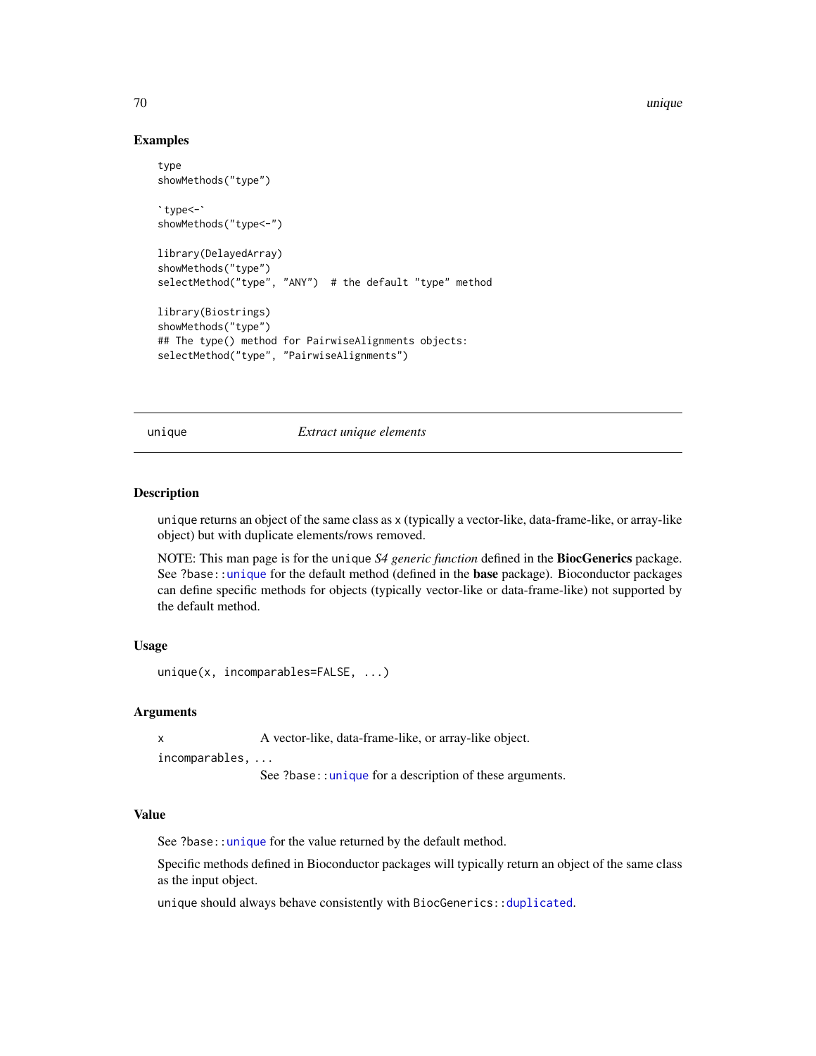## Examples

```
type
showMethods("type")

`type<-`
showMethods("type<-")

library(DelayedArray)
showMethods("type")
selectMethod("type", "ANY")  # the default "type" method

library(Biostrings)
showMethods("type")
## The type() method for PairwiseAlignments objects:
selectMethod("type", "PairwiseAlignments")
```

---

# unique — *Extract unique elements*

---

## Description

`unique` returns an object of the same class as `x` (typically a vector-like, data-frame-like, or array-like object) but with duplicate elements/rows removed.

NOTE: This man page is for the `unique` *S4 generic function* defined in the **BiocGenerics** package. See `?base::unique` for the default method (defined in the **base** package). Bioconductor packages can define specific methods for objects (typically vector-like or data-frame-like) not supported by the default method.

## Usage

```
unique(x, incomparables=FALSE, ...)
```

## Arguments

`x` A vector-like, data-frame-like, or array-like object.

`incomparables, ...` See `?base::unique` for a description of these arguments.

## Value

See `?base::unique` for the value returned by the default method.

Specific methods defined in Bioconductor packages will typically return an object of the same class as the input object.

`unique` should always behave consistently with `BiocGenerics::duplicated`.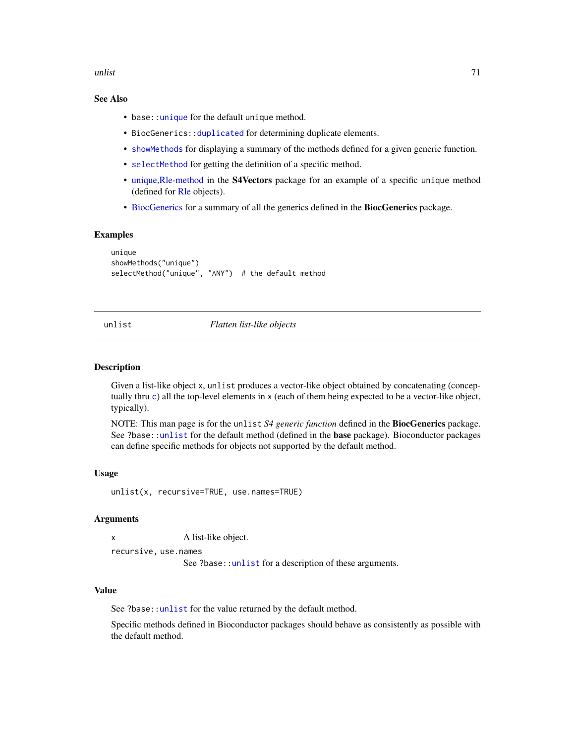### See Also

- `base::unique` for the default `unique` method.
- `BiocGenerics::duplicated` for determining duplicate elements.
- `showMethods` for displaying a summary of the methods defined for a given generic function.
- `selectMethod` for getting the definition of a specific method.
- unique,Rle-method in the **S4Vectors** package for an example of a specific `unique` method (defined for Rle objects).
- BiocGenerics for a summary of all the generics defined in the **BiocGenerics** package.

### Examples

```
unique
showMethods("unique")
selectMethod("unique", "ANY")  # the default method
```

---

## unlist — *Flatten list-like objects*

---

### Description

Given a list-like object `x`, `unlist` produces a vector-like object obtained by concatenating (conceptually thru `c`) all the top-level elements in `x` (each of them being expected to be a vector-like object, typically).

NOTE: This man page is for the `unlist` *S4 generic function* defined in the **BiocGenerics** package. See `?base::unlist` for the default method (defined in the **base** package). Bioconductor packages can define specific methods for objects not supported by the default method.

### Usage

```
unlist(x, recursive=TRUE, use.names=TRUE)
```

### Arguments

| | |
|---|---|
| `x` | A list-like object. |
| `recursive, use.names` | See `?base::unlist` for a description of these arguments. |

### Value

See `?base::unlist` for the value returned by the default method.

Specific methods defined in Bioconductor packages should behave as consistently as possible with the default method.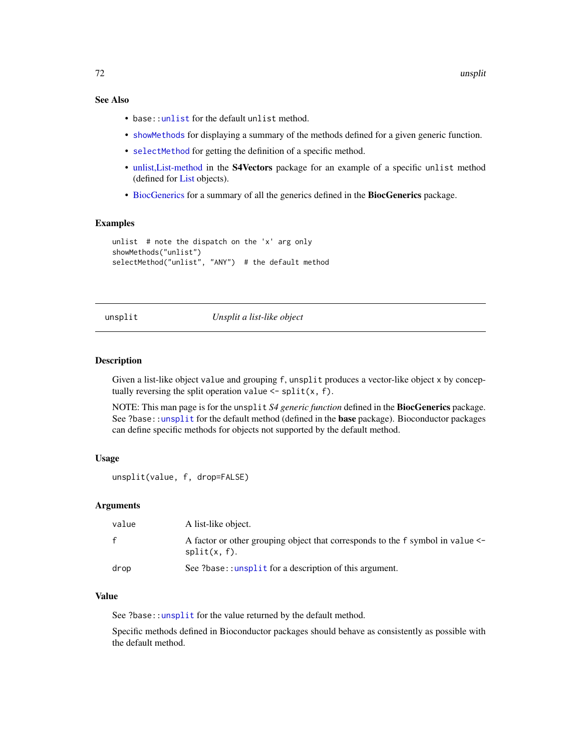## See Also

- `base::unlist` for the default `unlist` method.
- `showMethods` for displaying a summary of the methods defined for a given generic function.
- `selectMethod` for getting the definition of a specific method.
- unlist,List-method in the **S4Vectors** package for an example of a specific `unlist` method (defined for List objects).
- BiocGenerics for a summary of all the generics defined in the **BiocGenerics** package.

## Examples

```
unlist  # note the dispatch on the 'x' arg only
showMethods("unlist")
selectMethod("unlist", "ANY")  # the default method
```

---

# unsplit — *Unsplit a list-like object*

---

## Description

Given a list-like object `value` and grouping `f`, `unsplit` produces a vector-like object `x` by conceptually reversing the split operation `value <- split(x, f)`.

NOTE: This man page is for the `unsplit` *S4 generic function* defined in the **BiocGenerics** package. See `?base::unsplit` for the default method (defined in the **base** package). Bioconductor packages can define specific methods for objects not supported by the default method.

## Usage

```
unsplit(value, f, drop=FALSE)
```

## Arguments

| | |
|---|---|
| `value` | A list-like object. |
| `f` | A factor or other grouping object that corresponds to the `f` symbol in `value <- split(x, f)`. |
| `drop` | See `?base::unsplit` for a description of this argument. |

## Value

See `?base::unsplit` for the value returned by the default method.

Specific methods defined in Bioconductor packages should behave as consistently as possible with the default method.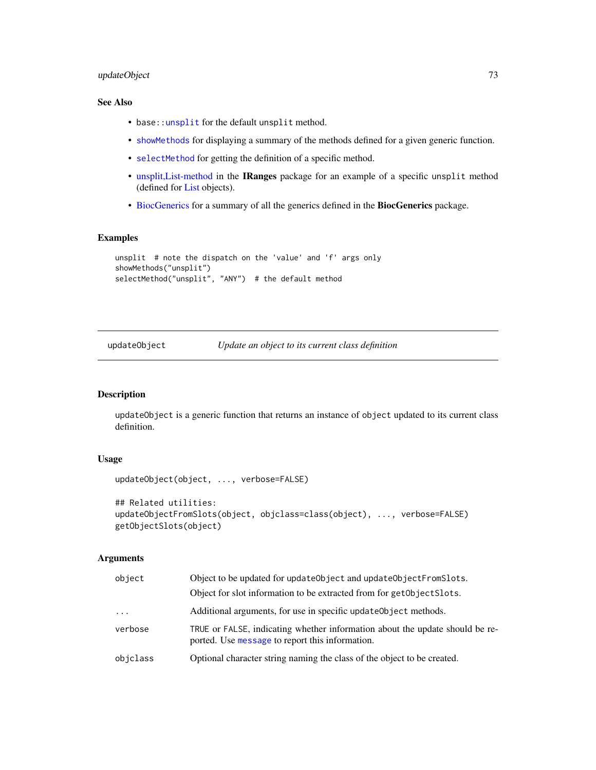## See Also

- base::unsplit for the default unsplit method.
- showMethods for displaying a summary of the methods defined for a given generic function.
- selectMethod for getting the definition of a specific method.
- unsplit,List-method in the **IRanges** package for an example of a specific unsplit method (defined for List objects).
- BiocGenerics for a summary of all the generics defined in the **BiocGenerics** package.

## Examples

```
unsplit  # note the dispatch on the 'value' and 'f' args only
showMethods("unsplit")
selectMethod("unsplit", "ANY")  # the default method
```

---

# updateObject — *Update an object to its current class definition*

---

## Description

updateObject is a generic function that returns an instance of object updated to its current class definition.

## Usage

```
updateObject(object, ..., verbose=FALSE)

## Related utilities:
updateObjectFromSlots(object, objclass=class(object), ..., verbose=FALSE)
getObjectSlots(object)
```

## Arguments

| | |
|---|---|
| object | Object to be updated for updateObject and updateObjectFromSlots. Object for slot information to be extracted from for getObjectSlots. |
| ... | Additional arguments, for use in specific updateObject methods. |
| verbose | TRUE or FALSE, indicating whether information about the update should be reported. Use message to report this information. |
| objclass | Optional character string naming the class of the object to be created. |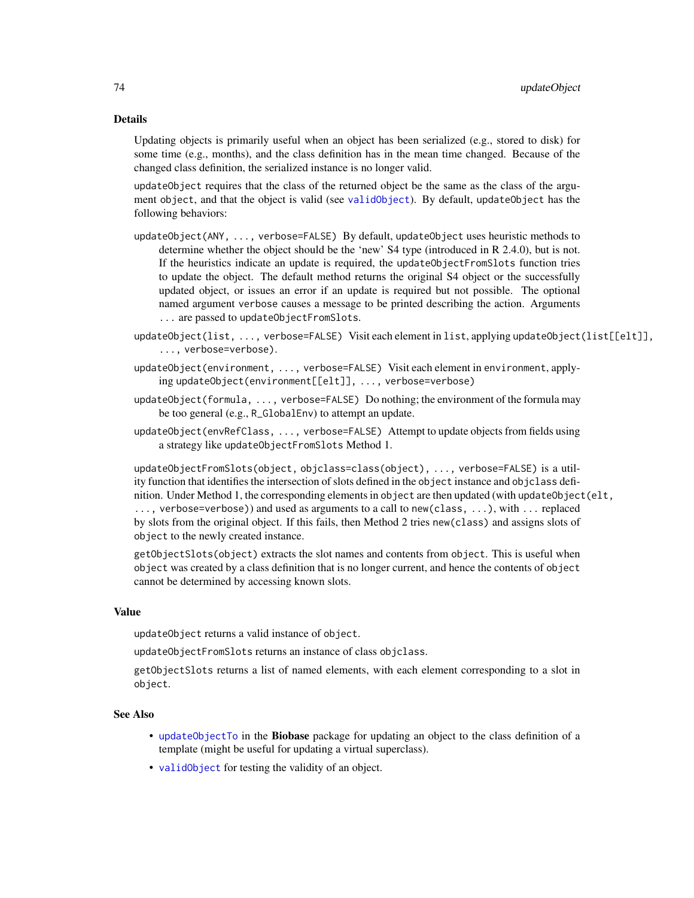## Details

Updating objects is primarily useful when an object has been serialized (e.g., stored to disk) for some time (e.g., months), and the class definition has in the mean time changed. Because of the changed class definition, the serialized instance is no longer valid.

`updateObject` requires that the class of the returned object be the same as the class of the argument `object`, and that the object is valid (see `validObject`). By default, `updateObject` has the following behaviors:

`updateObject(ANY, ..., verbose=FALSE)` By default, `updateObject` uses heuristic methods to determine whether the object should be the 'new' S4 type (introduced in R 2.4.0), but is not. If the heuristics indicate an update is required, the `updateObjectFromSlots` function tries to update the object. The default method returns the original S4 object or the successfully updated object, or issues an error if an update is required but not possible. The optional named argument `verbose` causes a message to be printed describing the action. Arguments `...` are passed to `updateObjectFromSlots`.

`updateObject(list, ..., verbose=FALSE)` Visit each element in `list`, applying `updateObject(list[[elt]], ..., verbose=verbose)`.

`updateObject(environment, ..., verbose=FALSE)` Visit each element in `environment`, applying `updateObject(environment[[elt]], ..., verbose=verbose)`

`updateObject(formula, ..., verbose=FALSE)` Do nothing; the environment of the formula may be too general (e.g., `R_GlobalEnv`) to attempt an update.

`updateObject(envRefClass, ..., verbose=FALSE)` Attempt to update objects from fields using a strategy like `updateObjectFromSlots` Method 1.

`updateObjectFromSlots(object, objclass=class(object), ..., verbose=FALSE)` is a utility function that identifies the intersection of slots defined in the `object` instance and `objclass` definition. Under Method 1, the corresponding elements in `object` are then updated (with `updateObject(elt, ..., verbose=verbose)`) and used as arguments to a call to `new(class, ...)`, with `...` replaced by slots from the original object. If this fails, then Method 2 tries `new(class)` and assigns slots of `object` to the newly created instance.

`getObjectSlots(object)` extracts the slot names and contents from `object`. This is useful when `object` was created by a class definition that is no longer current, and hence the contents of `object` cannot be determined by accessing known slots.

## Value

`updateObject` returns a valid instance of `object`.

`updateObjectFromSlots` returns an instance of class `objclass`.

`getObjectSlots` returns a list of named elements, with each element corresponding to a slot in `object`.

## See Also

- `updateObjectTo` in the **Biobase** package for updating an object to the class definition of a template (might be useful for updating a virtual superclass).
- `validObject` for testing the validity of an object.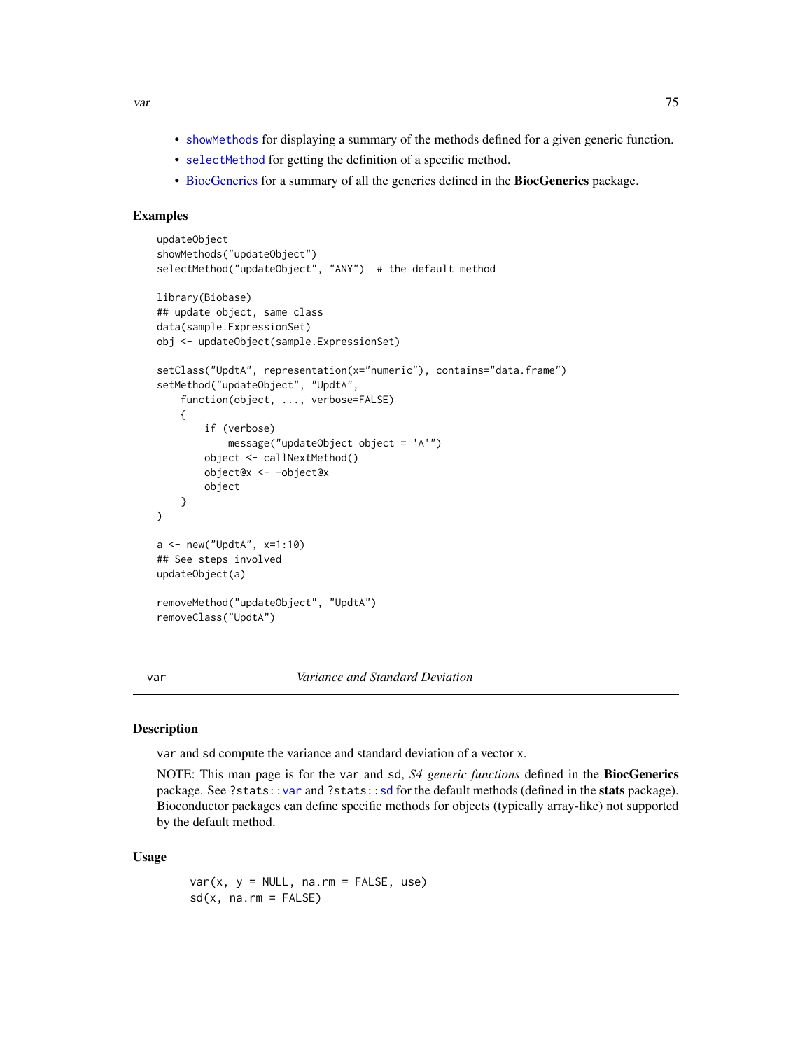- `showMethods` for displaying a summary of the methods defined for a given generic function.
- `selectMethod` for getting the definition of a specific method.
- BiocGenerics for a summary of all the generics defined in the **BiocGenerics** package.

## Examples

```
updateObject
showMethods("updateObject")
selectMethod("updateObject", "ANY")  # the default method

library(Biobase)
## update object, same class
data(sample.ExpressionSet)
obj <- updateObject(sample.ExpressionSet)

setClass("UpdtA", representation(x="numeric"), contains="data.frame")
setMethod("updateObject", "UpdtA",
    function(object, ..., verbose=FALSE)
    {
        if (verbose)
            message("updateObject object = 'A'")
        object <- callNextMethod()
        object@x <- -object@x
        object
    }
)

a <- new("UpdtA", x=1:10)
## See steps involved
updateObject(a)

removeMethod("updateObject", "UpdtA")
removeClass("UpdtA")
```

---

# var — *Variance and Standard Deviation*

## Description

`var` and `sd` compute the variance and standard deviation of a vector `x`.

NOTE: This man page is for the `var` and `sd`, *S4 generic functions* defined in the **BiocGenerics** package. See `?stats::var` and `?stats::sd` for the default methods (defined in the **stats** package). Bioconductor packages can define specific methods for objects (typically array-like) not supported by the default method.

## Usage

```
var(x, y = NULL, na.rm = FALSE, use)
sd(x, na.rm = FALSE)
```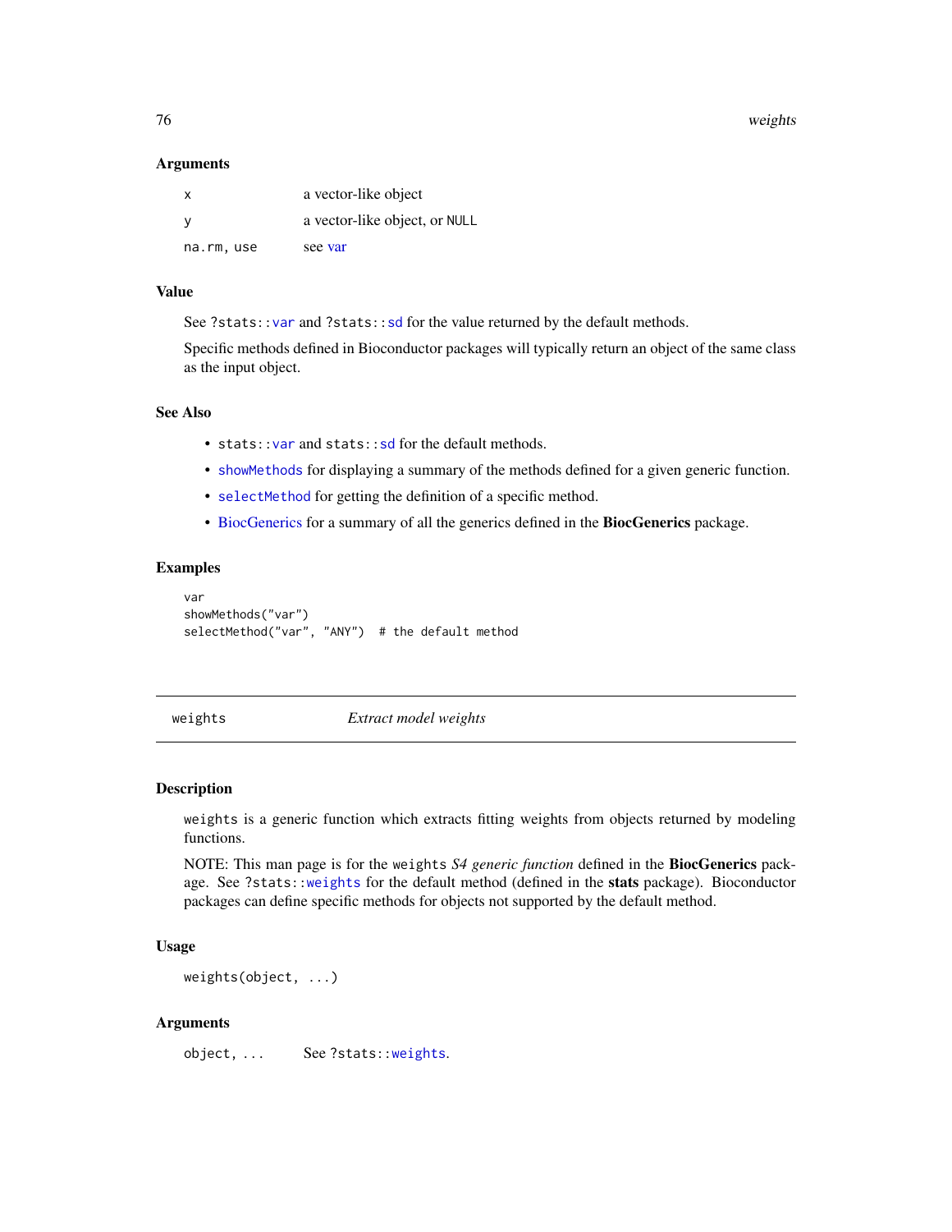### Arguments

| | |
|---|---|
| `x` | a vector-like object |
| `y` | a vector-like object, or `NULL` |
| `na.rm, use` | see var |

### Value

See `?stats::var` and `?stats::sd` for the value returned by the default methods.

Specific methods defined in Bioconductor packages will typically return an object of the same class as the input object.

### See Also

- `stats::var` and `stats::sd` for the default methods.
- `showMethods` for displaying a summary of the methods defined for a given generic function.
- `selectMethod` for getting the definition of a specific method.
- BiocGenerics for a summary of all the generics defined in the **BiocGenerics** package.

### Examples

```
var
showMethods("var")
selectMethod("var", "ANY")  # the default method
```

---

## weights — *Extract model weights*

---

### Description

`weights` is a generic function which extracts fitting weights from objects returned by modeling functions.

NOTE: This man page is for the `weights` *S4 generic function* defined in the **BiocGenerics** package. See `?stats::weights` for the default method (defined in the **stats** package). Bioconductor packages can define specific methods for objects not supported by the default method.

### Usage

```
weights(object, ...)
```

### Arguments

| | |
|---|---|
| `object, ...` | See `?stats::weights`. |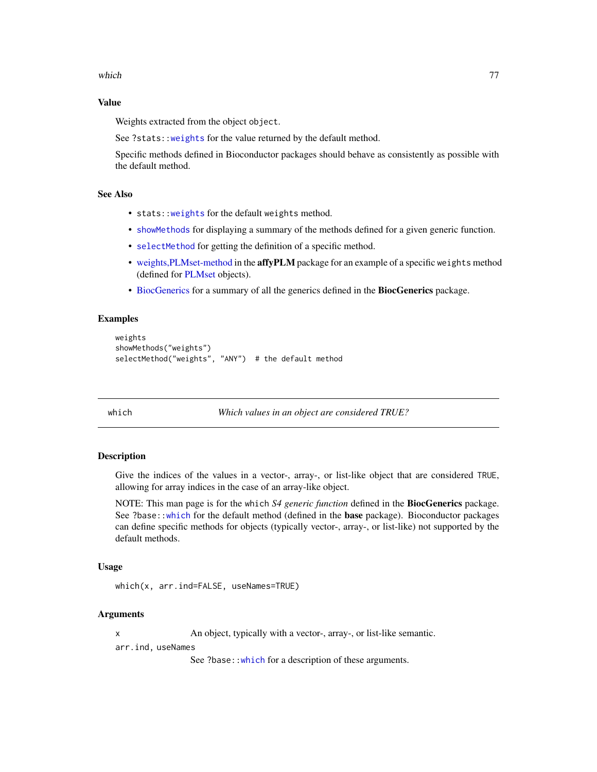## Value

Weights extracted from the object `object`.

See `?stats::weights` for the value returned by the default method.

Specific methods defined in Bioconductor packages should behave as consistently as possible with the default method.

## See Also

- `stats::weights` for the default `weights` method.
- `showMethods` for displaying a summary of the methods defined for a given generic function.
- `selectMethod` for getting the definition of a specific method.
- weights,PLMset-method in the **affyPLM** package for an example of a specific `weights` method (defined for PLMset objects).
- BiocGenerics for a summary of all the generics defined in the **BiocGenerics** package.

## Examples

```
weights
showMethods("weights")
selectMethod("weights", "ANY")  # the default method
```

---

# which — *Which values in an object are considered TRUE?*

## Description

Give the indices of the values in a vector-, array-, or list-like object that are considered `TRUE`, allowing for array indices in the case of an array-like object.

NOTE: This man page is for the `which` *S4 generic function* defined in the **BiocGenerics** package. See `?base::which` for the default method (defined in the **base** package). Bioconductor packages can define specific methods for objects (typically vector-, array-, or list-like) not supported by the default methods.

## Usage

```
which(x, arr.ind=FALSE, useNames=TRUE)
```

## Arguments

`x` — An object, typically with a vector-, array-, or list-like semantic.

`arr.ind, useNames` — See `?base::which` for a description of these arguments.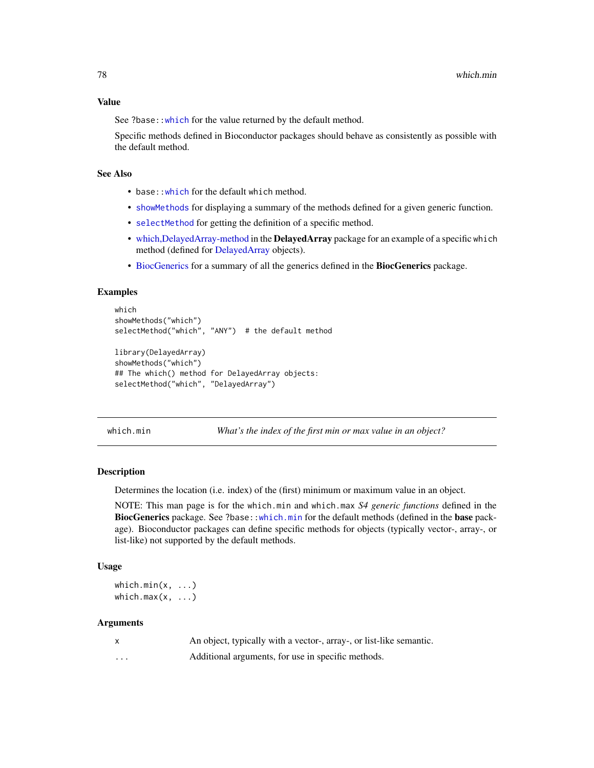### Value

See ?base::which for the value returned by the default method.

Specific methods defined in Bioconductor packages should behave as consistently as possible with the default method.

### See Also

- base::which for the default which method.
- showMethods for displaying a summary of the methods defined for a given generic function.
- selectMethod for getting the definition of a specific method.
- which,DelayedArray-method in the **DelayedArray** package for an example of a specific which method (defined for DelayedArray objects).
- BiocGenerics for a summary of all the generics defined in the **BiocGenerics** package.

### Examples

```
which
showMethods("which")
selectMethod("which", "ANY")  # the default method

library(DelayedArray)
showMethods("which")
## The which() method for DelayedArray objects:
selectMethod("which", "DelayedArray")
```

---

## which.min — *What's the index of the first min or max value in an object?*

### Description

Determines the location (i.e. index) of the (first) minimum or maximum value in an object.

NOTE: This man page is for the which.min and which.max *S4 generic functions* defined in the **BiocGenerics** package. See ?base::which.min for the default methods (defined in the **base** package). Bioconductor packages can define specific methods for objects (typically vector-, array-, or list-like) not supported by the default methods.

### Usage

```
which.min(x, ...)
which.max(x, ...)
```

### Arguments

| | |
|---|---|
| x | An object, typically with a vector-, array-, or list-like semantic. |
| ... | Additional arguments, for use in specific methods. |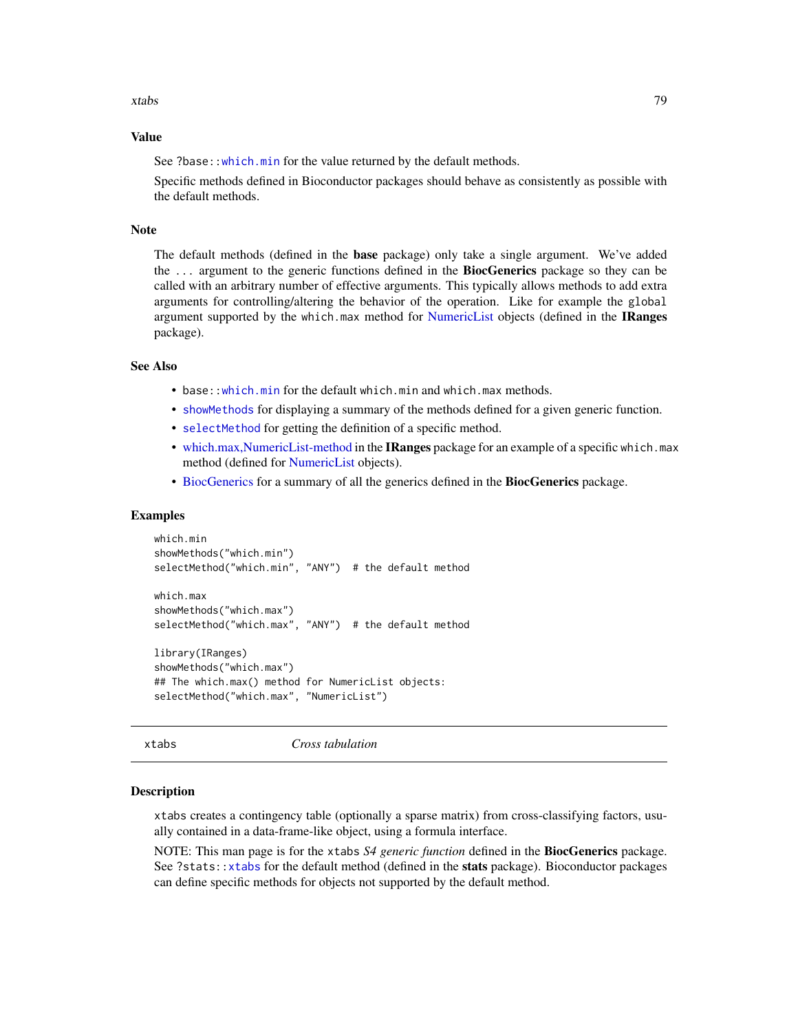## Value

See ?base::which.min for the value returned by the default methods.

Specific methods defined in Bioconductor packages should behave as consistently as possible with the default methods.

## Note

The default methods (defined in the **base** package) only take a single argument. We've added the ... argument to the generic functions defined in the **BiocGenerics** package so they can be called with an arbitrary number of effective arguments. This typically allows methods to add extra arguments for controlling/altering the behavior of the operation. Like for example the global argument supported by the which.max method for NumericList objects (defined in the **IRanges** package).

## See Also

- base::which.min for the default which.min and which.max methods.
- showMethods for displaying a summary of the methods defined for a given generic function.
- selectMethod for getting the definition of a specific method.
- which.max,NumericList-method in the **IRanges** package for an example of a specific which.max method (defined for NumericList objects).
- BiocGenerics for a summary of all the generics defined in the **BiocGenerics** package.

## Examples

```
which.min
showMethods("which.min")
selectMethod("which.min", "ANY")  # the default method

which.max
showMethods("which.max")
selectMethod("which.max", "ANY")  # the default method

library(IRanges)
showMethods("which.max")
## The which.max() method for NumericList objects:
selectMethod("which.max", "NumericList")
```

---

# xtabs *Cross tabulation*

---

## Description

xtabs creates a contingency table (optionally a sparse matrix) from cross-classifying factors, usually contained in a data-frame-like object, using a formula interface.

NOTE: This man page is for the xtabs *S4 generic function* defined in the **BiocGenerics** package. See ?stats::xtabs for the default method (defined in the **stats** package). Bioconductor packages can define specific methods for objects not supported by the default method.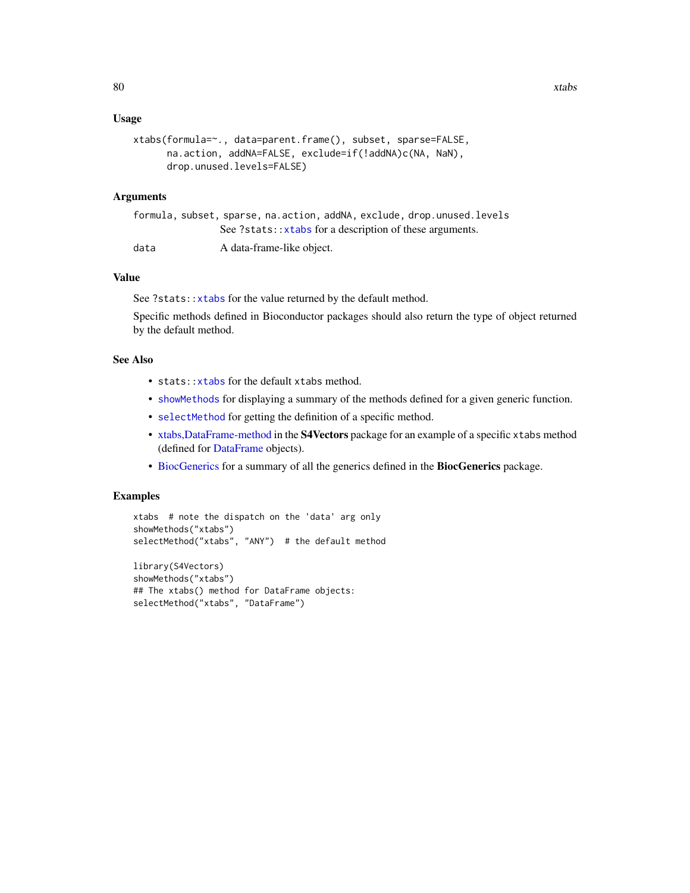## Usage

```
xtabs(formula=~., data=parent.frame(), subset, sparse=FALSE,
      na.action, addNA=FALSE, exclude=if(!addNA)c(NA, NaN),
      drop.unused.levels=FALSE)
```

## Arguments

`formula, subset, sparse, na.action, addNA, exclude, drop.unused.levels`
: See `?stats::xtabs` for a description of these arguments.

`data`
: A data-frame-like object.

## Value

See `?stats::xtabs` for the value returned by the default method.

Specific methods defined in Bioconductor packages should also return the type of object returned by the default method.

## See Also

- `stats::xtabs` for the default `xtabs` method.
- `showMethods` for displaying a summary of the methods defined for a given generic function.
- `selectMethod` for getting the definition of a specific method.
- xtabs,DataFrame-method in the **S4Vectors** package for an example of a specific `xtabs` method (defined for DataFrame objects).
- BiocGenerics for a summary of all the generics defined in the **BiocGenerics** package.

## Examples

```
xtabs  # note the dispatch on the 'data' arg only
showMethods("xtabs")
selectMethod("xtabs", "ANY")  # the default method

library(S4Vectors)
showMethods("xtabs")
## The xtabs() method for DataFrame objects:
selectMethod("xtabs", "DataFrame")
```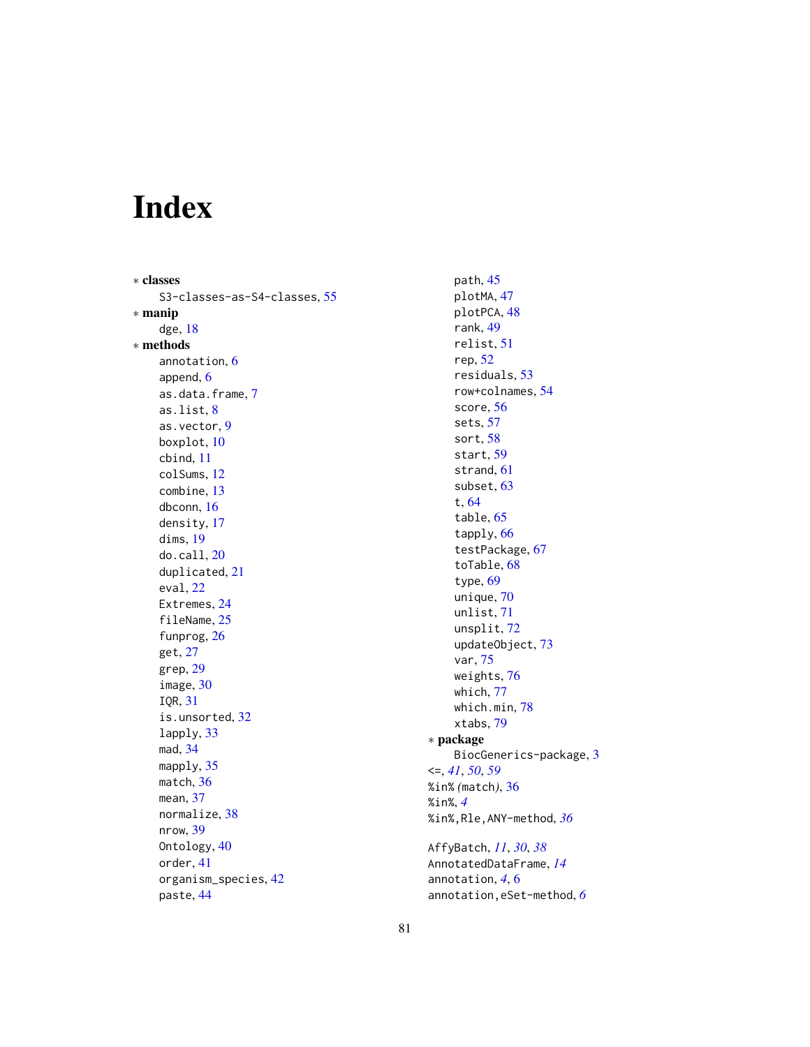# Index

∗ **classes**
  S3-classes-as-S4-classes, 55

∗ **manip**
  dge, 18

∗ **methods**
  annotation, 6
  append, 6
  as.data.frame, 7
  as.list, 8
  as.vector, 9
  boxplot, 10
  cbind, 11
  colSums, 12
  combine, 13
  dbconn, 16
  density, 17
  dims, 19
  do.call, 20
  duplicated, 21
  eval, 22
  Extremes, 24
  fileName, 25
  funprog, 26
  get, 27
  grep, 29
  image, 30
  IQR, 31
  is.unsorted, 32
  lapply, 33
  mad, 34
  mapply, 35
  match, 36
  mean, 37
  normalize, 38
  nrow, 39
  Ontology, 40
  order, 41
  organism_species, 42
  paste, 44
  path, 45
  plotMA, 47
  plotPCA, 48
  rank, 49
  relist, 51
  rep, 52
  residuals, 53
  row+colnames, 54
  score, 56
  sets, 57
  sort, 58
  start, 59
  strand, 61
  subset, 63
  t, 64
  table, 65
  tapply, 66
  testPackage, 67
  toTable, 68
  type, 69
  unique, 70
  unlist, 71
  unsplit, 72
  updateObject, 73
  var, 75
  weights, 76
  which, 77
  which.min, 78
  xtabs, 79

∗ **package**
  BiocGenerics-package, 3

<=, *41*, *50*, *59*
%in% (match), 36
%in%, *4*
%in%,Rle,ANY-method, *36*

AffyBatch, *11*, *30*, *38*
AnnotatedDataFrame, *14*
annotation, *4*, 6
annotation,eSet-method, *6*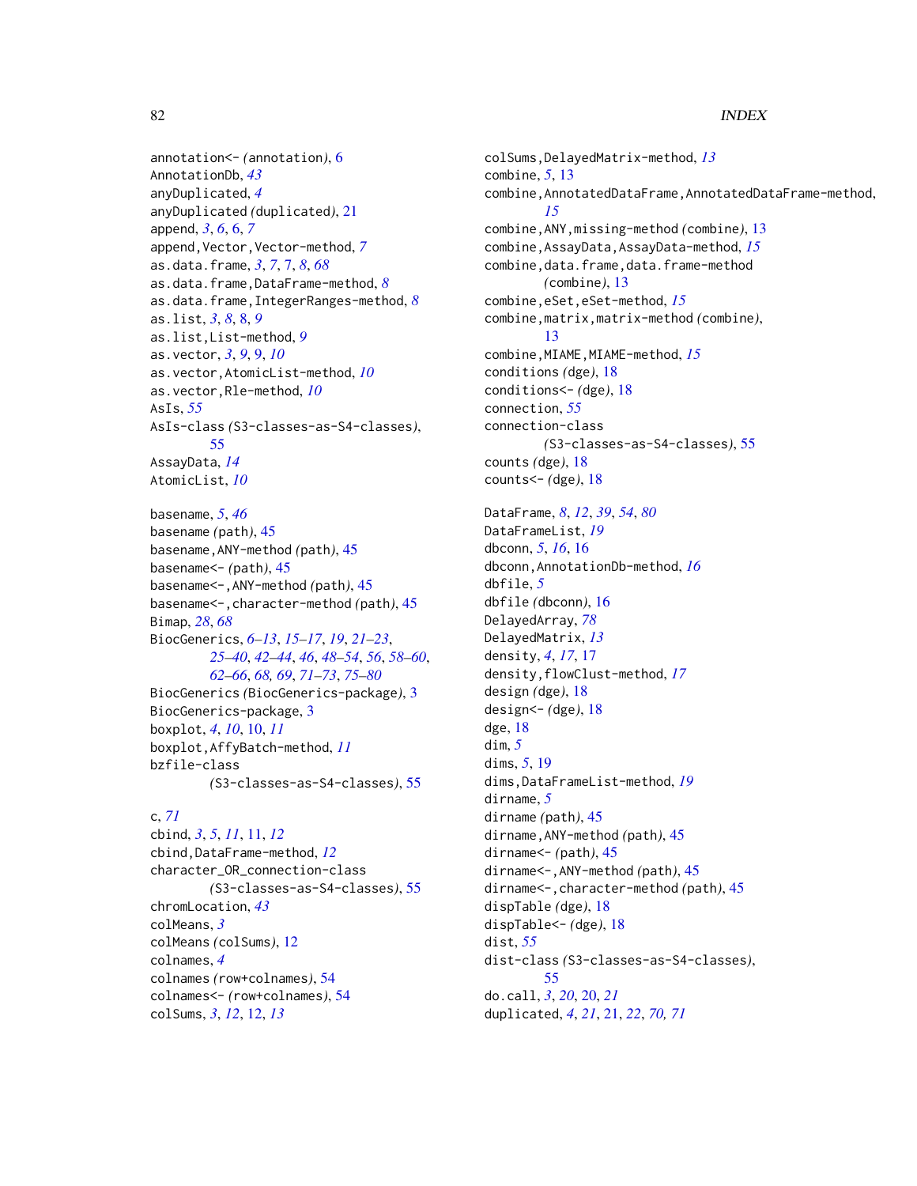annotation<- *(annotation)*, 6
AnnotationDb, *43*
anyDuplicated, *4*
anyDuplicated *(duplicated)*, 21
append, *3*, *6*, 6, *7*
append,Vector,Vector-method, *7*
as.data.frame, *3*, *7*, 7, *8*, *68*
as.data.frame,DataFrame-method, *8*
as.data.frame,IntegerRanges-method, *8*
as.list, *3*, *8*, 8, *9*
as.list,List-method, *9*
as.vector, *3*, *9*, 9, *10*
as.vector,AtomicList-method, *10*
as.vector,Rle-method, *10*
AsIs, *55*
AsIs-class *(S3-classes-as-S4-classes)*, 55
AssayData, *14*
AtomicList, *10*

basename, *5*, *46*
basename *(path)*, 45
basename,ANY-method *(path)*, 45
basename<- *(path)*, 45
basename<-,ANY-method *(path)*, 45
basename<-,character-method *(path)*, 45
Bimap, *28*, *68*
BiocGenerics, *6–13*, *15–17*, *19*, *21–23*, *25–40*, *42–44*, *46*, *48–54*, *56*, *58–60*, *62–66*, *68, 69*, *71–73*, *75–80*
BiocGenerics *(BiocGenerics-package)*, 3
BiocGenerics-package, 3
boxplot, *4*, *10*, 10, *11*
boxplot,AffyBatch-method, *11*
bzfile-class *(S3-classes-as-S4-classes)*, 55

c, *71*
cbind, *3*, *5*, *11*, 11, *12*
cbind,DataFrame-method, *12*
character_OR_connection-class *(S3-classes-as-S4-classes)*, 55
chromLocation, *43*
colMeans, *3*
colMeans *(colSums)*, 12
colnames, *4*
colnames *(row+colnames)*, 54
colnames<- *(row+colnames)*, 54
colSums, *3*, *12*, 12, *13*
colSums,DelayedMatrix-method, *13*
combine, *5*, 13
combine,AnnotatedDataFrame,AnnotatedDataFrame-method, *15*
combine,ANY,missing-method *(combine)*, 13
combine,AssayData,AssayData-method, *15*
combine,data.frame,data.frame-method *(combine)*, 13
combine,eSet,eSet-method, *15*
combine,matrix,matrix-method *(combine)*, 13
combine,MIAME,MIAME-method, *15*
conditions *(dge)*, 18
conditions<- *(dge)*, 18
connection, *55*
connection-class *(S3-classes-as-S4-classes)*, 55
counts *(dge)*, 18
counts<- *(dge)*, 18

DataFrame, *8*, *12*, *39*, *54*, *80*
DataFrameList, *19*
dbconn, *5*, *16*, 16
dbconn,AnnotationDb-method, *16*
dbfile, *5*
dbfile *(dbconn)*, 16
DelayedArray, *78*
DelayedMatrix, *13*
density, *4*, *17*, 17
density,flowClust-method, *17*
design *(dge)*, 18
design<- *(dge)*, 18
dge, 18
dim, *5*
dims, *5*, 19
dims,DataFrameList-method, *19*
dirname, *5*
dirname *(path)*, 45
dirname,ANY-method *(path)*, 45
dirname<- *(path)*, 45
dirname<-,ANY-method *(path)*, 45
dirname<-,character-method *(path)*, 45
dispTable *(dge)*, 18
dispTable<- *(dge)*, 18
dist, *55*
dist-class *(S3-classes-as-S4-classes)*, 55
do.call, *3*, *20*, 20, *21*
duplicated, *4*, *21*, 21, *22*, *70, 71*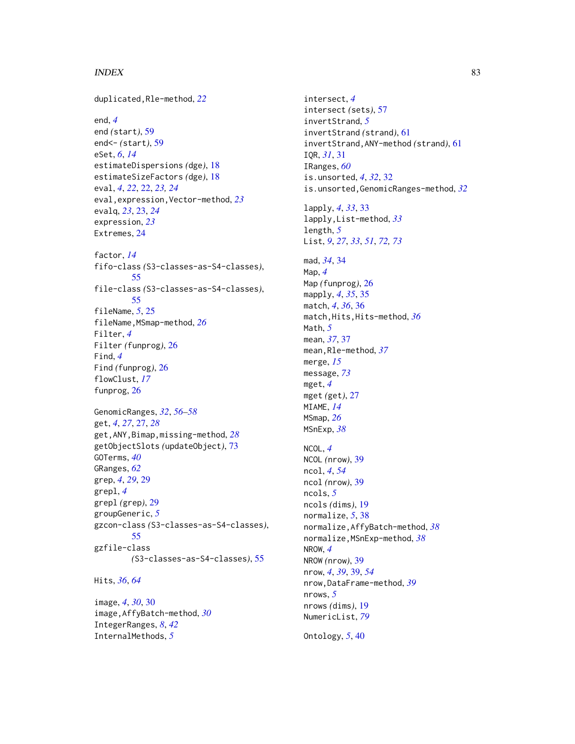duplicated,Rle-method, *22*

end, *4*
end *(start)*, 59
end<- *(start)*, 59
eSet, *6*, *14*
estimateDispersions *(dge)*, 18
estimateSizeFactors *(dge)*, 18
eval, *4*, *22*, 22, *23, 24*
eval,expression,Vector-method, *23*
evalq, *23*, 23, *24*
expression, *23*
Extremes, 24

factor, *14*
fifo-class *(S3-classes-as-S4-classes)*, 55
file-class *(S3-classes-as-S4-classes)*, 55
fileName, *5*, 25
fileName,MSmap-method, *26*
Filter, *4*
Filter *(funprog)*, 26
Find, *4*
Find *(funprog)*, 26
flowClust, *17*
funprog, 26

GenomicRanges, *32*, *56–58*
get, *4*, *27*, 27, *28*
get,ANY,Bimap,missing-method, *28*
getObjectSlots *(updateObject)*, 73
GOTerms, *40*
GRanges, *62*
grep, *4*, *29*, 29
grepl, *4*
grepl *(grep)*, 29
groupGeneric, *5*
gzcon-class *(S3-classes-as-S4-classes)*, 55
gzfile-class *(S3-classes-as-S4-classes)*, 55

Hits, *36*, *64*

image, *4*, *30*, 30
image,AffyBatch-method, *30*
IntegerRanges, *8*, *42*
InternalMethods, *5*
intersect, *4*
intersect *(sets)*, 57
invertStrand, *5*
invertStrand *(strand)*, 61
invertStrand,ANY-method *(strand)*, 61
IQR, *31*, 31
IRanges, *60*
is.unsorted, *4*, *32*, 32
is.unsorted,GenomicRanges-method, *32*

lapply, *4*, *33*, 33
lapply,List-method, *33*
length, *5*
List, *9*, *27*, *33*, *51*, *72, 73*

mad, *34*, 34
Map, *4*
Map *(funprog)*, 26
mapply, *4*, *35*, 35
match, *4*, *36*, 36
match,Hits,Hits-method, *36*
Math, *5*
mean, *37*, 37
mean,Rle-method, *37*
merge, *15*
message, *73*
mget, *4*
mget *(get)*, 27
MIAME, *14*
MSmap, *26*
MSnExp, *38*

NCOL, *4*
NCOL *(nrow)*, 39
ncol, *4*, *54*
ncol *(nrow)*, 39
ncols, *5*
ncols *(dims)*, 19
normalize, *5*, 38
normalize,AffyBatch-method, *38*
normalize,MSnExp-method, *38*
NROW, *4*
NROW *(nrow)*, 39
nrow, *4*, *39*, 39, *54*
nrow,DataFrame-method, *39*
nrows, *5*
nrows *(dims)*, 19
NumericList, *79*

Ontology, *5*, 40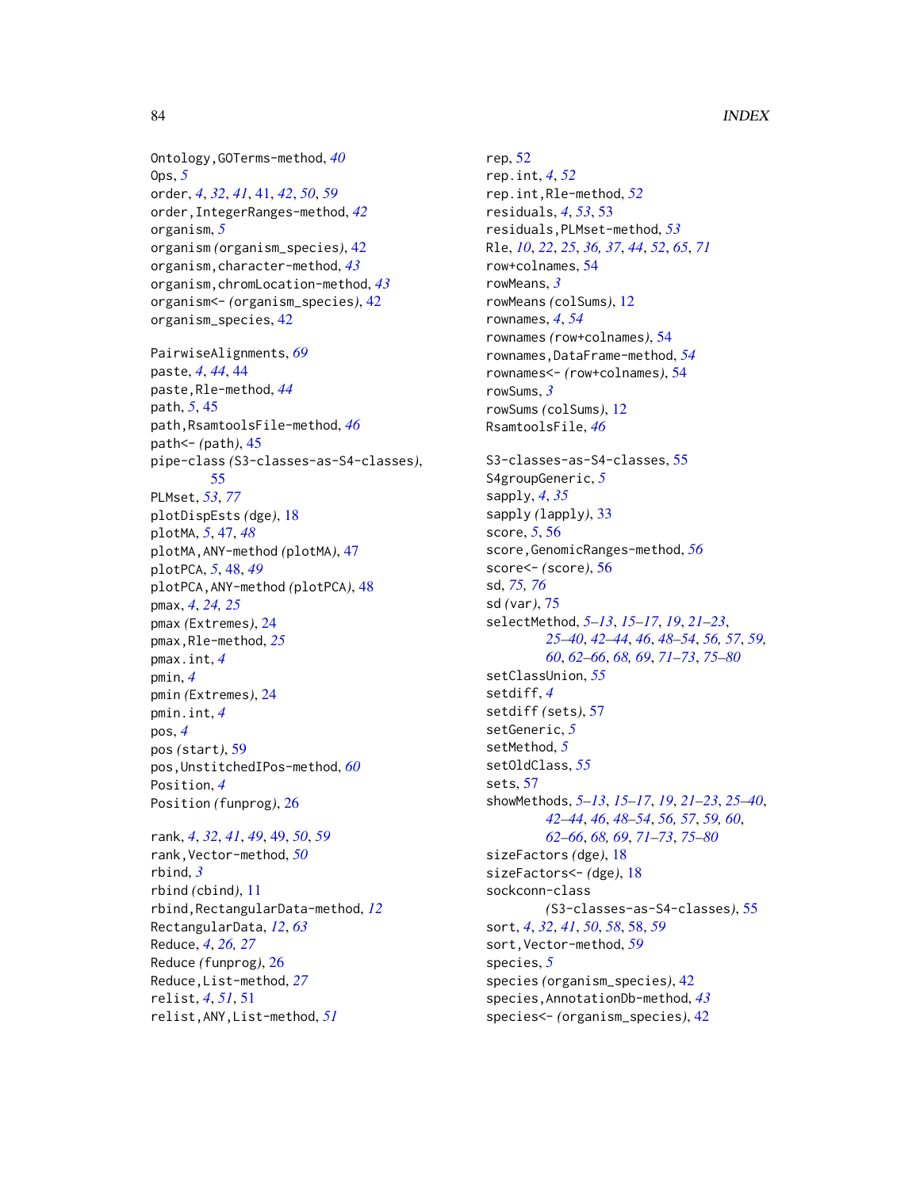Ontology,GOTerms-method, *40*
Ops, *5*
order, *4*, *32*, *41*, 41, *42*, *50*, *59*
order,IntegerRanges-method, *42*
organism, *5*
organism *(*organism_species*)*, 42
organism,character-method, *43*
organism,chromLocation-method, *43*
organism<- *(*organism_species*)*, 42
organism_species, 42

PairwiseAlignments, *69*
paste, *4*, *44*, 44
paste,Rle-method, *44*
path, *5*, 45
path,RsamtoolsFile-method, *46*
path<- *(*path*)*, 45
pipe-class *(*S3-classes-as-S4-classes*)*, 55
PLMset, *53*, *77*
plotDispEsts *(*dge*)*, 18
plotMA, *5*, 47, *48*
plotMA,ANY-method *(*plotMA*)*, 47
plotPCA, *5*, 48, *49*
plotPCA,ANY-method *(*plotPCA*)*, 48
pmax, *4*, *24, 25*
pmax *(*Extremes*)*, 24
pmax,Rle-method, *25*
pmax.int, *4*
pmin, *4*
pmin *(*Extremes*)*, 24
pmin.int, *4*
pos, *4*
pos *(*start*)*, 59
pos,UnstitchedIPos-method, *60*
Position, *4*
Position *(*funprog*)*, 26

rank, *4*, *32*, *41*, *49*, 49, *50*, *59*
rank,Vector-method, *50*
rbind, *3*
rbind *(*cbind*)*, 11
rbind,RectangularData-method, *12*
RectangularData, *12*, *63*
Reduce, *4*, *26, 27*
Reduce *(*funprog*)*, 26
Reduce,List-method, *27*
relist, *4*, *51*, 51
relist,ANY,List-method, *51*

rep, 52
rep.int, *4*, *52*
rep.int,Rle-method, *52*
residuals, *4*, *53*, 53
residuals,PLMset-method, *53*
Rle, *10*, *22*, *25*, *36, 37*, *44*, *52*, *65*, *71*
row+colnames, 54
rowMeans, *3*
rowMeans *(*colSums*)*, 12
rownames, *4*, *54*
rownames *(*row+colnames*)*, 54
rownames,DataFrame-method, *54*
rownames<- *(*row+colnames*)*, 54
rowSums, *3*
rowSums *(*colSums*)*, 12
RsamtoolsFile, *46*

S3-classes-as-S4-classes, 55
S4groupGeneric, *5*
sapply, *4*, *35*
sapply *(*lapply*)*, 33
score, *5*, 56
score,GenomicRanges-method, *56*
score<- *(*score*)*, 56
sd, *75, 76*
sd *(*var*)*, 75
selectMethod, *5–13*, *15–17*, *19*, *21–23*, *25–40*, *42–44*, *46*, *48–54*, *56, 57*, *59, 60*, *62–66*, *68, 69*, *71–73*, *75–80*
setClassUnion, *55*
setdiff, *4*
setdiff *(*sets*)*, 57
setGeneric, *5*
setMethod, *5*
setOldClass, *55*
sets, 57
showMethods, *5–13*, *15–17*, *19*, *21–23*, *25–40*, *42–44*, *46*, *48–54*, *56, 57*, *59, 60*, *62–66*, *68, 69*, *71–73*, *75–80*
sizeFactors *(*dge*)*, 18
sizeFactors<- *(*dge*)*, 18
sockconn-class *(*S3-classes-as-S4-classes*)*, 55
sort, *4*, *32*, *41*, *50*, *58*, 58, *59*
sort,Vector-method, *59*
species, *5*
species *(*organism_species*)*, 42
species,AnnotationDb-method, *43*
species<- *(*organism_species*)*, 42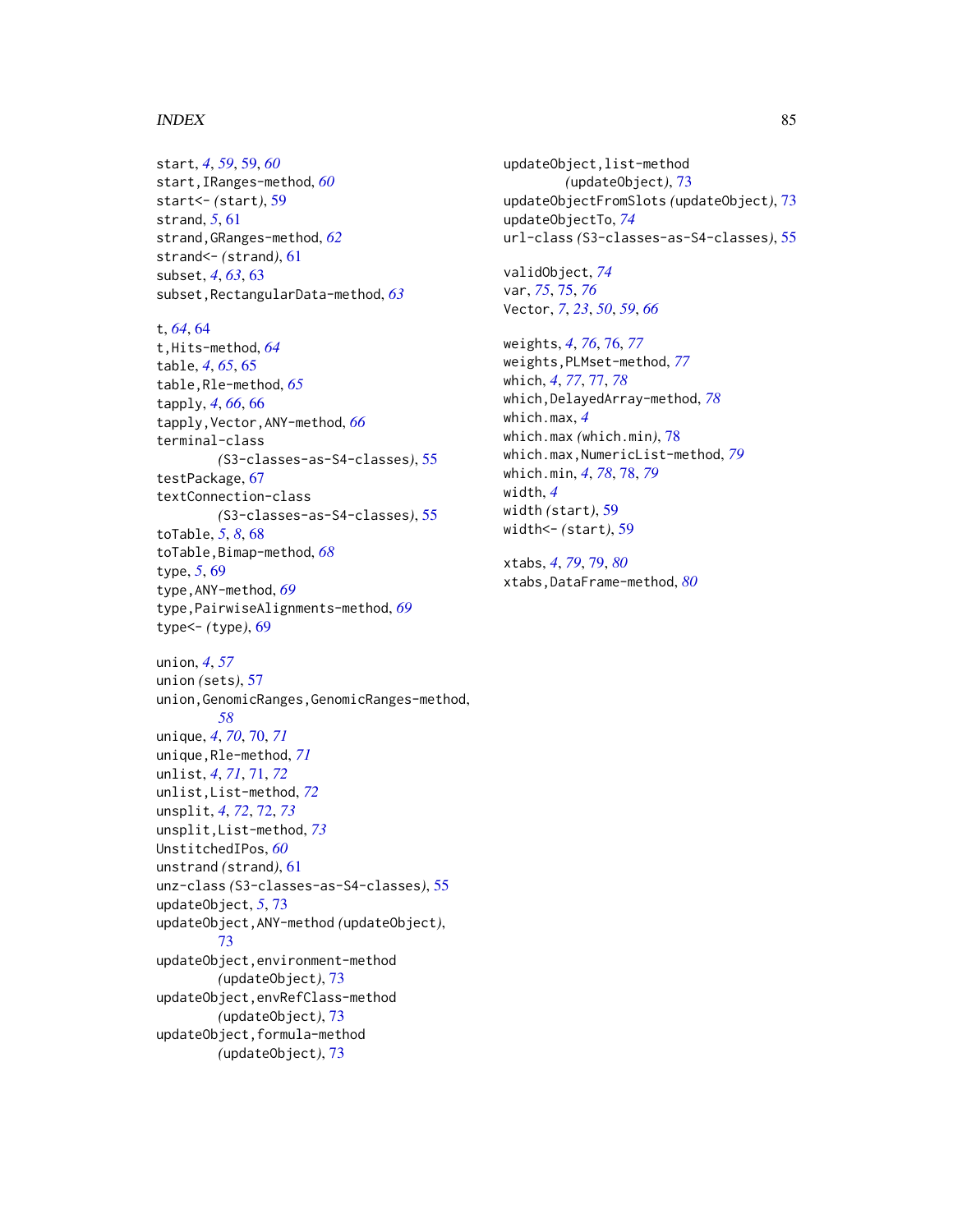start, *4*, *59*, 59, *60*
start,IRanges-method, *60*
start<- *(start)*, 59
strand, *5*, 61
strand,GRanges-method, *62*
strand<- *(strand)*, 61
subset, *4*, *63*, 63
subset,RectangularData-method, *63*

t, *64*, 64
t,Hits-method, *64*
table, *4*, *65*, 65
table,Rle-method, *65*
tapply, *4*, *66*, 66
tapply,Vector,ANY-method, *66*
terminal-class *(S3-classes-as-S4-classes)*, 55
testPackage, 67
textConnection-class *(S3-classes-as-S4-classes)*, 55
toTable, *5*, *8*, 68
toTable,Bimap-method, *68*
type, *5*, 69
type,ANY-method, *69*
type,PairwiseAlignments-method, *69*
type<- *(type)*, 69

union, *4*, *57*
union *(sets)*, 57
union,GenomicRanges,GenomicRanges-method, *58*
unique, *4*, *70*, 70, *71*
unique,Rle-method, *71*
unlist, *4*, *71*, 71, *72*
unlist,List-method, *72*
unsplit, *4*, *72*, 72, *73*
unsplit,List-method, *73*
UnstitchedIPos, *60*
unstrand *(strand)*, 61
unz-class *(S3-classes-as-S4-classes)*, 55
updateObject, *5*, 73
updateObject,ANY-method *(updateObject)*, 73
updateObject,environment-method *(updateObject)*, 73
updateObject,envRefClass-method *(updateObject)*, 73
updateObject,formula-method *(updateObject)*, 73
updateObject,list-method *(updateObject)*, 73
updateObjectFromSlots *(updateObject)*, 73
updateObjectTo, *74*
url-class *(S3-classes-as-S4-classes)*, 55

validObject, *74*
var, *75*, 75, *76*
Vector, *7*, *23*, *50*, *59*, *66*

weights, *4*, *76*, 76, *77*
weights,PLMset-method, *77*
which, *4*, *77*, 77, *78*
which,DelayedArray-method, *78*
which.max, *4*
which.max *(which.min)*, 78
which.max,NumericList-method, *79*
which.min, *4*, *78*, 78, *79*
width, *4*
width *(start)*, 59
width<- *(start)*, 59

xtabs, *4*, *79*, 79, *80*
xtabs,DataFrame-method, *80*